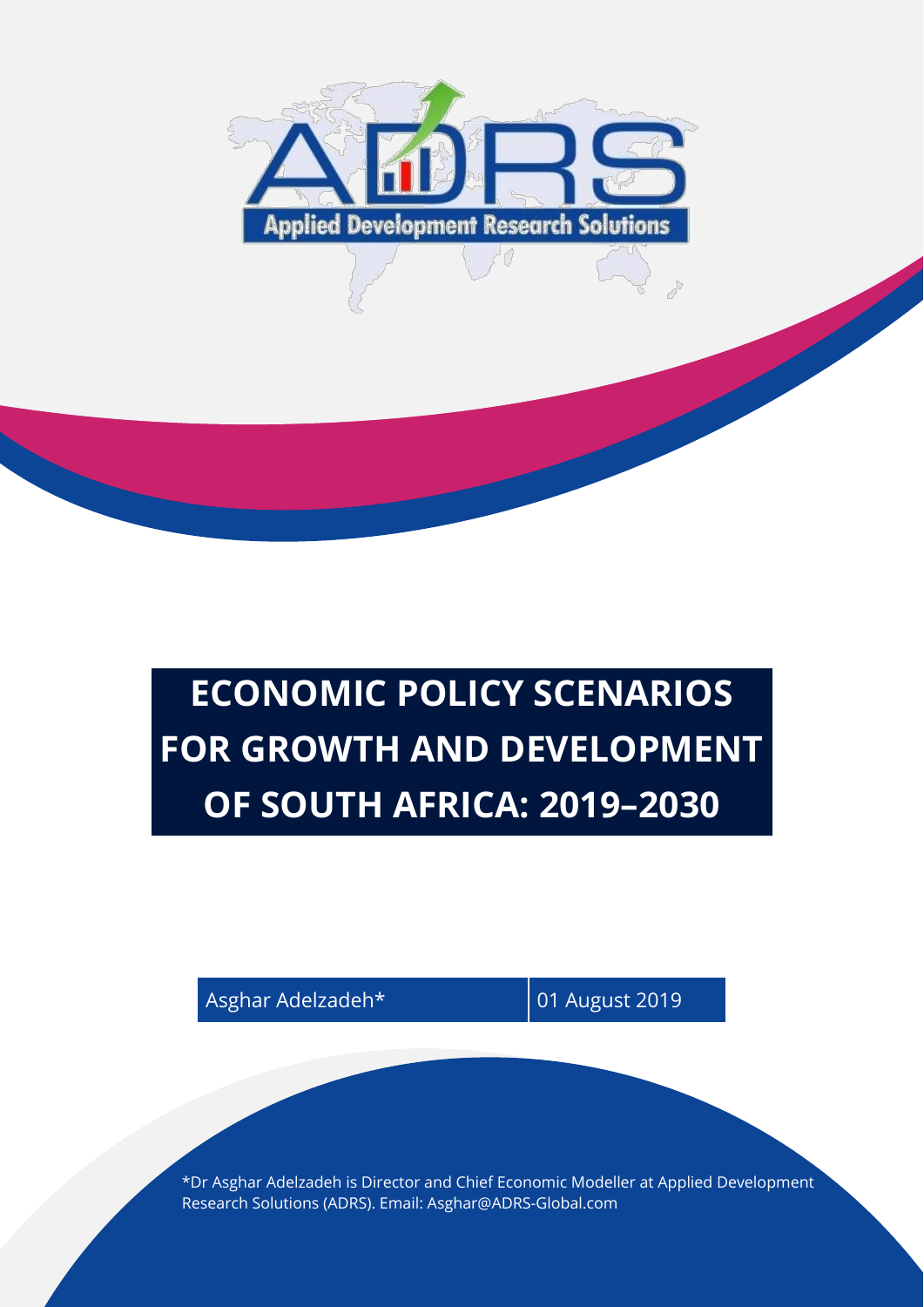Applied Development Research Solutions

# ECONOMIC POLICY SCENARIOS FOR GROWTH AND DEVELOPMENT OF SOUTH AFRICA: 2019–2030

Asghar Adelzadeh*

01 August 2019

*Dr Asghar Adelzadeh is Director and Chief Economic Modeller at Applied Development Research Solutions (ADRS). Email: Asghar@ADRS-Global.com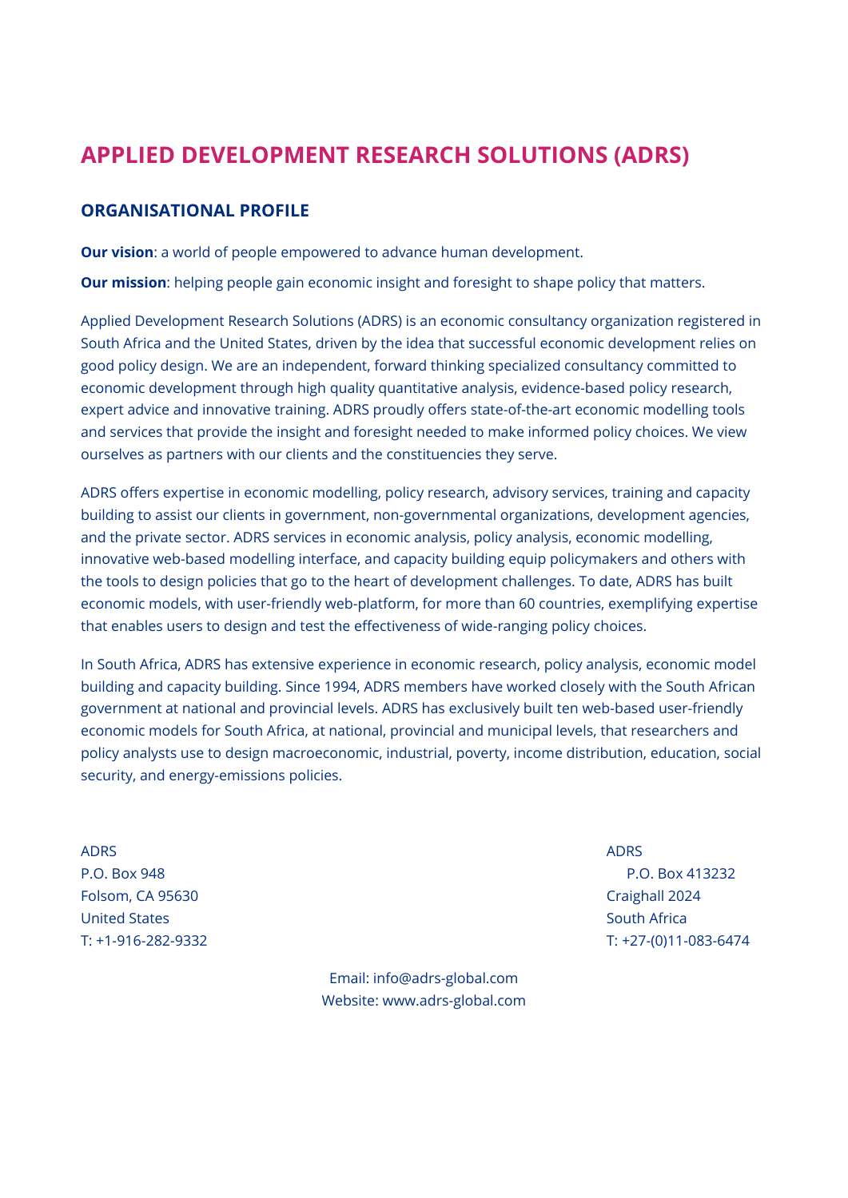# APPLIED DEVELOPMENT RESEARCH SOLUTIONS (ADRS)

## ORGANISATIONAL PROFILE

**Our vision**: a world of people empowered to advance human development.

**Our mission**: helping people gain economic insight and foresight to shape policy that matters.

Applied Development Research Solutions (ADRS) is an economic consultancy organization registered in South Africa and the United States, driven by the idea that successful economic development relies on good policy design. We are an independent, forward thinking specialized consultancy committed to economic development through high quality quantitative analysis, evidence-based policy research, expert advice and innovative training. ADRS proudly offers state-of-the-art economic modelling tools and services that provide the insight and foresight needed to make informed policy choices. We view ourselves as partners with our clients and the constituencies they serve.

ADRS offers expertise in economic modelling, policy research, advisory services, training and capacity building to assist our clients in government, non-governmental organizations, development agencies, and the private sector. ADRS services in economic analysis, policy analysis, economic modelling, innovative web-based modelling interface, and capacity building equip policymakers and others with the tools to design policies that go to the heart of development challenges. To date, ADRS has built economic models, with user-friendly web-platform, for more than 60 countries, exemplifying expertise that enables users to design and test the effectiveness of wide-ranging policy choices.

In South Africa, ADRS has extensive experience in economic research, policy analysis, economic model building and capacity building. Since 1994, ADRS members have worked closely with the South African government at national and provincial levels. ADRS has exclusively built ten web-based user-friendly economic models for South Africa, at national, provincial and municipal levels, that researchers and policy analysts use to design macroeconomic, industrial, poverty, income distribution, education, social security, and energy-emissions policies.

ADRS
P.O. Box 948
Folsom, CA 95630
United States
T: +1-916-282-9332

ADRS
P.O. Box 413232
Craighall 2024
South Africa
T: +27-(0)11-083-6474

Email: info@adrs-global.com
Website: www.adrs-global.com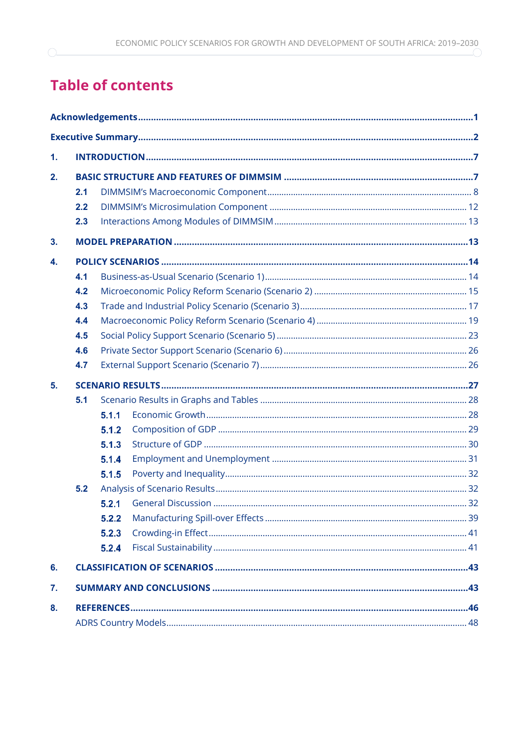# Table of contents

**Acknowledgements** .......... **1**

**Executive Summary** .......... **2**

**1. INTRODUCTION** .......... **7**

**2. BASIC STRUCTURE AND FEATURES OF DIMMSIM** .......... **7**

- **2.1** DIMMSIM's Macroeconomic Component .......... 8
- **2.2** DIMMSIM's Microsimulation Component .......... 12
- **2.3** Interactions Among Modules of DIMMSIM .......... 13

**3. MODEL PREPARATION** .......... **13**

**4. POLICY SCENARIOS** .......... **14**

- **4.1** Business-as-Usual Scenario (Scenario 1) .......... 14
- **4.2** Microeconomic Policy Reform Scenario (Scenario 2) .......... 15
- **4.3** Trade and Industrial Policy Scenario (Scenario 3) .......... 17
- **4.4** Macroeconomic Policy Reform Scenario (Scenario 4) .......... 19
- **4.5** Social Policy Support Scenario (Scenario 5) .......... 23
- **4.6** Private Sector Support Scenario (Scenario 6) .......... 26
- **4.7** External Support Scenario (Scenario 7) .......... 26

**5. SCENARIO RESULTS** .......... **27**

- **5.1** Scenario Results in Graphs and Tables .......... 28
  - **5.1.1** Economic Growth .......... 28
  - **5.1.2** Composition of GDP .......... 29
  - **5.1.3** Structure of GDP .......... 30
  - **5.1.4** Employment and Unemployment .......... 31
  - **5.1.5** Poverty and Inequality .......... 32
- **5.2** Analysis of Scenario Results .......... 32
  - **5.2.1** General Discussion .......... 32
  - **5.2.2** Manufacturing Spill-over Effects .......... 39
  - **5.2.3** Crowding-in Effect .......... 41
  - **5.2.4** Fiscal Sustainability .......... 41

**6. CLASSIFICATION OF SCENARIOS** .......... **43**

**7. SUMMARY AND CONCLUSIONS** .......... **43**

**8. REFERENCES** .......... **46**

ADRS Country Models .......... 48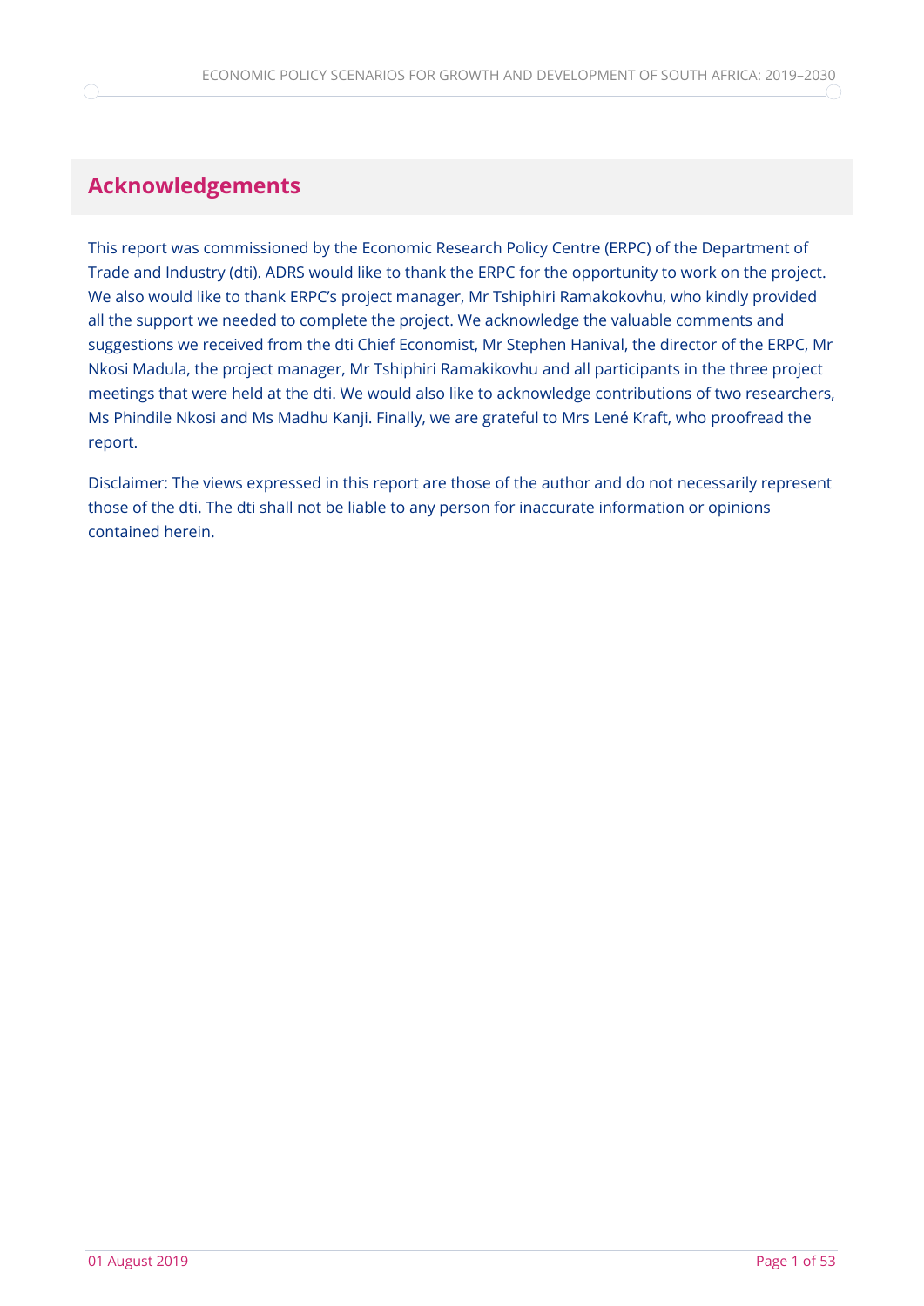## Acknowledgements

This report was commissioned by the Economic Research Policy Centre (ERPC) of the Department of Trade and Industry (dti). ADRS would like to thank the ERPC for the opportunity to work on the project. We also would like to thank ERPC's project manager, Mr Tshiphiri Ramakokovhu, who kindly provided all the support we needed to complete the project. We acknowledge the valuable comments and suggestions we received from the dti Chief Economist, Mr Stephen Hanival, the director of the ERPC, Mr Nkosi Madula, the project manager, Mr Tshiphiri Ramakikovhu and all participants in the three project meetings that were held at the dti. We would also like to acknowledge contributions of two researchers, Ms Phindile Nkosi and Ms Madhu Kanji. Finally, we are grateful to Mrs Lené Kraft, who proofread the report.

Disclaimer: The views expressed in this report are those of the author and do not necessarily represent those of the dti. The dti shall not be liable to any person for inaccurate information or opinions contained herein.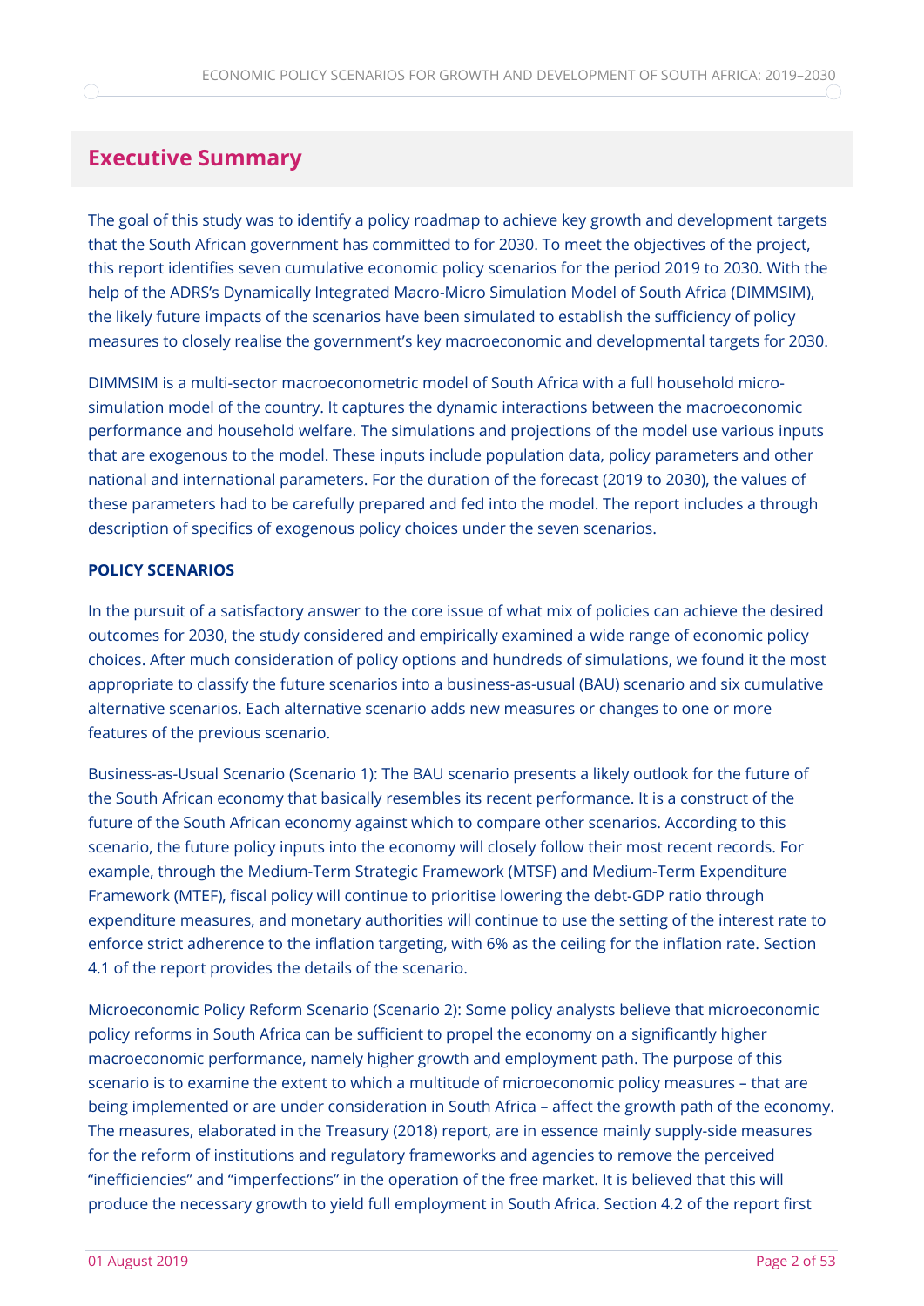## Executive Summary

The goal of this study was to identify a policy roadmap to achieve key growth and development targets that the South African government has committed to for 2030. To meet the objectives of the project, this report identifies seven cumulative economic policy scenarios for the period 2019 to 2030. With the help of the ADRS's Dynamically Integrated Macro-Micro Simulation Model of South Africa (DIMMSIM), the likely future impacts of the scenarios have been simulated to establish the sufficiency of policy measures to closely realise the government's key macroeconomic and developmental targets for 2030.

DIMMSIM is a multi-sector macroeconometric model of South Africa with a full household micro-simulation model of the country. It captures the dynamic interactions between the macroeconomic performance and household welfare. The simulations and projections of the model use various inputs that are exogenous to the model. These inputs include population data, policy parameters and other national and international parameters. For the duration of the forecast (2019 to 2030), the values of these parameters had to be carefully prepared and fed into the model. The report includes a through description of specifics of exogenous policy choices under the seven scenarios.

**POLICY SCENARIOS**

In the pursuit of a satisfactory answer to the core issue of what mix of policies can achieve the desired outcomes for 2030, the study considered and empirically examined a wide range of economic policy choices. After much consideration of policy options and hundreds of simulations, we found it the most appropriate to classify the future scenarios into a business-as-usual (BAU) scenario and six cumulative alternative scenarios. Each alternative scenario adds new measures or changes to one or more features of the previous scenario.

Business-as-Usual Scenario (Scenario 1): The BAU scenario presents a likely outlook for the future of the South African economy that basically resembles its recent performance. It is a construct of the future of the South African economy against which to compare other scenarios. According to this scenario, the future policy inputs into the economy will closely follow their most recent records. For example, through the Medium-Term Strategic Framework (MTSF) and Medium-Term Expenditure Framework (MTEF), fiscal policy will continue to prioritise lowering the debt-GDP ratio through expenditure measures, and monetary authorities will continue to use the setting of the interest rate to enforce strict adherence to the inflation targeting, with 6% as the ceiling for the inflation rate. Section 4.1 of the report provides the details of the scenario.

Microeconomic Policy Reform Scenario (Scenario 2): Some policy analysts believe that microeconomic policy reforms in South Africa can be sufficient to propel the economy on a significantly higher macroeconomic performance, namely higher growth and employment path. The purpose of this scenario is to examine the extent to which a multitude of microeconomic policy measures – that are being implemented or are under consideration in South Africa – affect the growth path of the economy. The measures, elaborated in the Treasury (2018) report, are in essence mainly supply-side measures for the reform of institutions and regulatory frameworks and agencies to remove the perceived "inefficiencies" and "imperfections" in the operation of the free market. It is believed that this will produce the necessary growth to yield full employment in South Africa. Section 4.2 of the report first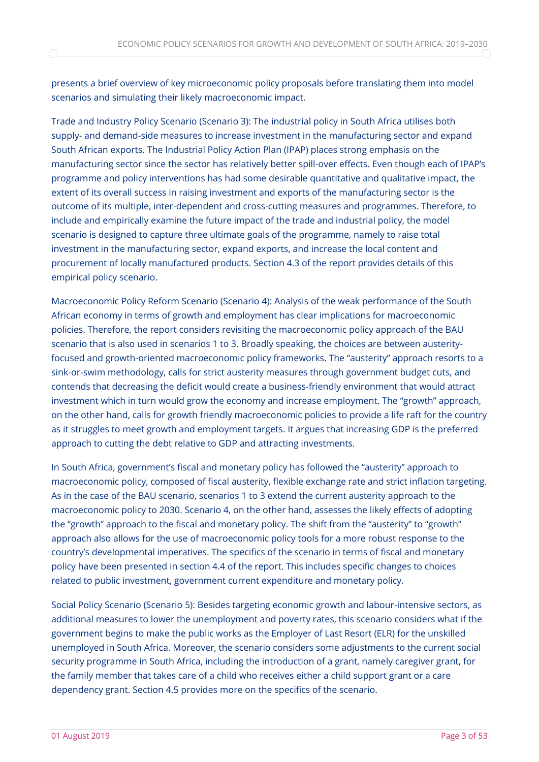presents a brief overview of key microeconomic policy proposals before translating them into model scenarios and simulating their likely macroeconomic impact.

Trade and Industry Policy Scenario (Scenario 3): The industrial policy in South Africa utilises both supply- and demand-side measures to increase investment in the manufacturing sector and expand South African exports. The Industrial Policy Action Plan (IPAP) places strong emphasis on the manufacturing sector since the sector has relatively better spill-over effects. Even though each of IPAP's programme and policy interventions has had some desirable quantitative and qualitative impact, the extent of its overall success in raising investment and exports of the manufacturing sector is the outcome of its multiple, inter-dependent and cross-cutting measures and programmes. Therefore, to include and empirically examine the future impact of the trade and industrial policy, the model scenario is designed to capture three ultimate goals of the programme, namely to raise total investment in the manufacturing sector, expand exports, and increase the local content and procurement of locally manufactured products. Section 4.3 of the report provides details of this empirical policy scenario.

Macroeconomic Policy Reform Scenario (Scenario 4): Analysis of the weak performance of the South African economy in terms of growth and employment has clear implications for macroeconomic policies. Therefore, the report considers revisiting the macroeconomic policy approach of the BAU scenario that is also used in scenarios 1 to 3. Broadly speaking, the choices are between austerity-focused and growth-oriented macroeconomic policy frameworks. The "austerity" approach resorts to a sink-or-swim methodology, calls for strict austerity measures through government budget cuts, and contends that decreasing the deficit would create a business-friendly environment that would attract investment which in turn would grow the economy and increase employment. The "growth" approach, on the other hand, calls for growth friendly macroeconomic policies to provide a life raft for the country as it struggles to meet growth and employment targets. It argues that increasing GDP is the preferred approach to cutting the debt relative to GDP and attracting investments.

In South Africa, government's fiscal and monetary policy has followed the "austerity" approach to macroeconomic policy, composed of fiscal austerity, flexible exchange rate and strict inflation targeting. As in the case of the BAU scenario, scenarios 1 to 3 extend the current austerity approach to the macroeconomic policy to 2030. Scenario 4, on the other hand, assesses the likely effects of adopting the "growth" approach to the fiscal and monetary policy. The shift from the "austerity" to "growth" approach also allows for the use of macroeconomic policy tools for a more robust response to the country's developmental imperatives. The specifics of the scenario in terms of fiscal and monetary policy have been presented in section 4.4 of the report. This includes specific changes to choices related to public investment, government current expenditure and monetary policy.

Social Policy Scenario (Scenario 5): Besides targeting economic growth and labour-intensive sectors, as additional measures to lower the unemployment and poverty rates, this scenario considers what if the government begins to make the public works as the Employer of Last Resort (ELR) for the unskilled unemployed in South Africa. Moreover, the scenario considers some adjustments to the current social security programme in South Africa, including the introduction of a grant, namely caregiver grant, for the family member that takes care of a child who receives either a child support grant or a care dependency grant. Section 4.5 provides more on the specifics of the scenario.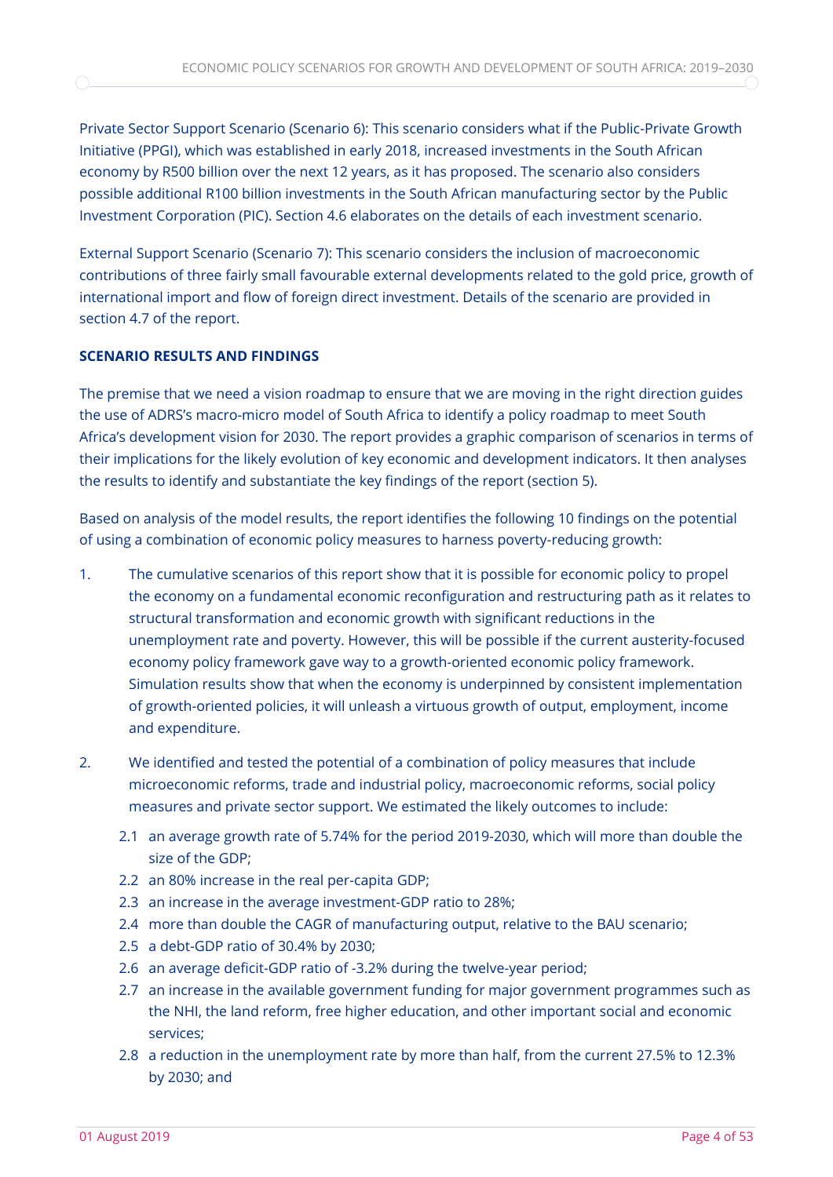Private Sector Support Scenario (Scenario 6): This scenario considers what if the Public-Private Growth Initiative (PPGI), which was established in early 2018, increased investments in the South African economy by R500 billion over the next 12 years, as it has proposed. The scenario also considers possible additional R100 billion investments in the South African manufacturing sector by the Public Investment Corporation (PIC). Section 4.6 elaborates on the details of each investment scenario.

External Support Scenario (Scenario 7): This scenario considers the inclusion of macroeconomic contributions of three fairly small favourable external developments related to the gold price, growth of international import and flow of foreign direct investment. Details of the scenario are provided in section 4.7 of the report.

**SCENARIO RESULTS AND FINDINGS**

The premise that we need a vision roadmap to ensure that we are moving in the right direction guides the use of ADRS's macro-micro model of South Africa to identify a policy roadmap to meet South Africa's development vision for 2030. The report provides a graphic comparison of scenarios in terms of their implications for the likely evolution of key economic and development indicators. It then analyses the results to identify and substantiate the key findings of the report (section 5).

Based on analysis of the model results, the report identifies the following 10 findings on the potential of using a combination of economic policy measures to harness poverty-reducing growth:

1. The cumulative scenarios of this report show that it is possible for economic policy to propel the economy on a fundamental economic reconfiguration and restructuring path as it relates to structural transformation and economic growth with significant reductions in the unemployment rate and poverty. However, this will be possible if the current austerity-focused economy policy framework gave way to a growth-oriented economic policy framework. Simulation results show that when the economy is underpinned by consistent implementation of growth-oriented policies, it will unleash a virtuous growth of output, employment, income and expenditure.

2. We identified and tested the potential of a combination of policy measures that include microeconomic reforms, trade and industrial policy, macroeconomic reforms, social policy measures and private sector support. We estimated the likely outcomes to include:
   - 2.1 an average growth rate of 5.74% for the period 2019-2030, which will more than double the size of the GDP;
   - 2.2 an 80% increase in the real per-capita GDP;
   - 2.3 an increase in the average investment-GDP ratio to 28%;
   - 2.4 more than double the CAGR of manufacturing output, relative to the BAU scenario;
   - 2.5 a debt-GDP ratio of 30.4% by 2030;
   - 2.6 an average deficit-GDP ratio of -3.2% during the twelve-year period;
   - 2.7 an increase in the available government funding for major government programmes such as the NHI, the land reform, free higher education, and other important social and economic services;
   - 2.8 a reduction in the unemployment rate by more than half, from the current 27.5% to 12.3% by 2030; and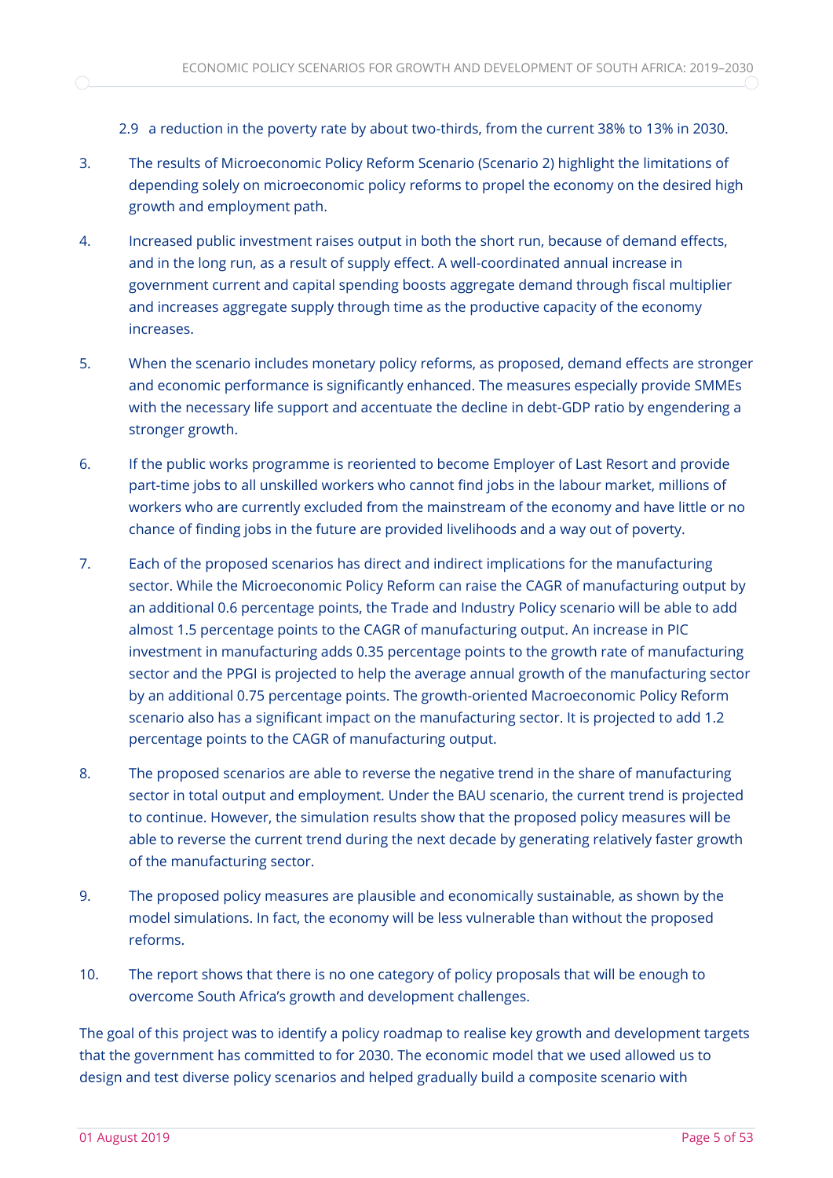2.9 a reduction in the poverty rate by about two-thirds, from the current 38% to 13% in 2030.

3. The results of Microeconomic Policy Reform Scenario (Scenario 2) highlight the limitations of depending solely on microeconomic policy reforms to propel the economy on the desired high growth and employment path.

4. Increased public investment raises output in both the short run, because of demand effects, and in the long run, as a result of supply effect. A well-coordinated annual increase in government current and capital spending boosts aggregate demand through fiscal multiplier and increases aggregate supply through time as the productive capacity of the economy increases.

5. When the scenario includes monetary policy reforms, as proposed, demand effects are stronger and economic performance is significantly enhanced. The measures especially provide SMMEs with the necessary life support and accentuate the decline in debt-GDP ratio by engendering a stronger growth.

6. If the public works programme is reoriented to become Employer of Last Resort and provide part-time jobs to all unskilled workers who cannot find jobs in the labour market, millions of workers who are currently excluded from the mainstream of the economy and have little or no chance of finding jobs in the future are provided livelihoods and a way out of poverty.

7. Each of the proposed scenarios has direct and indirect implications for the manufacturing sector. While the Microeconomic Policy Reform can raise the CAGR of manufacturing output by an additional 0.6 percentage points, the Trade and Industry Policy scenario will be able to add almost 1.5 percentage points to the CAGR of manufacturing output. An increase in PIC investment in manufacturing adds 0.35 percentage points to the growth rate of manufacturing sector and the PPGI is projected to help the average annual growth of the manufacturing sector by an additional 0.75 percentage points. The growth-oriented Macroeconomic Policy Reform scenario also has a significant impact on the manufacturing sector. It is projected to add 1.2 percentage points to the CAGR of manufacturing output.

8. The proposed scenarios are able to reverse the negative trend in the share of manufacturing sector in total output and employment. Under the BAU scenario, the current trend is projected to continue. However, the simulation results show that the proposed policy measures will be able to reverse the current trend during the next decade by generating relatively faster growth of the manufacturing sector.

9. The proposed policy measures are plausible and economically sustainable, as shown by the model simulations. In fact, the economy will be less vulnerable than without the proposed reforms.

10. The report shows that there is no one category of policy proposals that will be enough to overcome South Africa's growth and development challenges.

The goal of this project was to identify a policy roadmap to realise key growth and development targets that the government has committed to for 2030. The economic model that we used allowed us to design and test diverse policy scenarios and helped gradually build a composite scenario with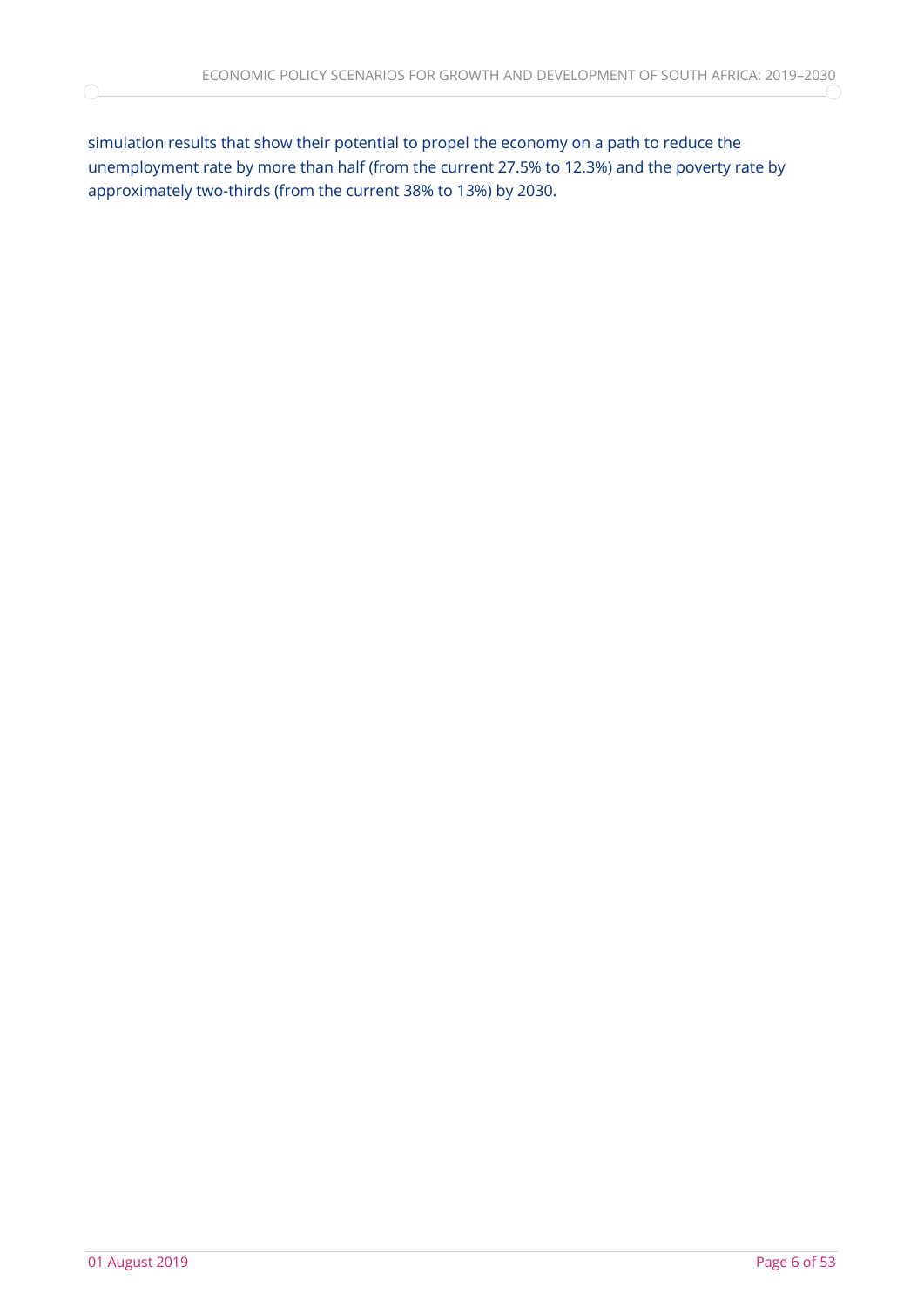simulation results that show their potential to propel the economy on a path to reduce the unemployment rate by more than half (from the current 27.5% to 12.3%) and the poverty rate by approximately two-thirds (from the current 38% to 13%) by 2030.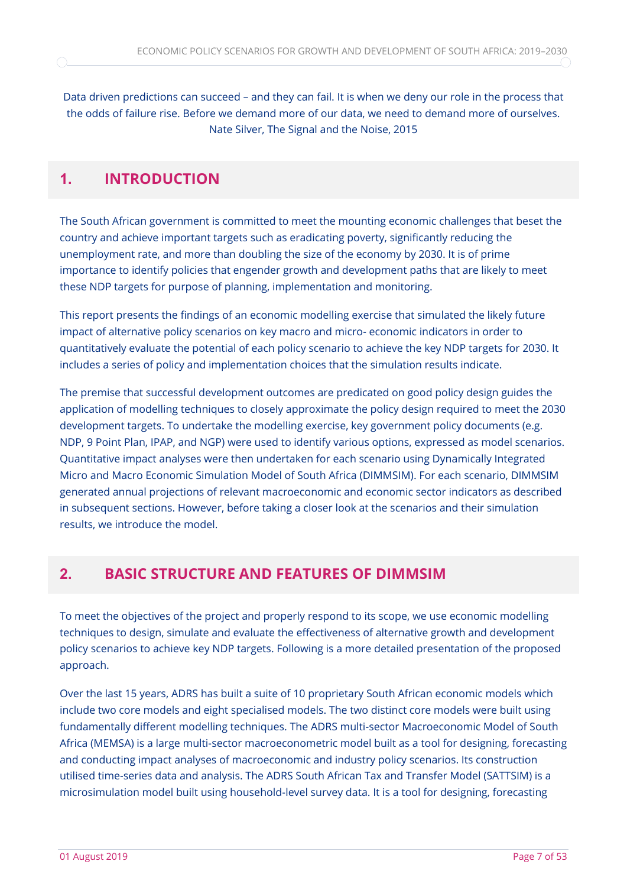Data driven predictions can succeed – and they can fail. It is when we deny our role in the process that the odds of failure rise. Before we demand more of our data, we need to demand more of ourselves.
Nate Silver, The Signal and the Noise, 2015

# 1. INTRODUCTION

The South African government is committed to meet the mounting economic challenges that beset the country and achieve important targets such as eradicating poverty, significantly reducing the unemployment rate, and more than doubling the size of the economy by 2030. It is of prime importance to identify policies that engender growth and development paths that are likely to meet these NDP targets for purpose of planning, implementation and monitoring.

This report presents the findings of an economic modelling exercise that simulated the likely future impact of alternative policy scenarios on key macro and micro- economic indicators in order to quantitatively evaluate the potential of each policy scenario to achieve the key NDP targets for 2030. It includes a series of policy and implementation choices that the simulation results indicate.

The premise that successful development outcomes are predicated on good policy design guides the application of modelling techniques to closely approximate the policy design required to meet the 2030 development targets. To undertake the modelling exercise, key government policy documents (e.g. NDP, 9 Point Plan, IPAP, and NGP) were used to identify various options, expressed as model scenarios. Quantitative impact analyses were then undertaken for each scenario using Dynamically Integrated Micro and Macro Economic Simulation Model of South Africa (DIMMSIM). For each scenario, DIMMSIM generated annual projections of relevant macroeconomic and economic sector indicators as described in subsequent sections. However, before taking a closer look at the scenarios and their simulation results, we introduce the model.

# 2. BASIC STRUCTURE AND FEATURES OF DIMMSIM

To meet the objectives of the project and properly respond to its scope, we use economic modelling techniques to design, simulate and evaluate the effectiveness of alternative growth and development policy scenarios to achieve key NDP targets. Following is a more detailed presentation of the proposed approach.

Over the last 15 years, ADRS has built a suite of 10 proprietary South African economic models which include two core models and eight specialised models. The two distinct core models were built using fundamentally different modelling techniques. The ADRS multi-sector Macroeconomic Model of South Africa (MEMSA) is a large multi-sector macroeconometric model built as a tool for designing, forecasting and conducting impact analyses of macroeconomic and industry policy scenarios. Its construction utilised time-series data and analysis. The ADRS South African Tax and Transfer Model (SATTSIM) is a microsimulation model built using household-level survey data. It is a tool for designing, forecasting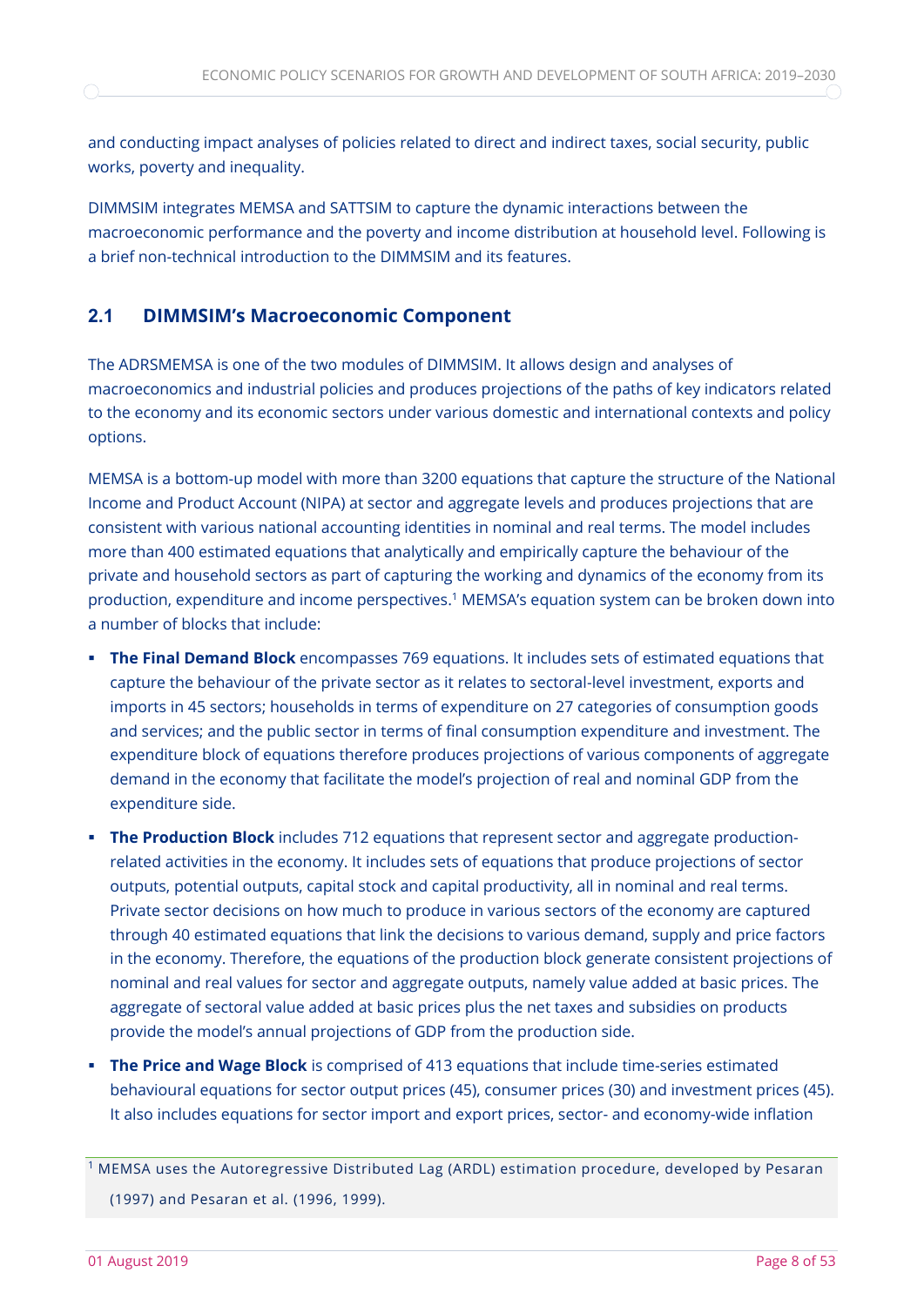and conducting impact analyses of policies related to direct and indirect taxes, social security, public works, poverty and inequality.

DIMMSIM integrates MEMSA and SATTSIM to capture the dynamic interactions between the macroeconomic performance and the poverty and income distribution at household level. Following is a brief non-technical introduction to the DIMMSIM and its features.

## 2.1 DIMMSIM's Macroeconomic Component

The ADRSMEMSA is one of the two modules of DIMMSIM. It allows design and analyses of macroeconomics and industrial policies and produces projections of the paths of key indicators related to the economy and its economic sectors under various domestic and international contexts and policy options.

MEMSA is a bottom-up model with more than 3200 equations that capture the structure of the National Income and Product Account (NIPA) at sector and aggregate levels and produces projections that are consistent with various national accounting identities in nominal and real terms. The model includes more than 400 estimated equations that analytically and empirically capture the behaviour of the private and household sectors as part of capturing the working and dynamics of the economy from its production, expenditure and income perspectives.[1] MEMSA's equation system can be broken down into a number of blocks that include:

- **The Final Demand Block** encompasses 769 equations. It includes sets of estimated equations that capture the behaviour of the private sector as it relates to sectoral-level investment, exports and imports in 45 sectors; households in terms of expenditure on 27 categories of consumption goods and services; and the public sector in terms of final consumption expenditure and investment. The expenditure block of equations therefore produces projections of various components of aggregate demand in the economy that facilitate the model's projection of real and nominal GDP from the expenditure side.
- **The Production Block** includes 712 equations that represent sector and aggregate production-related activities in the economy. It includes sets of equations that produce projections of sector outputs, potential outputs, capital stock and capital productivity, all in nominal and real terms. Private sector decisions on how much to produce in various sectors of the economy are captured through 40 estimated equations that link the decisions to various demand, supply and price factors in the economy. Therefore, the equations of the production block generate consistent projections of nominal and real values for sector and aggregate outputs, namely value added at basic prices. The aggregate of sectoral value added at basic prices plus the net taxes and subsidies on products provide the model's annual projections of GDP from the production side.
- **The Price and Wage Block** is comprised of 413 equations that include time-series estimated behavioural equations for sector output prices (45), consumer prices (30) and investment prices (45). It also includes equations for sector import and export prices, sector- and economy-wide inflation

[1] MEMSA uses the Autoregressive Distributed Lag (ARDL) estimation procedure, developed by Pesaran (1997) and Pesaran et al. (1996, 1999).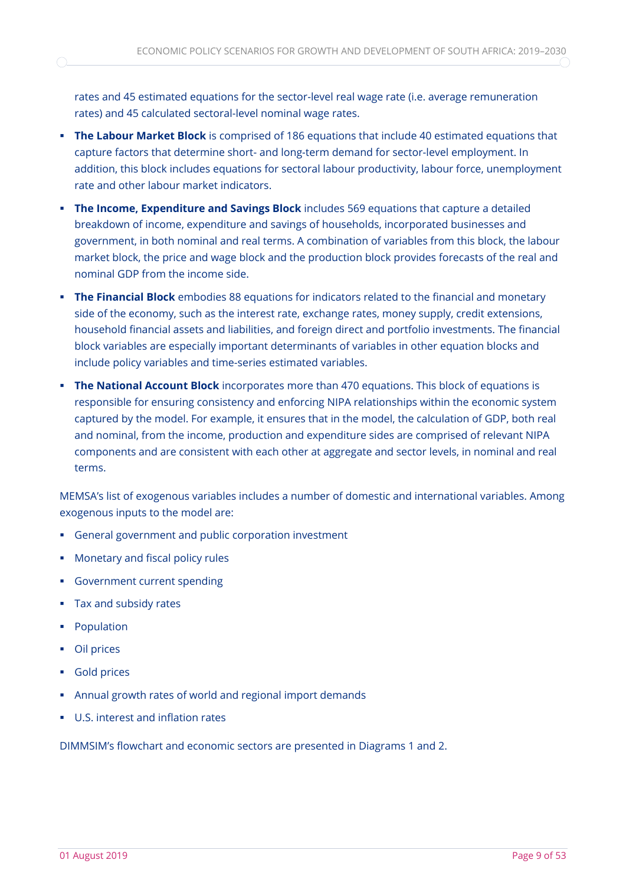rates and 45 estimated equations for the sector-level real wage rate (i.e. average remuneration rates) and 45 calculated sectoral-level nominal wage rates.

- **The Labour Market Block** is comprised of 186 equations that include 40 estimated equations that capture factors that determine short- and long-term demand for sector-level employment. In addition, this block includes equations for sectoral labour productivity, labour force, unemployment rate and other labour market indicators.
- **The Income, Expenditure and Savings Block** includes 569 equations that capture a detailed breakdown of income, expenditure and savings of households, incorporated businesses and government, in both nominal and real terms. A combination of variables from this block, the labour market block, the price and wage block and the production block provides forecasts of the real and nominal GDP from the income side.
- **The Financial Block** embodies 88 equations for indicators related to the financial and monetary side of the economy, such as the interest rate, exchange rates, money supply, credit extensions, household financial assets and liabilities, and foreign direct and portfolio investments. The financial block variables are especially important determinants of variables in other equation blocks and include policy variables and time-series estimated variables.
- **The National Account Block** incorporates more than 470 equations. This block of equations is responsible for ensuring consistency and enforcing NIPA relationships within the economic system captured by the model. For example, it ensures that in the model, the calculation of GDP, both real and nominal, from the income, production and expenditure sides are comprised of relevant NIPA components and are consistent with each other at aggregate and sector levels, in nominal and real terms.

MEMSA's list of exogenous variables includes a number of domestic and international variables. Among exogenous inputs to the model are:

- General government and public corporation investment
- Monetary and fiscal policy rules
- Government current spending
- Tax and subsidy rates
- Population
- Oil prices
- Gold prices
- Annual growth rates of world and regional import demands
- U.S. interest and inflation rates

DIMMSIM's flowchart and economic sectors are presented in Diagrams 1 and 2.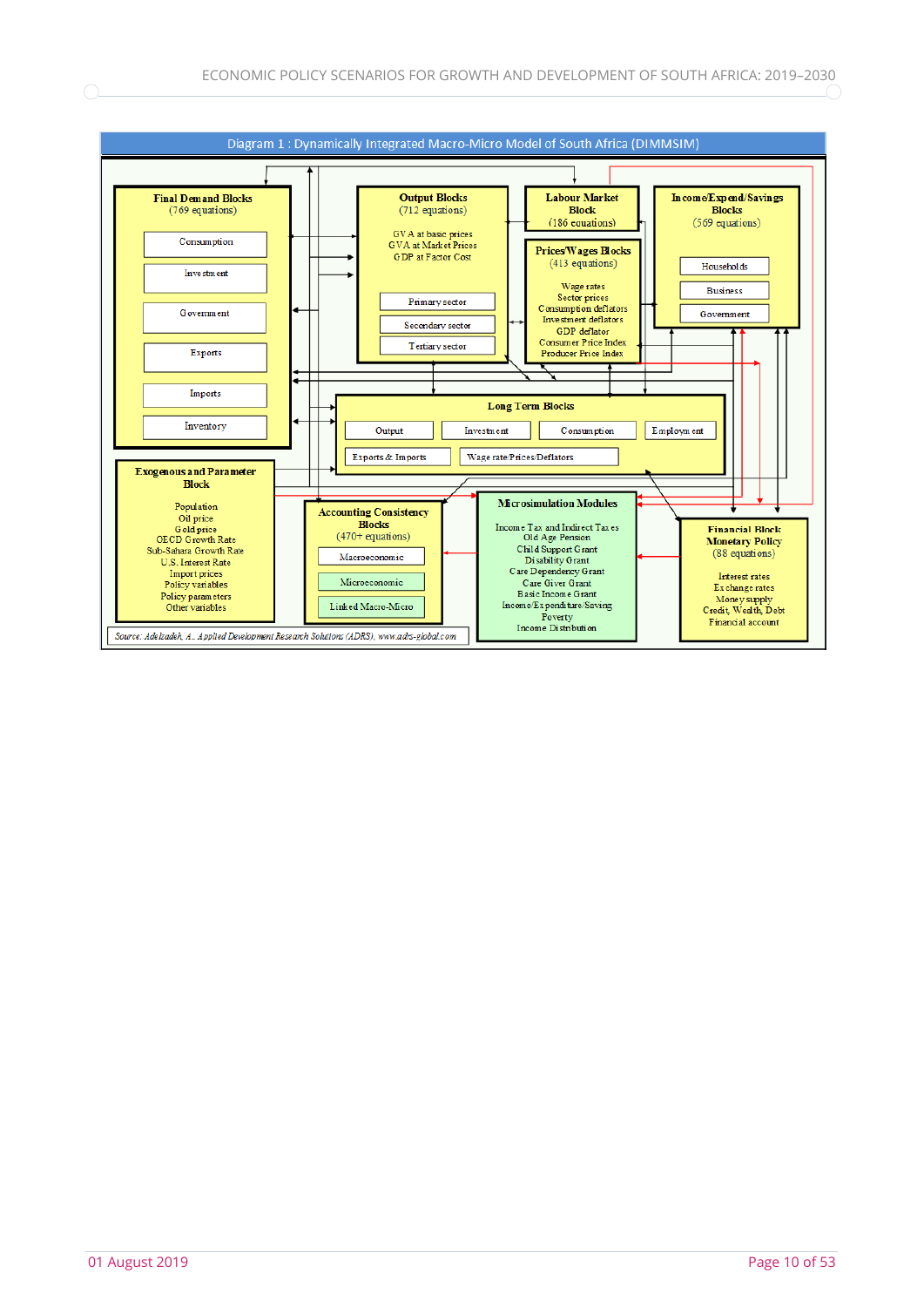Diagram 1 : Dynamically Integrated Macro-Micro Model of South Africa (DIMMSIM)

**Final Demand Blocks**
(769 equations)

Consumption

Investment

Government

Exports

Imports

Inventory

**Output Blocks**
(712 equations)

GVA at basic prices
GVA at Market Prices
GDP at Factor Cost

Primary sector

Secondary sector

Tertiary sector

**Labour Market Block**
(186 equations)

**Prices/Wages Blocks**
(413 equations)

Wage rates
Sector prices
Consumption deflators
Investment deflators
GDP deflator
Consumer Price Index
Producer Price Index

**Income/Expend/Savings Blocks**
(569 equations)

Households

Business

Government

**Long Term Blocks**

Output

Investment

Consumption

Employment

Exports & Imports

Wage rate/Prices/Deflators

**Exogenous and Parameter Block**

Population
Oil price
Gold price
OECD Growth Rate
Sub-Sahara Growth Rate
U.S. Interest Rate
Import prices
Policy variables
Policy parameters
Other variables

**Accounting Consistency Blocks**
(470+ equations)

Macroeconomic

Microeconomic

Linked Macro-Micro

**Microsimulation Modules**

Income Tax and Indirect Taxes
Old Age Pension
Child Support Grant
Disability Grant
Care Dependency Grant
Care Giver Grant
Basic Income Grant
Income/Expenditure/Saving
Poverty
Income Distribution

**Financial Block**
**Monetary Policy**
(88 equations)

Interest rates
Exchange rates
Money supply
Credit, Wealth, Debt
Financial account

*Source: Adelzadeh, A. Applied Development Research Solutions (ADRS), www.adrs-global.com*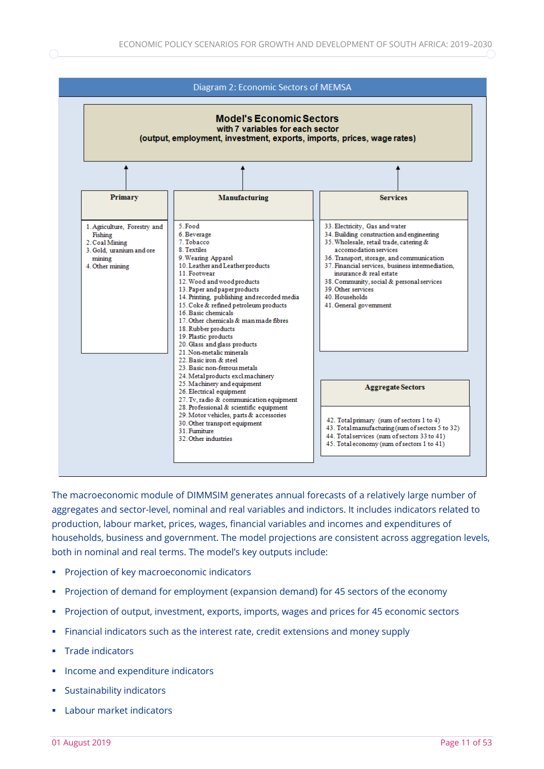Diagram 2: Economic Sectors of MEMSA

**Model's Economic Sectors**
**with 7 variables for each sector**
**(output, employment, investment, exports, imports, prices, wage rates)**

**Primary**

1. Agriculture, Forestry and Fishing
2. Coal Mining
3. Gold, uranium and ore mining
4. Other mining

**Manufacturing**

5. Food
6. Beverage
7. Tobacco
8. Textiles
9. Wearing Apparel
10. Leather and Leather products
11. Footwear
12. Wood and wood products
13. Paper and paper products
14. Printing, publishing and recorded media
15. Coke & refined petroleum products
16. Basic chemicals
17. Other chemicals & man made fibres
18. Rubber products
19. Plastic products
20. Glass and glass products
21. Non-metalic minerals
22. Basic iron & steel
23. Basic non-ferrous metals
24. Metal products excl.machinery
25. Machinery and equipment
26. Electrical equipment
27. Tv, radio & communication equipment
28. Professional & scientific equipment
29. Motor vehicles, parts & accessories
30. Other transport equipment
31. Furniture
32. Other industries

**Services**

33. Electricity, Gas and water
34. Building construction and engineering
35. Wholesale, retail trade, catering & accomodation services
36. Transport, storage, and communication
37. Financial services, business intermediation, insurance & real estate
38. Community, social & personal services
39. Other services
40. Households
41. General government

**Aggregate Sectors**

42. Total primary (sum of sectors 1 to 4)
43. Total manufacturing (sum of sectors 5 to 32)
44. Total services (sum of sectors 33 to 41)
45. Total economy (sum of sectors 1 to 41)

The macroeconomic module of DIMMSIM generates annual forecasts of a relatively large number of aggregates and sector-level, nominal and real variables and indictors. It includes indicators related to production, labour market, prices, wages, financial variables and incomes and expenditures of households, business and government. The model projections are consistent across aggregation levels, both in nominal and real terms. The model's key outputs include:

- Projection of key macroeconomic indicators
- Projection of demand for employment (expansion demand) for 45 sectors of the economy
- Projection of output, investment, exports, imports, wages and prices for 45 economic sectors
- Financial indicators such as the interest rate, credit extensions and money supply
- Trade indicators
- Income and expenditure indicators
- Sustainability indicators
- Labour market indicators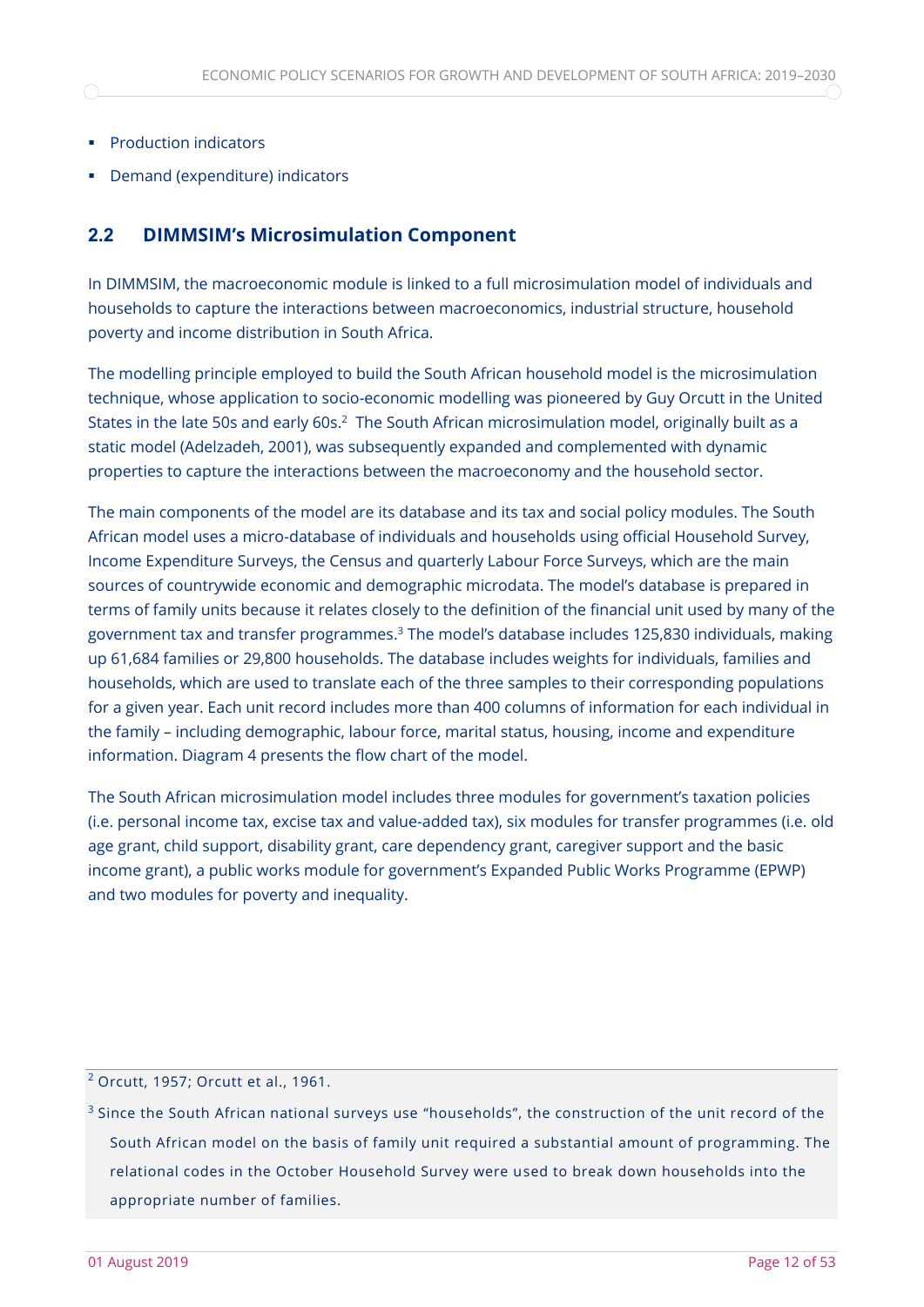- Production indicators
- Demand (expenditure) indicators

## 2.2 DIMMSIM's Microsimulation Component

In DIMMSIM, the macroeconomic module is linked to a full microsimulation model of individuals and households to capture the interactions between macroeconomics, industrial structure, household poverty and income distribution in South Africa.

The modelling principle employed to build the South African household model is the microsimulation technique, whose application to socio-economic modelling was pioneered by Guy Orcutt in the United States in the late 50s and early 60s.[2] The South African microsimulation model, originally built as a static model (Adelzadeh, 2001), was subsequently expanded and complemented with dynamic properties to capture the interactions between the macroeconomy and the household sector.

The main components of the model are its database and its tax and social policy modules. The South African model uses a micro-database of individuals and households using official Household Survey, Income Expenditure Surveys, the Census and quarterly Labour Force Surveys, which are the main sources of countrywide economic and demographic microdata. The model's database is prepared in terms of family units because it relates closely to the definition of the financial unit used by many of the government tax and transfer programmes.[3] The model's database includes 125,830 individuals, making up 61,684 families or 29,800 households. The database includes weights for individuals, families and households, which are used to translate each of the three samples to their corresponding populations for a given year. Each unit record includes more than 400 columns of information for each individual in the family – including demographic, labour force, marital status, housing, income and expenditure information. Diagram 4 presents the flow chart of the model.

The South African microsimulation model includes three modules for government's taxation policies (i.e. personal income tax, excise tax and value-added tax), six modules for transfer programmes (i.e. old age grant, child support, disability grant, care dependency grant, caregiver support and the basic income grant), a public works module for government's Expanded Public Works Programme (EPWP) and two modules for poverty and inequality.

[2] Orcutt, 1957; Orcutt et al., 1961.

[3] Since the South African national surveys use "households", the construction of the unit record of the South African model on the basis of family unit required a substantial amount of programming. The relational codes in the October Household Survey were used to break down households into the appropriate number of families.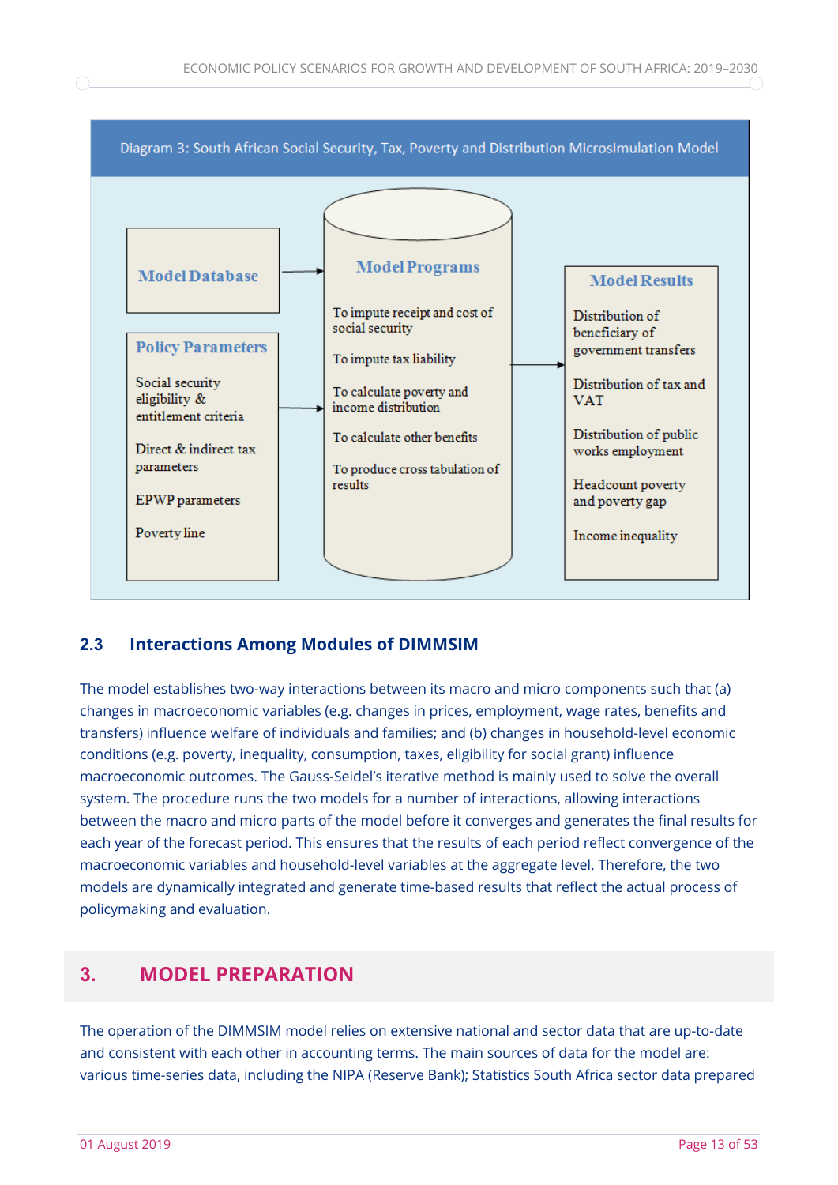Diagram 3: South African Social Security, Tax, Poverty and Distribution Microsimulation Model

Model Database

Policy Parameters

Social security eligibility & entitlement criteria

Direct & indirect tax parameters

EPWP parameters

Poverty line

Model Programs

To impute receipt and cost of social security

To impute tax liability

To calculate poverty and income distribution

To calculate other benefits

To produce cross tabulation of results

Model Results

Distribution of beneficiary of government transfers

Distribution of tax and VAT

Distribution of public works employment

Headcount poverty and poverty gap

Income inequality

## 2.3 Interactions Among Modules of DIMMSIM

The model establishes two-way interactions between its macro and micro components such that (a) changes in macroeconomic variables (e.g. changes in prices, employment, wage rates, benefits and transfers) influence welfare of individuals and families; and (b) changes in household-level economic conditions (e.g. poverty, inequality, consumption, taxes, eligibility for social grant) influence macroeconomic outcomes. The Gauss-Seidel's iterative method is mainly used to solve the overall system. The procedure runs the two models for a number of interactions, allowing interactions between the macro and micro parts of the model before it converges and generates the final results for each year of the forecast period. This ensures that the results of each period reflect convergence of the macroeconomic variables and household-level variables at the aggregate level. Therefore, the two models are dynamically integrated and generate time-based results that reflect the actual process of policymaking and evaluation.

# 3. MODEL PREPARATION

The operation of the DIMMSIM model relies on extensive national and sector data that are up-to-date and consistent with each other in accounting terms. The main sources of data for the model are: various time-series data, including the NIPA (Reserve Bank); Statistics South Africa sector data prepared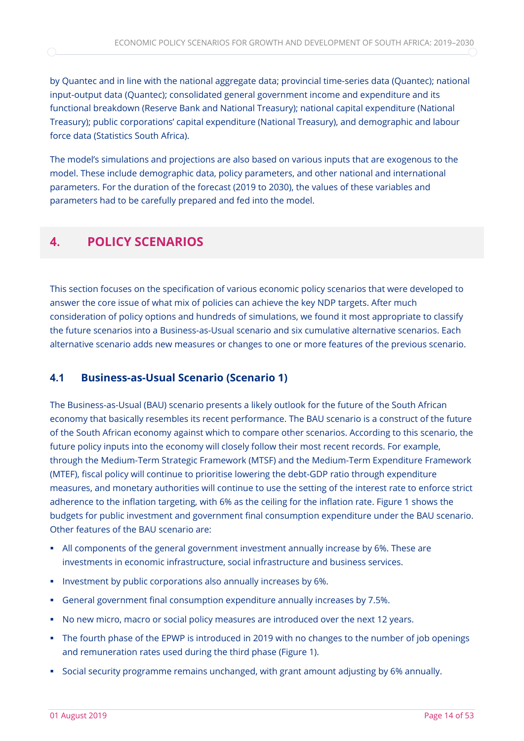by Quantec and in line with the national aggregate data; provincial time-series data (Quantec); national input-output data (Quantec); consolidated general government income and expenditure and its functional breakdown (Reserve Bank and National Treasury); national capital expenditure (National Treasury); public corporations' capital expenditure (National Treasury), and demographic and labour force data (Statistics South Africa).

The model's simulations and projections are also based on various inputs that are exogenous to the model. These include demographic data, policy parameters, and other national and international parameters. For the duration of the forecast (2019 to 2030), the values of these variables and parameters had to be carefully prepared and fed into the model.

## 4. POLICY SCENARIOS

This section focuses on the specification of various economic policy scenarios that were developed to answer the core issue of what mix of policies can achieve the key NDP targets. After much consideration of policy options and hundreds of simulations, we found it most appropriate to classify the future scenarios into a Business-as-Usual scenario and six cumulative alternative scenarios. Each alternative scenario adds new measures or changes to one or more features of the previous scenario.

### 4.1 Business-as-Usual Scenario (Scenario 1)

The Business-as-Usual (BAU) scenario presents a likely outlook for the future of the South African economy that basically resembles its recent performance. The BAU scenario is a construct of the future of the South African economy against which to compare other scenarios. According to this scenario, the future policy inputs into the economy will closely follow their most recent records. For example, through the Medium-Term Strategic Framework (MTSF) and the Medium-Term Expenditure Framework (MTEF), fiscal policy will continue to prioritise lowering the debt-GDP ratio through expenditure measures, and monetary authorities will continue to use the setting of the interest rate to enforce strict adherence to the inflation targeting, with 6% as the ceiling for the inflation rate. Figure 1 shows the budgets for public investment and government final consumption expenditure under the BAU scenario. Other features of the BAU scenario are:

- All components of the general government investment annually increase by 6%. These are investments in economic infrastructure, social infrastructure and business services.
- Investment by public corporations also annually increases by 6%.
- General government final consumption expenditure annually increases by 7.5%.
- No new micro, macro or social policy measures are introduced over the next 12 years.
- The fourth phase of the EPWP is introduced in 2019 with no changes to the number of job openings and remuneration rates used during the third phase (Figure 1).
- Social security programme remains unchanged, with grant amount adjusting by 6% annually.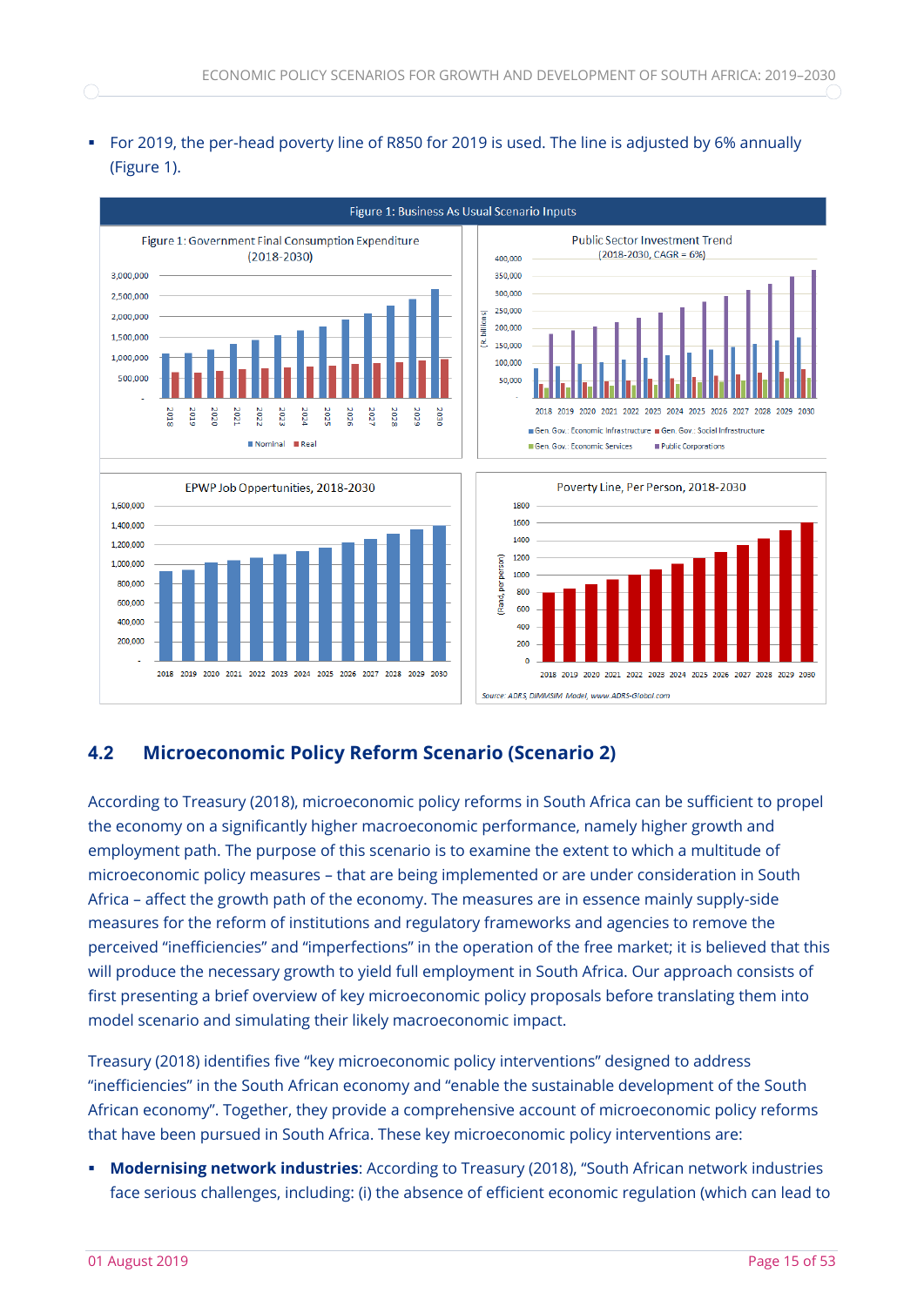- For 2019, the per-head poverty line of R850 for 2019 is used. The line is adjusted by 6% annually (Figure 1).

Figure 1: Business As Usual Scenario Inputs

Figure 1: Government Final Consumption Expenditure (2018-2030)

3,000,000
2,500,000
2,000,000
1,500,000
1,000,000
500,000
-

2018 2019 2020 2021 2022 2023 2024 2025 2026 2027 2028 2029 2030

Nominal Real

Public Sector Investment Trend (2018-2030, CAGR = 6%)

(R, billions)

400,000
350,000
300,000
250,000
200,000
150,000
100,000
50,000
-

2018 2019 2020 2021 2022 2023 2024 2025 2026 2027 2028 2029 2030

Gen. Gov.: Economic Infrastructure Gen. Gov.: Social Infrastructure Gen. Gov.: Economic Services Public Corporations

EPWP Job Opportunities, 2018-2030

1,600,000
1,400,000
1,200,000
1,000,000
800,000
600,000
400,000
200,000
-

2018 2019 2020 2021 2022 2023 2024 2025 2026 2027 2028 2029 2030

Poverty Line, Per Person, 2018-2030

(Rand, per person)

1800
1600
1400
1200
1000
800
600
400
200
0

2018 2019 2020 2021 2022 2023 2024 2025 2026 2027 2028 2029 2030

Source: ADRS, DIMMSIM Model, www.ADRS-Global.com

## 4.2 Microeconomic Policy Reform Scenario (Scenario 2)

According to Treasury (2018), microeconomic policy reforms in South Africa can be sufficient to propel the economy on a significantly higher macroeconomic performance, namely higher growth and employment path. The purpose of this scenario is to examine the extent to which a multitude of microeconomic policy measures – that are being implemented or are under consideration in South Africa – affect the growth path of the economy. The measures are in essence mainly supply-side measures for the reform of institutions and regulatory frameworks and agencies to remove the perceived "inefficiencies" and "imperfections" in the operation of the free market; it is believed that this will produce the necessary growth to yield full employment in South Africa. Our approach consists of first presenting a brief overview of key microeconomic policy proposals before translating them into model scenario and simulating their likely macroeconomic impact.

Treasury (2018) identifies five "key microeconomic policy interventions" designed to address "inefficiencies" in the South African economy and "enable the sustainable development of the South African economy". Together, they provide a comprehensive account of microeconomic policy reforms that have been pursued in South Africa. These key microeconomic policy interventions are:

- **Modernising network industries**: According to Treasury (2018), "South African network industries face serious challenges, including: (i) the absence of efficient economic regulation (which can lead to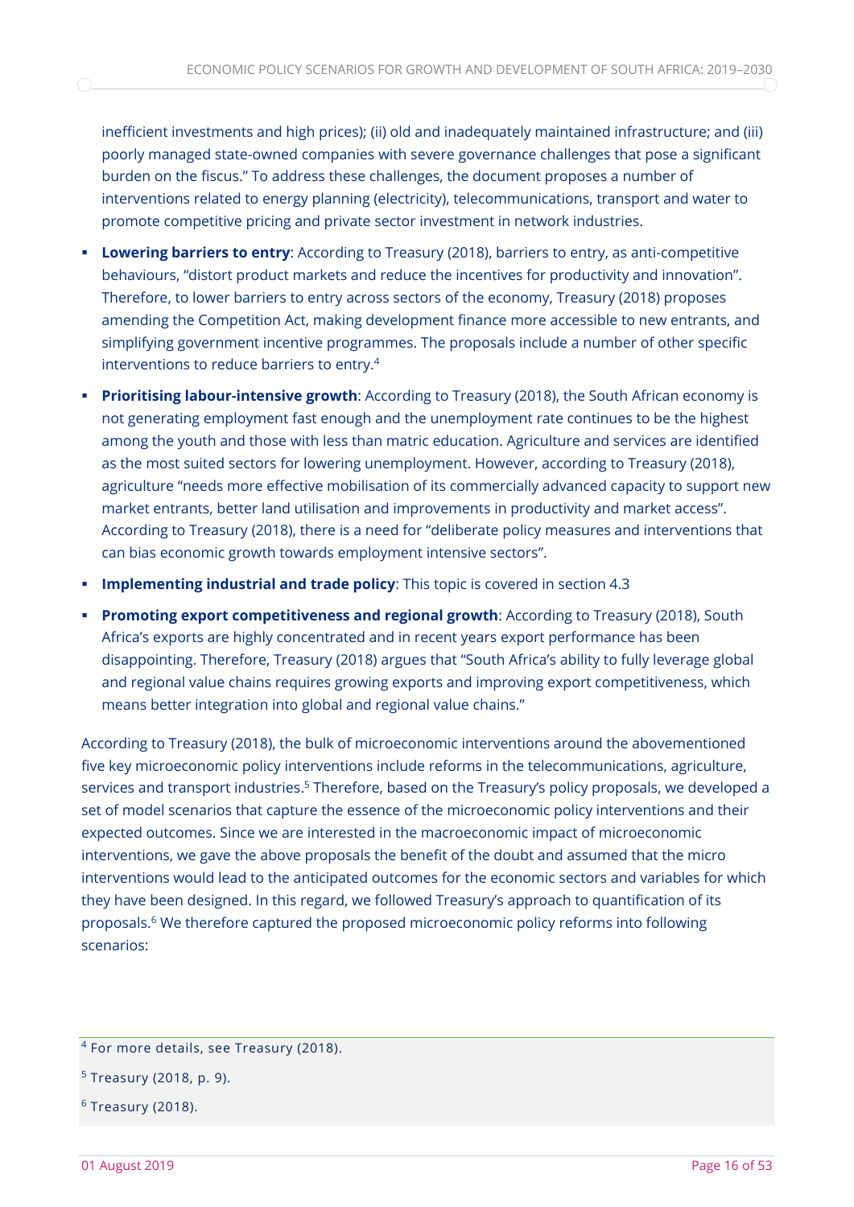inefficient investments and high prices); (ii) old and inadequately maintained infrastructure; and (iii) poorly managed state-owned companies with severe governance challenges that pose a significant burden on the fiscus." To address these challenges, the document proposes a number of interventions related to energy planning (electricity), telecommunications, transport and water to promote competitive pricing and private sector investment in network industries.

- **Lowering barriers to entry**: According to Treasury (2018), barriers to entry, as anti-competitive behaviours, "distort product markets and reduce the incentives for productivity and innovation". Therefore, to lower barriers to entry across sectors of the economy, Treasury (2018) proposes amending the Competition Act, making development finance more accessible to new entrants, and simplifying government incentive programmes. The proposals include a number of other specific interventions to reduce barriers to entry.[4]
- **Prioritising labour-intensive growth**: According to Treasury (2018), the South African economy is not generating employment fast enough and the unemployment rate continues to be the highest among the youth and those with less than matric education. Agriculture and services are identified as the most suited sectors for lowering unemployment. However, according to Treasury (2018), agriculture "needs more effective mobilisation of its commercially advanced capacity to support new market entrants, better land utilisation and improvements in productivity and market access". According to Treasury (2018), there is a need for "deliberate policy measures and interventions that can bias economic growth towards employment intensive sectors".
- **Implementing industrial and trade policy**: This topic is covered in section 4.3
- **Promoting export competitiveness and regional growth**: According to Treasury (2018), South Africa's exports are highly concentrated and in recent years export performance has been disappointing. Therefore, Treasury (2018) argues that "South Africa's ability to fully leverage global and regional value chains requires growing exports and improving export competitiveness, which means better integration into global and regional value chains."

According to Treasury (2018), the bulk of microeconomic interventions around the abovementioned five key microeconomic policy interventions include reforms in the telecommunications, agriculture, services and transport industries.[5] Therefore, based on the Treasury's policy proposals, we developed a set of model scenarios that capture the essence of the microeconomic policy interventions and their expected outcomes. Since we are interested in the macroeconomic impact of microeconomic interventions, we gave the above proposals the benefit of the doubt and assumed that the micro interventions would lead to the anticipated outcomes for the economic sectors and variables for which they have been designed. In this regard, we followed Treasury's approach to quantification of its proposals.[6] We therefore captured the proposed microeconomic policy reforms into following scenarios:

[4] For more details, see Treasury (2018).

[5] Treasury (2018, p. 9).

[6] Treasury (2018).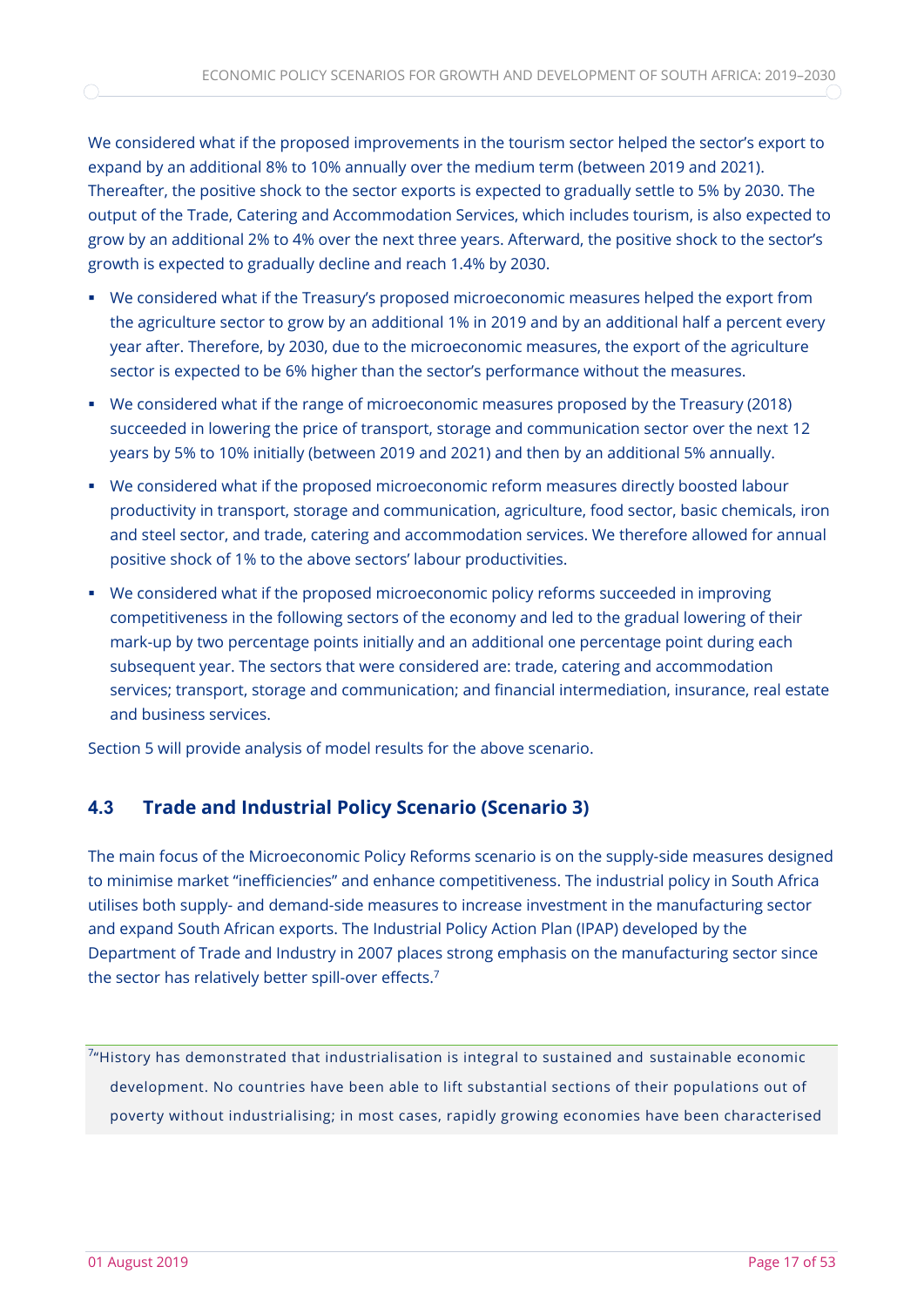We considered what if the proposed improvements in the tourism sector helped the sector's export to expand by an additional 8% to 10% annually over the medium term (between 2019 and 2021). Thereafter, the positive shock to the sector exports is expected to gradually settle to 5% by 2030. The output of the Trade, Catering and Accommodation Services, which includes tourism, is also expected to grow by an additional 2% to 4% over the next three years. Afterward, the positive shock to the sector's growth is expected to gradually decline and reach 1.4% by 2030.

- We considered what if the Treasury's proposed microeconomic measures helped the export from the agriculture sector to grow by an additional 1% in 2019 and by an additional half a percent every year after. Therefore, by 2030, due to the microeconomic measures, the export of the agriculture sector is expected to be 6% higher than the sector's performance without the measures.
- We considered what if the range of microeconomic measures proposed by the Treasury (2018) succeeded in lowering the price of transport, storage and communication sector over the next 12 years by 5% to 10% initially (between 2019 and 2021) and then by an additional 5% annually.
- We considered what if the proposed microeconomic reform measures directly boosted labour productivity in transport, storage and communication, agriculture, food sector, basic chemicals, iron and steel sector, and trade, catering and accommodation services. We therefore allowed for annual positive shock of 1% to the above sectors' labour productivities.
- We considered what if the proposed microeconomic policy reforms succeeded in improving competitiveness in the following sectors of the economy and led to the gradual lowering of their mark-up by two percentage points initially and an additional one percentage point during each subsequent year. The sectors that were considered are: trade, catering and accommodation services; transport, storage and communication; and financial intermediation, insurance, real estate and business services.

Section 5 will provide analysis of model results for the above scenario.

## 4.3 Trade and Industrial Policy Scenario (Scenario 3)

The main focus of the Microeconomic Policy Reforms scenario is on the supply-side measures designed to minimise market "inefficiencies" and enhance competitiveness. The industrial policy in South Africa utilises both supply- and demand-side measures to increase investment in the manufacturing sector and expand South African exports. The Industrial Policy Action Plan (IPAP) developed by the Department of Trade and Industry in 2007 places strong emphasis on the manufacturing sector since the sector has relatively better spill-over effects.[7]

[7] "History has demonstrated that industrialisation is integral to sustained and sustainable economic development. No countries have been able to lift substantial sections of their populations out of poverty without industrialising; in most cases, rapidly growing economies have been characterised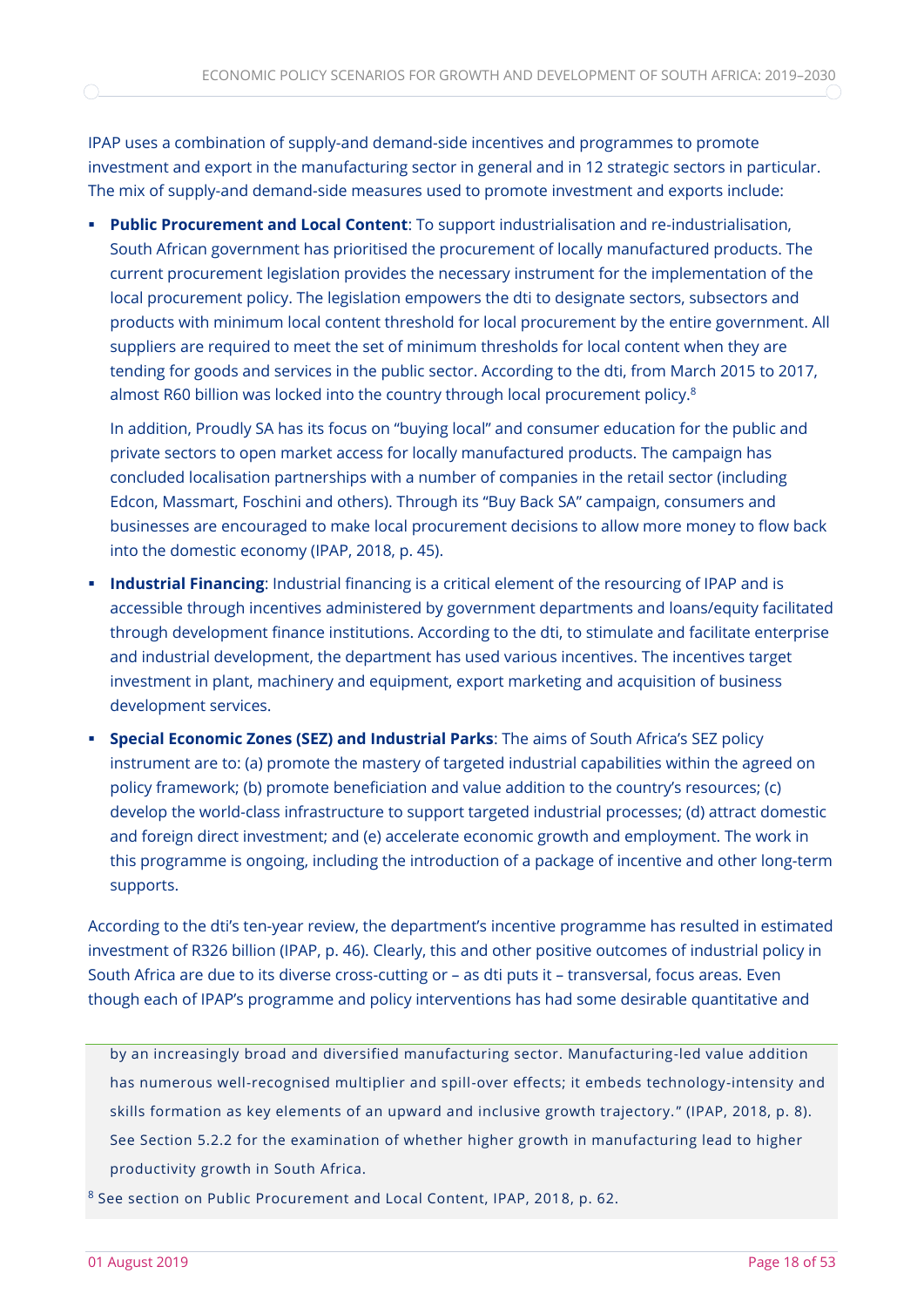IPAP uses a combination of supply-and demand-side incentives and programmes to promote investment and export in the manufacturing sector in general and in 12 strategic sectors in particular. The mix of supply-and demand-side measures used to promote investment and exports include:

- **Public Procurement and Local Content**: To support industrialisation and re-industrialisation, South African government has prioritised the procurement of locally manufactured products. The current procurement legislation provides the necessary instrument for the implementation of the local procurement policy. The legislation empowers the dti to designate sectors, subsectors and products with minimum local content threshold for local procurement by the entire government. All suppliers are required to meet the set of minimum thresholds for local content when they are tending for goods and services in the public sector. According to the dti, from March 2015 to 2017, almost R60 billion was locked into the country through local procurement policy.[8]

  In addition, Proudly SA has its focus on "buying local" and consumer education for the public and private sectors to open market access for locally manufactured products. The campaign has concluded localisation partnerships with a number of companies in the retail sector (including Edcon, Massmart, Foschini and others). Through its "Buy Back SA" campaign, consumers and businesses are encouraged to make local procurement decisions to allow more money to flow back into the domestic economy (IPAP, 2018, p. 45).

- **Industrial Financing**: Industrial financing is a critical element of the resourcing of IPAP and is accessible through incentives administered by government departments and loans/equity facilitated through development finance institutions. According to the dti, to stimulate and facilitate enterprise and industrial development, the department has used various incentives. The incentives target investment in plant, machinery and equipment, export marketing and acquisition of business development services.

- **Special Economic Zones (SEZ) and Industrial Parks**: The aims of South Africa's SEZ policy instrument are to: (a) promote the mastery of targeted industrial capabilities within the agreed on policy framework; (b) promote beneficiation and value addition to the country's resources; (c) develop the world-class infrastructure to support targeted industrial processes; (d) attract domestic and foreign direct investment; and (e) accelerate economic growth and employment. The work in this programme is ongoing, including the introduction of a package of incentive and other long-term supports.

According to the dti's ten-year review, the department's incentive programme has resulted in estimated investment of R326 billion (IPAP, p. 46). Clearly, this and other positive outcomes of industrial policy in South Africa are due to its diverse cross-cutting or – as dti puts it – transversal, focus areas. Even though each of IPAP's programme and policy interventions has had some desirable quantitative and

---

by an increasingly broad and diversified manufacturing sector. Manufacturing-led value addition has numerous well-recognised multiplier and spill-over effects; it embeds technology-intensity and skills formation as key elements of an upward and inclusive growth trajectory." (IPAP, 2018, p. 8). See Section 5.2.2 for the examination of whether higher growth in manufacturing lead to higher productivity growth in South Africa.

[8] See section on Public Procurement and Local Content, IPAP, 2018, p. 62.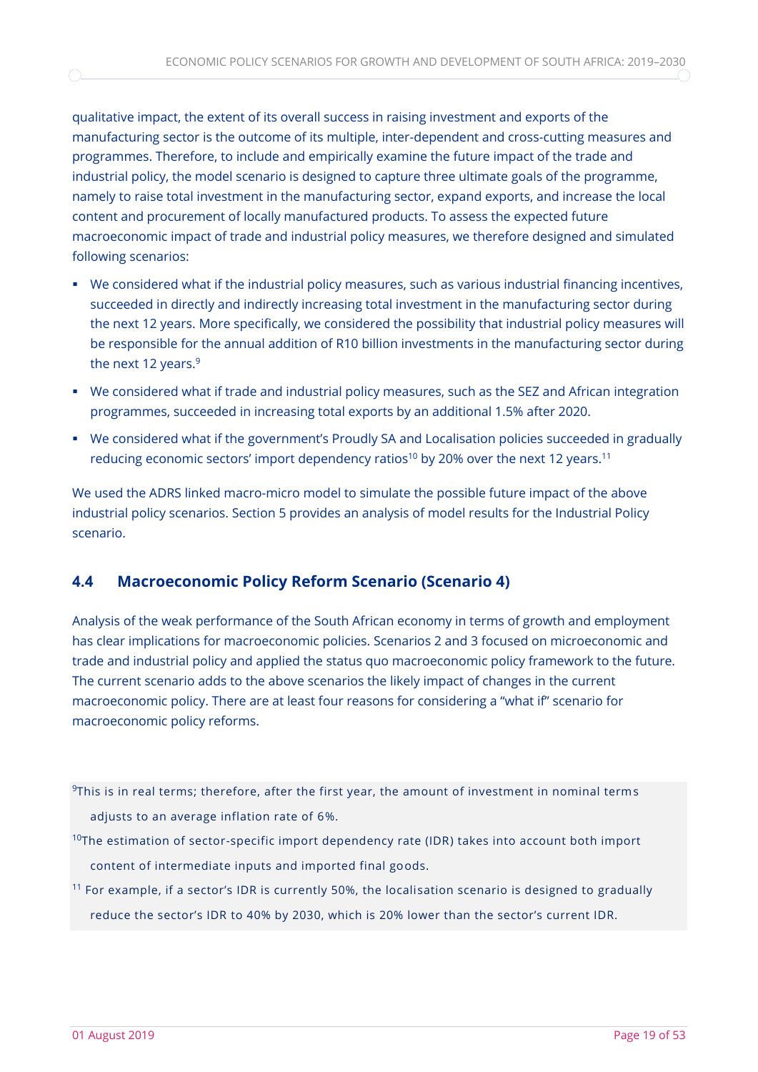qualitative impact, the extent of its overall success in raising investment and exports of the manufacturing sector is the outcome of its multiple, inter-dependent and cross-cutting measures and programmes. Therefore, to include and empirically examine the future impact of the trade and industrial policy, the model scenario is designed to capture three ultimate goals of the programme, namely to raise total investment in the manufacturing sector, expand exports, and increase the local content and procurement of locally manufactured products. To assess the expected future macroeconomic impact of trade and industrial policy measures, we therefore designed and simulated following scenarios:

- We considered what if the industrial policy measures, such as various industrial financing incentives, succeeded in directly and indirectly increasing total investment in the manufacturing sector during the next 12 years. More specifically, we considered the possibility that industrial policy measures will be responsible for the annual addition of R10 billion investments in the manufacturing sector during the next 12 years.[9]
- We considered what if trade and industrial policy measures, such as the SEZ and African integration programmes, succeeded in increasing total exports by an additional 1.5% after 2020.
- We considered what if the government's Proudly SA and Localisation policies succeeded in gradually reducing economic sectors' import dependency ratios[10] by 20% over the next 12 years.[11]

We used the ADRS linked macro-micro model to simulate the possible future impact of the above industrial policy scenarios. Section 5 provides an analysis of model results for the Industrial Policy scenario.

## 4.4 Macroeconomic Policy Reform Scenario (Scenario 4)

Analysis of the weak performance of the South African economy in terms of growth and employment has clear implications for macroeconomic policies. Scenarios 2 and 3 focused on microeconomic and trade and industrial policy and applied the status quo macroeconomic policy framework to the future. The current scenario adds to the above scenarios the likely impact of changes in the current macroeconomic policy. There are at least four reasons for considering a "what if" scenario for macroeconomic policy reforms.

[9] This is in real terms; therefore, after the first year, the amount of investment in nominal terms adjusts to an average inflation rate of 6%.

[10] The estimation of sector-specific import dependency rate (IDR) takes into account both import content of intermediate inputs and imported final goods.

[11] For example, if a sector's IDR is currently 50%, the localisation scenario is designed to gradually reduce the sector's IDR to 40% by 2030, which is 20% lower than the sector's current IDR.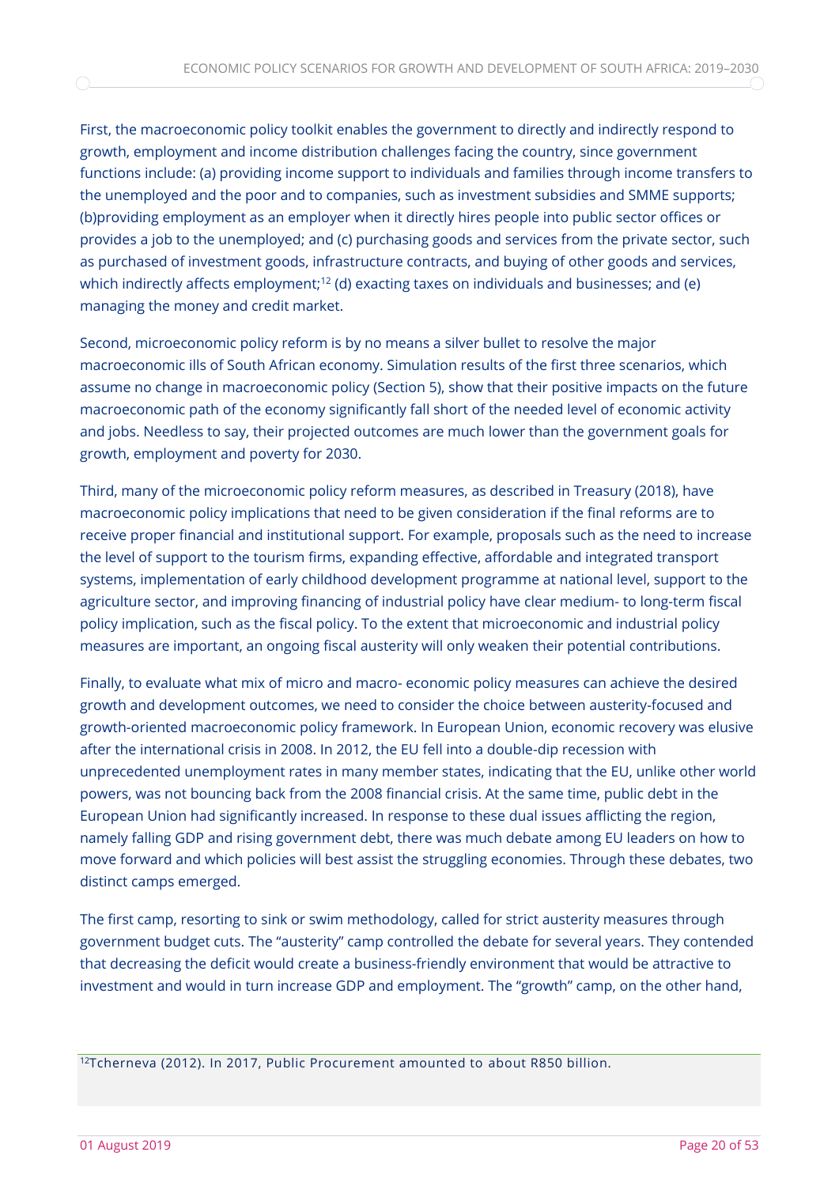First, the macroeconomic policy toolkit enables the government to directly and indirectly respond to growth, employment and income distribution challenges facing the country, since government functions include: (a) providing income support to individuals and families through income transfers to the unemployed and the poor and to companies, such as investment subsidies and SMME supports; (b)providing employment as an employer when it directly hires people into public sector offices or provides a job to the unemployed; and (c) purchasing goods and services from the private sector, such as purchased of investment goods, infrastructure contracts, and buying of other goods and services, which indirectly affects employment;[12] (d) exacting taxes on individuals and businesses; and (e) managing the money and credit market.

Second, microeconomic policy reform is by no means a silver bullet to resolve the major macroeconomic ills of South African economy. Simulation results of the first three scenarios, which assume no change in macroeconomic policy (Section 5), show that their positive impacts on the future macroeconomic path of the economy significantly fall short of the needed level of economic activity and jobs. Needless to say, their projected outcomes are much lower than the government goals for growth, employment and poverty for 2030.

Third, many of the microeconomic policy reform measures, as described in Treasury (2018), have macroeconomic policy implications that need to be given consideration if the final reforms are to receive proper financial and institutional support. For example, proposals such as the need to increase the level of support to the tourism firms, expanding effective, affordable and integrated transport systems, implementation of early childhood development programme at national level, support to the agriculture sector, and improving financing of industrial policy have clear medium- to long-term fiscal policy implication, such as the fiscal policy. To the extent that microeconomic and industrial policy measures are important, an ongoing fiscal austerity will only weaken their potential contributions.

Finally, to evaluate what mix of micro and macro- economic policy measures can achieve the desired growth and development outcomes, we need to consider the choice between austerity-focused and growth-oriented macroeconomic policy framework. In European Union, economic recovery was elusive after the international crisis in 2008. In 2012, the EU fell into a double-dip recession with unprecedented unemployment rates in many member states, indicating that the EU, unlike other world powers, was not bouncing back from the 2008 financial crisis. At the same time, public debt in the European Union had significantly increased. In response to these dual issues afflicting the region, namely falling GDP and rising government debt, there was much debate among EU leaders on how to move forward and which policies will best assist the struggling economies. Through these debates, two distinct camps emerged.

The first camp, resorting to sink or swim methodology, called for strict austerity measures through government budget cuts. The "austerity" camp controlled the debate for several years. They contended that decreasing the deficit would create a business-friendly environment that would be attractive to investment and would in turn increase GDP and employment. The "growth" camp, on the other hand,

[12] Tcherneva (2012). In 2017, Public Procurement amounted to about R850 billion.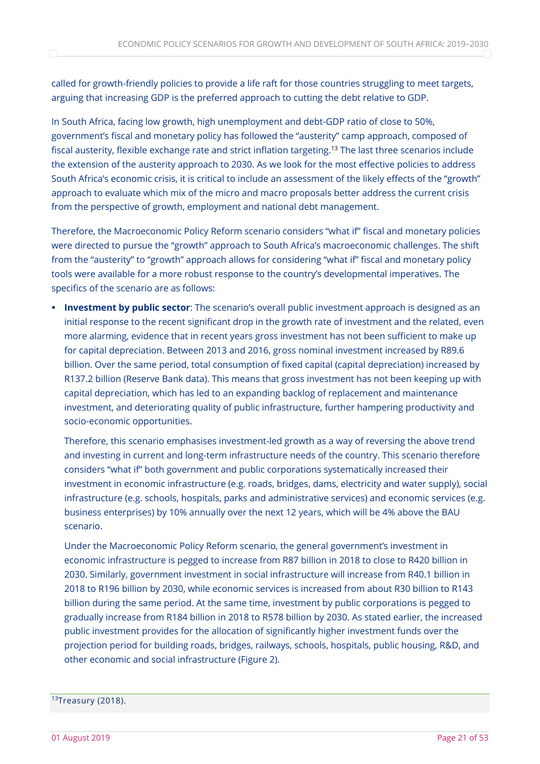called for growth-friendly policies to provide a life raft for those countries struggling to meet targets, arguing that increasing GDP is the preferred approach to cutting the debt relative to GDP.

In South Africa, facing low growth, high unemployment and debt-GDP ratio of close to 50%, government's fiscal and monetary policy has followed the "austerity" camp approach, composed of fiscal austerity, flexible exchange rate and strict inflation targeting.[13] The last three scenarios include the extension of the austerity approach to 2030. As we look for the most effective policies to address South Africa's economic crisis, it is critical to include an assessment of the likely effects of the "growth" approach to evaluate which mix of the micro and macro proposals better address the current crisis from the perspective of growth, employment and national debt management.

Therefore, the Macroeconomic Policy Reform scenario considers "what if" fiscal and monetary policies were directed to pursue the "growth" approach to South Africa's macroeconomic challenges. The shift from the "austerity" to "growth" approach allows for considering "what if" fiscal and monetary policy tools were available for a more robust response to the country's developmental imperatives. The specifics of the scenario are as follows:

- **Investment by public sector**: The scenario's overall public investment approach is designed as an initial response to the recent significant drop in the growth rate of investment and the related, even more alarming, evidence that in recent years gross investment has not been sufficient to make up for capital depreciation. Between 2013 and 2016, gross nominal investment increased by R89.6 billion. Over the same period, total consumption of fixed capital (capital depreciation) increased by R137.2 billion (Reserve Bank data). This means that gross investment has not been keeping up with capital depreciation, which has led to an expanding backlog of replacement and maintenance investment, and deteriorating quality of public infrastructure, further hampering productivity and socio-economic opportunities.

  Therefore, this scenario emphasises investment-led growth as a way of reversing the above trend and investing in current and long-term infrastructure needs of the country. This scenario therefore considers "what if" both government and public corporations systematically increased their investment in economic infrastructure (e.g. roads, bridges, dams, electricity and water supply), social infrastructure (e.g. schools, hospitals, parks and administrative services) and economic services (e.g. business enterprises) by 10% annually over the next 12 years, which will be 4% above the BAU scenario.

  Under the Macroeconomic Policy Reform scenario, the general government's investment in economic infrastructure is pegged to increase from R87 billion in 2018 to close to R420 billion in 2030. Similarly, government investment in social infrastructure will increase from R40.1 billion in 2018 to R196 billion by 2030, while economic services is increased from about R30 billion to R143 billion during the same period. At the same time, investment by public corporations is pegged to gradually increase from R184 billion in 2018 to R578 billion by 2030. As stated earlier, the increased public investment provides for the allocation of significantly higher investment funds over the projection period for building roads, bridges, railways, schools, hospitals, public housing, R&D, and other economic and social infrastructure (Figure 2).

[13] Treasury (2018).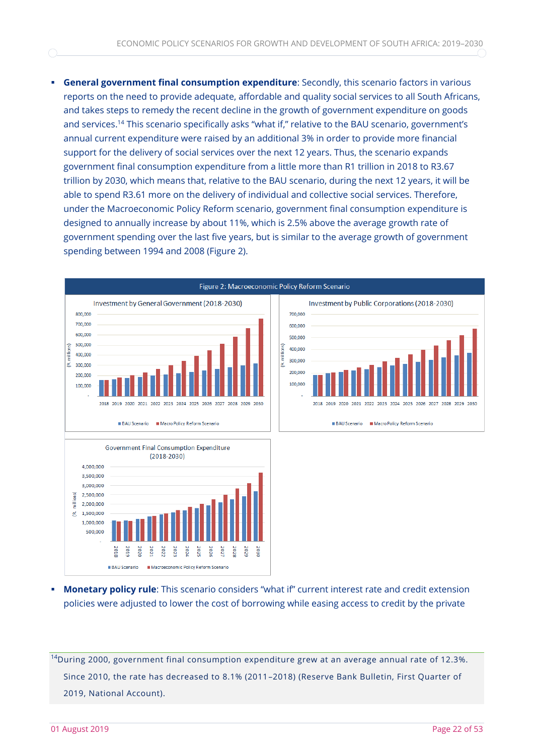- **General government final consumption expenditure**: Secondly, this scenario factors in various reports on the need to provide adequate, affordable and quality social services to all South Africans, and takes steps to remedy the recent decline in the growth of government expenditure on goods and services.[14] This scenario specifically asks "what if," relative to the BAU scenario, government's annual current expenditure were raised by an additional 3% in order to provide more financial support for the delivery of social services over the next 12 years. Thus, the scenario expands government final consumption expenditure from a little more than R1 trillion in 2018 to R3.67 trillion by 2030, which means that, relative to the BAU scenario, during the next 12 years, it will be able to spend R3.61 more on the delivery of individual and collective social services. Therefore, under the Macroeconomic Policy Reform scenario, government final consumption expenditure is designed to annually increase by about 11%, which is 2.5% above the average growth rate of government spending over the last five years, but is similar to the average growth of government spending between 1994 and 2008 (Figure 2).

Figure 2: Macroeconomic Policy Reform Scenario

Investment by General Government (2018-2030)

(R. millions)

800,000
700,000
600,000
500,000
400,000
300,000
200,000
100,000
-

2018 2019 2020 2021 2022 2023 2024 2025 2026 2027 2028 2029 2030

BAU Scenario
Macro Policy Reform Scenario

Investment by Public Corporations (2018-2030)

(R. millions)

700,000
600,000
500,000
400,000
300,000
200,000
100,000
-

2018 2019 2020 2021 2022 2023 2024 2025 2026 2027 2028 2029 2030

BAU Scenario
Macro Policy Reform Scenario

Government Final Consumption Expenditure (2018-2030)

(R. millions)

4,000,000
3,500,000
3,000,000
2,500,000
2,000,000
1,500,000
1,000,000
500,000
-

2018 2019 2020 2021 2022 2023 2024 2025 2026 2027 2028 2029 2030

BAU Scenario
Macroeconomic Policy Reform Scenario

- **Monetary policy rule**: This scenario considers "what if" current interest rate and credit extension policies were adjusted to lower the cost of borrowing while easing access to credit by the private

[14]During 2000, government final consumption expenditure grew at an average annual rate of 12.3%. Since 2010, the rate has decreased to 8.1% (2011–2018) (Reserve Bank Bulletin, First Quarter of 2019, National Account).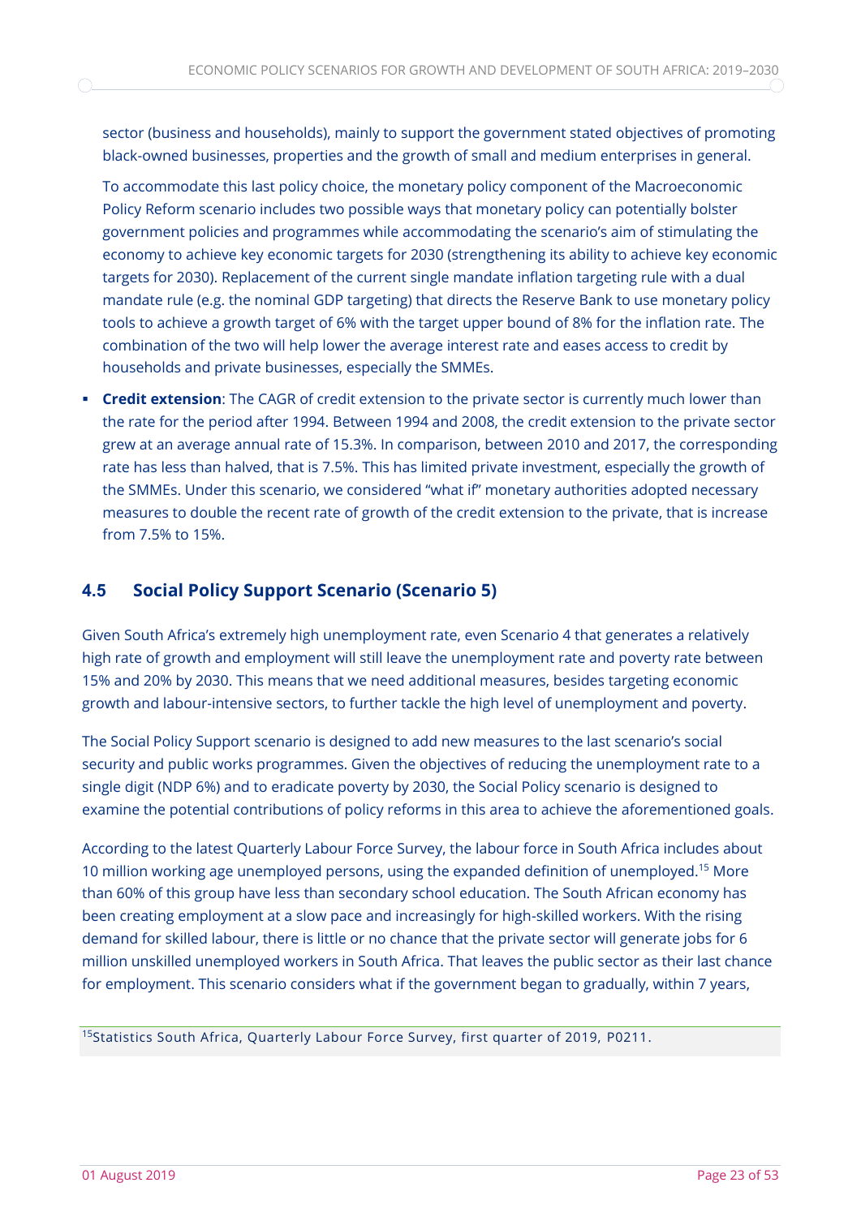sector (business and households), mainly to support the government stated objectives of promoting black-owned businesses, properties and the growth of small and medium enterprises in general.

To accommodate this last policy choice, the monetary policy component of the Macroeconomic Policy Reform scenario includes two possible ways that monetary policy can potentially bolster government policies and programmes while accommodating the scenario's aim of stimulating the economy to achieve key economic targets for 2030 (strengthening its ability to achieve key economic targets for 2030). Replacement of the current single mandate inflation targeting rule with a dual mandate rule (e.g. the nominal GDP targeting) that directs the Reserve Bank to use monetary policy tools to achieve a growth target of 6% with the target upper bound of 8% for the inflation rate. The combination of the two will help lower the average interest rate and eases access to credit by households and private businesses, especially the SMMEs.

- **Credit extension**: The CAGR of credit extension to the private sector is currently much lower than the rate for the period after 1994. Between 1994 and 2008, the credit extension to the private sector grew at an average annual rate of 15.3%. In comparison, between 2010 and 2017, the corresponding rate has less than halved, that is 7.5%. This has limited private investment, especially the growth of the SMMEs. Under this scenario, we considered "what if" monetary authorities adopted necessary measures to double the recent rate of growth of the credit extension to the private, that is increase from 7.5% to 15%.

## 4.5 Social Policy Support Scenario (Scenario 5)

Given South Africa's extremely high unemployment rate, even Scenario 4 that generates a relatively high rate of growth and employment will still leave the unemployment rate and poverty rate between 15% and 20% by 2030. This means that we need additional measures, besides targeting economic growth and labour-intensive sectors, to further tackle the high level of unemployment and poverty.

The Social Policy Support scenario is designed to add new measures to the last scenario's social security and public works programmes. Given the objectives of reducing the unemployment rate to a single digit (NDP 6%) and to eradicate poverty by 2030, the Social Policy scenario is designed to examine the potential contributions of policy reforms in this area to achieve the aforementioned goals.

According to the latest Quarterly Labour Force Survey, the labour force in South Africa includes about 10 million working age unemployed persons, using the expanded definition of unemployed.[15] More than 60% of this group have less than secondary school education. The South African economy has been creating employment at a slow pace and increasingly for high-skilled workers. With the rising demand for skilled labour, there is little or no chance that the private sector will generate jobs for 6 million unskilled unemployed workers in South Africa. That leaves the public sector as their last chance for employment. This scenario considers what if the government began to gradually, within 7 years,

[15] Statistics South Africa, Quarterly Labour Force Survey, first quarter of 2019, P0211.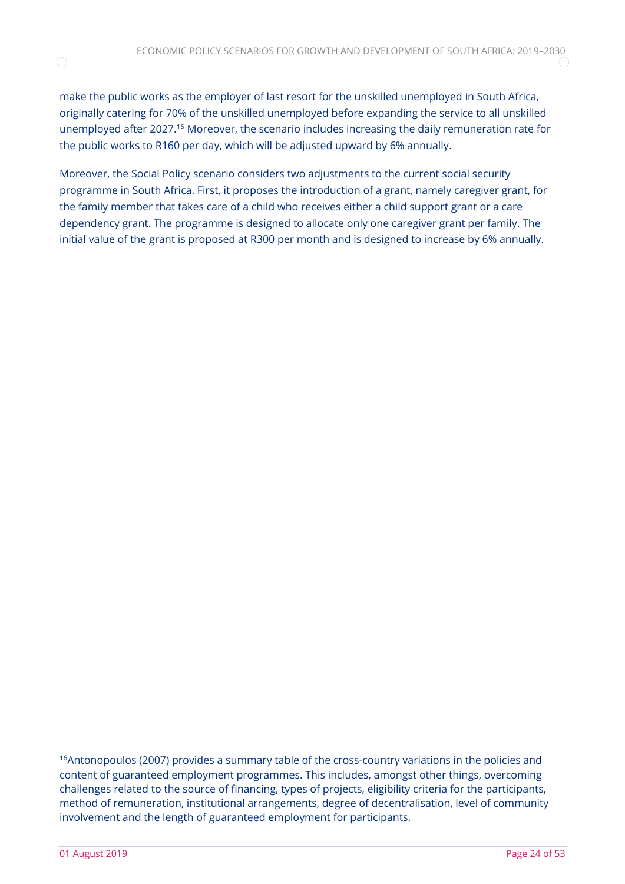make the public works as the employer of last resort for the unskilled unemployed in South Africa, originally catering for 70% of the unskilled unemployed before expanding the service to all unskilled unemployed after 2027.[16] Moreover, the scenario includes increasing the daily remuneration rate for the public works to R160 per day, which will be adjusted upward by 6% annually.

Moreover, the Social Policy scenario considers two adjustments to the current social security programme in South Africa. First, it proposes the introduction of a grant, namely caregiver grant, for the family member that takes care of a child who receives either a child support grant or a care dependency grant. The programme is designed to allocate only one caregiver grant per family. The initial value of the grant is proposed at R300 per month and is designed to increase by 6% annually.

---

[16]Antonopoulos (2007) provides a summary table of the cross-country variations in the policies and content of guaranteed employment programmes. This includes, amongst other things, overcoming challenges related to the source of financing, types of projects, eligibility criteria for the participants, method of remuneration, institutional arrangements, degree of decentralisation, level of community involvement and the length of guaranteed employment for participants.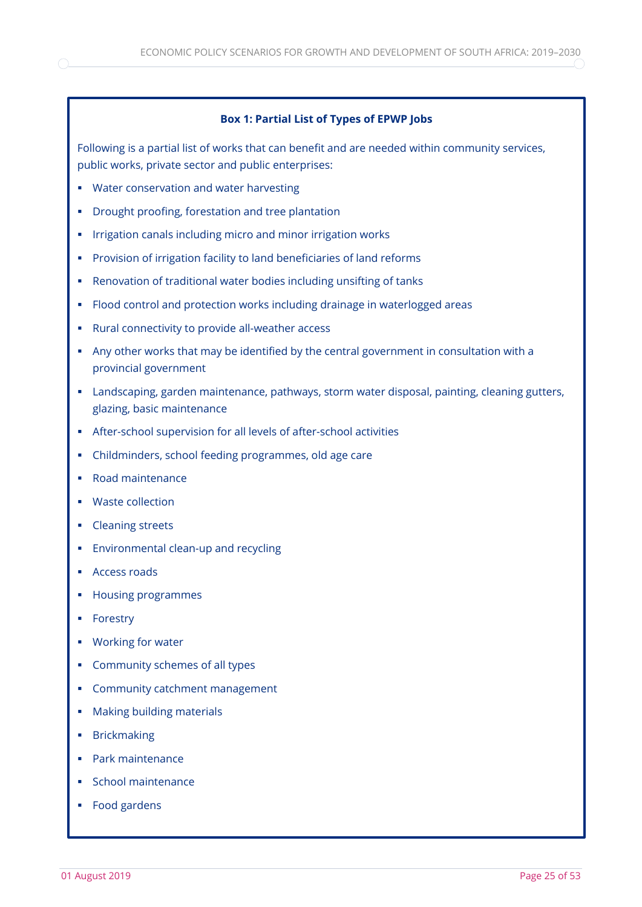**Box 1: Partial List of Types of EPWP Jobs**

Following is a partial list of works that can benefit and are needed within community services, public works, private sector and public enterprises:

- Water conservation and water harvesting
- Drought proofing, forestation and tree plantation
- Irrigation canals including micro and minor irrigation works
- Provision of irrigation facility to land beneficiaries of land reforms
- Renovation of traditional water bodies including unsifting of tanks
- Flood control and protection works including drainage in waterlogged areas
- Rural connectivity to provide all-weather access
- Any other works that may be identified by the central government in consultation with a provincial government
- Landscaping, garden maintenance, pathways, storm water disposal, painting, cleaning gutters, glazing, basic maintenance
- After-school supervision for all levels of after-school activities
- Childminders, school feeding programmes, old age care
- Road maintenance
- Waste collection
- Cleaning streets
- Environmental clean-up and recycling
- Access roads
- Housing programmes
- Forestry
- Working for water
- Community schemes of all types
- Community catchment management
- Making building materials
- Brickmaking
- Park maintenance
- School maintenance
- Food gardens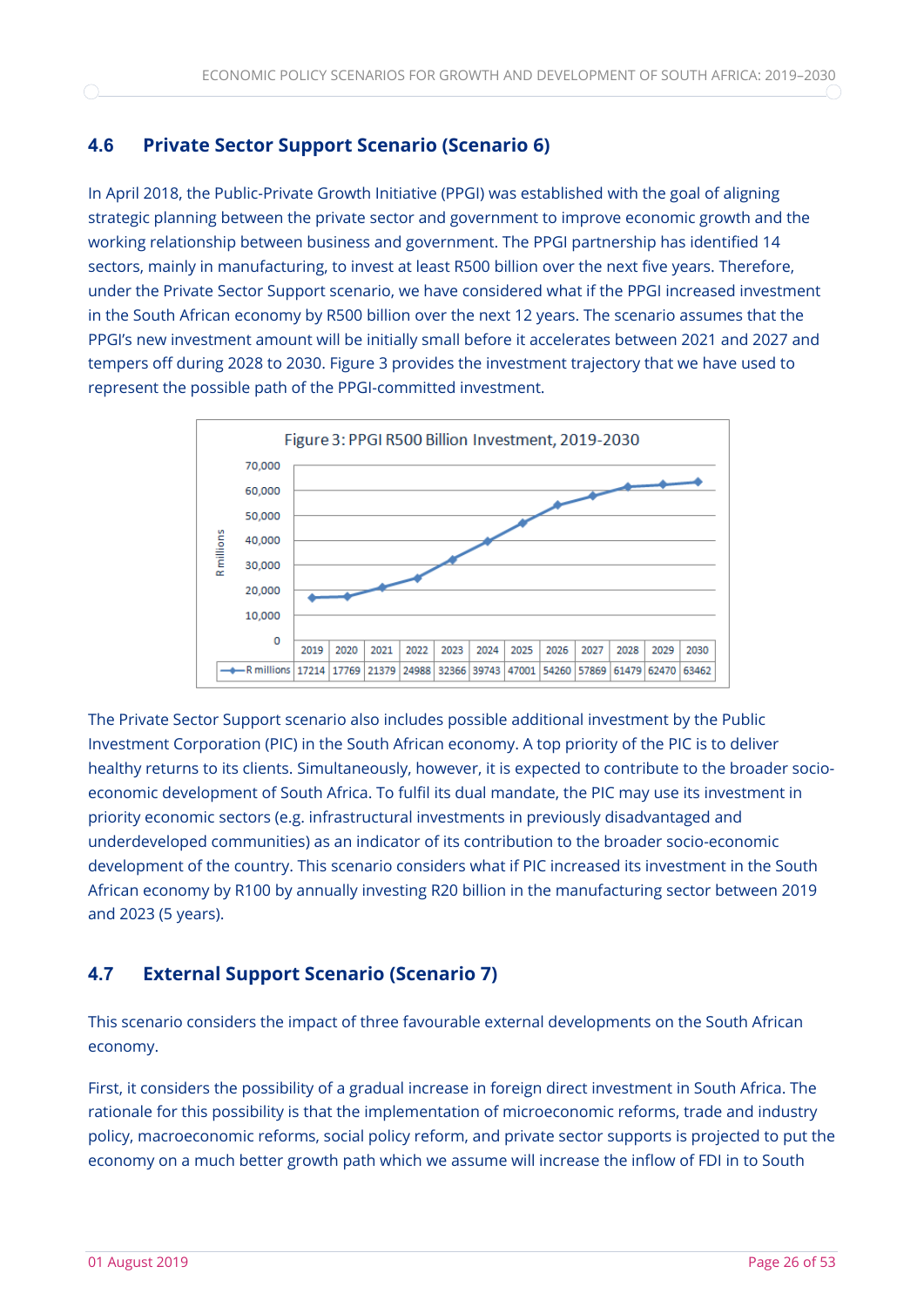## 4.6 Private Sector Support Scenario (Scenario 6)

In April 2018, the Public-Private Growth Initiative (PPGI) was established with the goal of aligning strategic planning between the private sector and government to improve economic growth and the working relationship between business and government. The PPGI partnership has identified 14 sectors, mainly in manufacturing, to invest at least R500 billion over the next five years. Therefore, under the Private Sector Support scenario, we have considered what if the PPGI increased investment in the South African economy by R500 billion over the next 12 years. The scenario assumes that the PPGI's new investment amount will be initially small before it accelerates between 2021 and 2027 and tempers off during 2028 to 2030. Figure 3 provides the investment trajectory that we have used to represent the possible path of the PPGI-committed investment.

Figure 3: PPGI R500 Billion Investment, 2019-2030

R millions

70,000
60,000
50,000
40,000
30,000
20,000
10,000
0

2019 2020 2021 2022 2023 2024 2025 2026 2027 2028 2029 2030

R millions 17214 17769 21379 24988 32366 39743 47001 54260 57869 61479 62470 63462

The Private Sector Support scenario also includes possible additional investment by the Public Investment Corporation (PIC) in the South African economy. A top priority of the PIC is to deliver healthy returns to its clients. Simultaneously, however, it is expected to contribute to the broader socio-economic development of South Africa. To fulfil its dual mandate, the PIC may use its investment in priority economic sectors (e.g. infrastructural investments in previously disadvantaged and underdeveloped communities) as an indicator of its contribution to the broader socio-economic development of the country. This scenario considers what if PIC increased its investment in the South African economy by R100 by annually investing R20 billion in the manufacturing sector between 2019 and 2023 (5 years).

## 4.7 External Support Scenario (Scenario 7)

This scenario considers the impact of three favourable external developments on the South African economy.

First, it considers the possibility of a gradual increase in foreign direct investment in South Africa. The rationale for this possibility is that the implementation of microeconomic reforms, trade and industry policy, macroeconomic reforms, social policy reform, and private sector supports is projected to put the economy on a much better growth path which we assume will increase the inflow of FDI in to South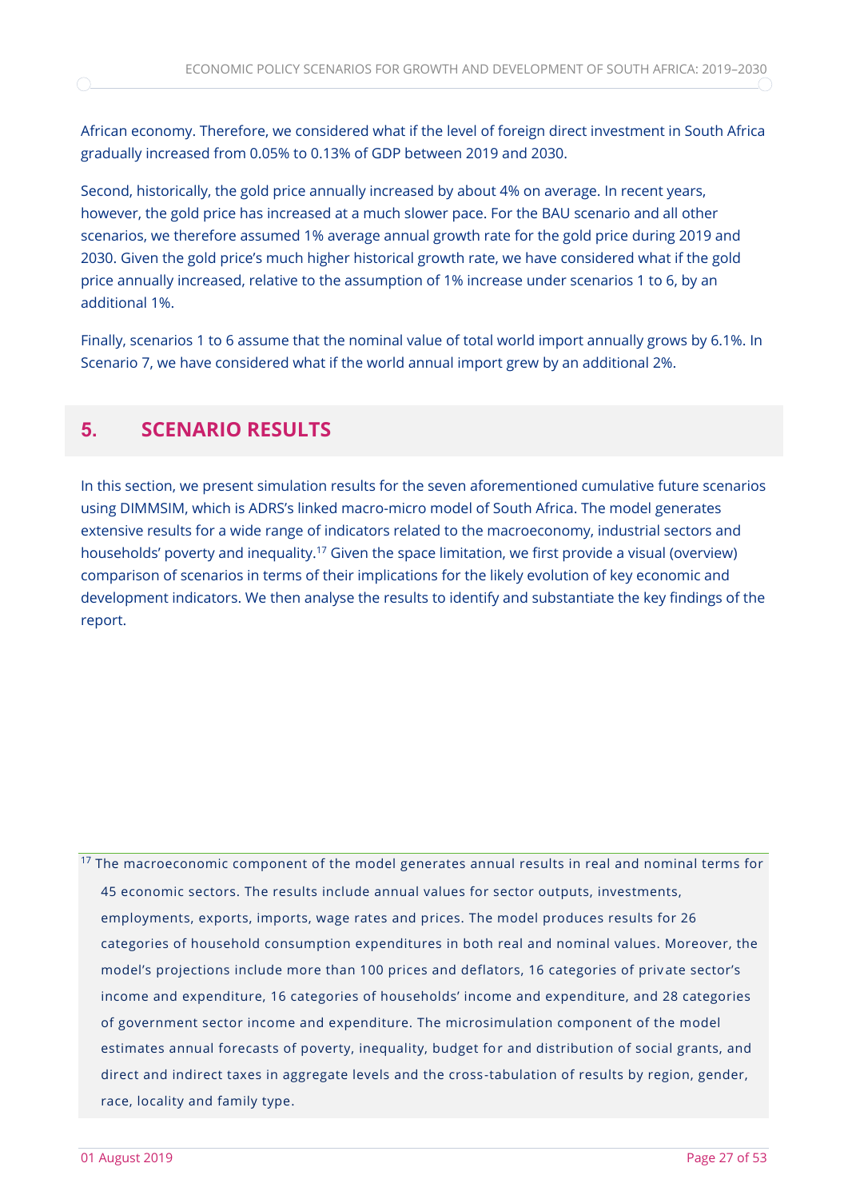African economy. Therefore, we considered what if the level of foreign direct investment in South Africa gradually increased from 0.05% to 0.13% of GDP between 2019 and 2030.

Second, historically, the gold price annually increased by about 4% on average. In recent years, however, the gold price has increased at a much slower pace. For the BAU scenario and all other scenarios, we therefore assumed 1% average annual growth rate for the gold price during 2019 and 2030. Given the gold price's much higher historical growth rate, we have considered what if the gold price annually increased, relative to the assumption of 1% increase under scenarios 1 to 6, by an additional 1%.

Finally, scenarios 1 to 6 assume that the nominal value of total world import annually grows by 6.1%. In Scenario 7, we have considered what if the world annual import grew by an additional 2%.

## 5. SCENARIO RESULTS

In this section, we present simulation results for the seven aforementioned cumulative future scenarios using DIMMSIM, which is ADRS's linked macro-micro model of South Africa. The model generates extensive results for a wide range of indicators related to the macroeconomy, industrial sectors and households' poverty and inequality.[17] Given the space limitation, we first provide a visual (overview) comparison of scenarios in terms of their implications for the likely evolution of key economic and development indicators. We then analyse the results to identify and substantiate the key findings of the report.

[17] The macroeconomic component of the model generates annual results in real and nominal terms for 45 economic sectors. The results include annual values for sector outputs, investments, employments, exports, imports, wage rates and prices. The model produces results for 26 categories of household consumption expenditures in both real and nominal values. Moreover, the model's projections include more than 100 prices and deflators, 16 categories of private sector's income and expenditure, 16 categories of households' income and expenditure, and 28 categories of government sector income and expenditure. The microsimulation component of the model estimates annual forecasts of poverty, inequality, budget for and distribution of social grants, and direct and indirect taxes in aggregate levels and the cross-tabulation of results by region, gender, race, locality and family type.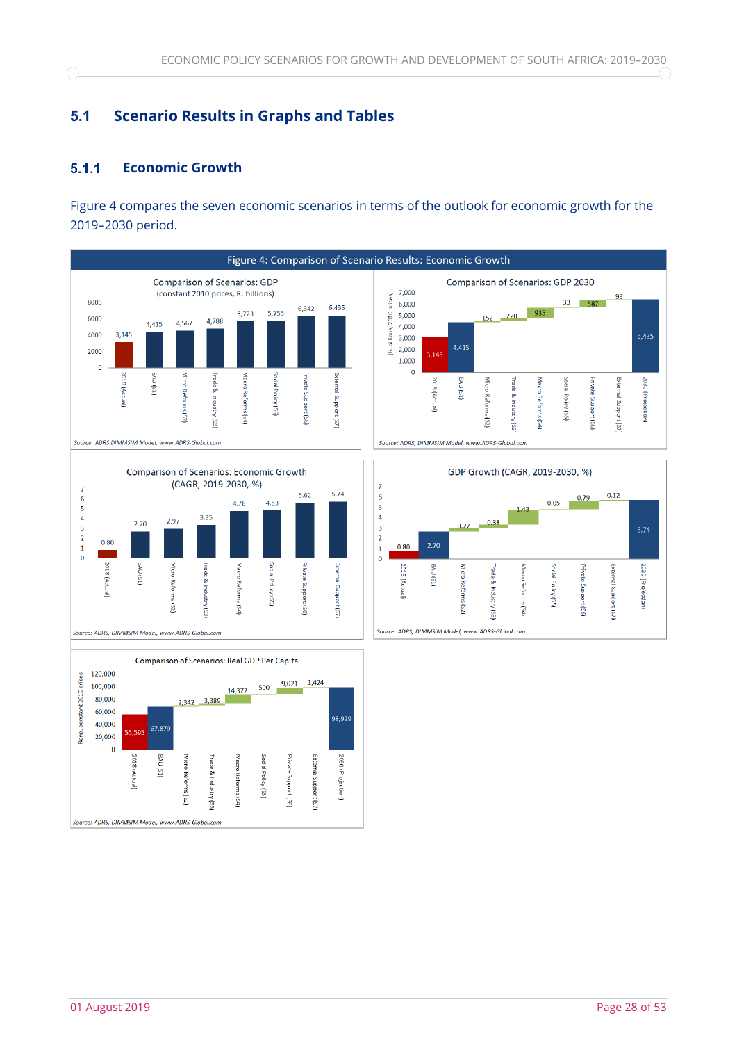## 5.1 Scenario Results in Graphs and Tables

### 5.1.1 Economic Growth

Figure 4 compares the seven economic scenarios in terms of the outlook for economic growth for the 2019–2030 period.

**Figure 4: Comparison of Scenario Results: Economic Growth**

Comparison of Scenarios: GDP
(constant 2010 prices, R. billions)

8000
6000
4000
2000
0

3,145 4,415 4,567 4,788 5,723 5,755 6,342 6,435

2018 (Actual)
BAU (S1)
Micro Reforms (S2)
Trade & Industry (S3)
Macro Reforms (S4)
Social Policy (S5)
Private Support (S6)
External Support (S7)

Source: ADRS DIMMSIM Model, www.ADRS-Global.com

Comparison of Scenarios: GDP 2030

(R. billions, 2010 prices)
7,000
6,000
5,000
4,000
3,000
2,000
1,000
0

3,145 4,415 152 220 935 33 587 93 6,435

2018 (Actual)
BAU (S1)
Micro Reforms (S2)
Trade & Industry (S3)
Macro Reforms (S4)
Social Policy (S5)
Private Support (S6)
External Support (S7)
2030 (Projection)

Source: ADRS, DIMMSIM Model, www.ADRS-Global.com

Comparison of Scenarios: Economic Growth
(CAGR, 2019-2030, %)

7
6
5
4
3
2
1
0

0.80 2.70 2.97 3.35 4.78 4.83 5.62 5.74

2018 (Actual)
BAU (S1)
Micro Reforms (S2)
Trade & Industry (S3)
Macro Reforms (S4)
Social Policy (S5)
Private Support (S6)
External Support (S7)

Source: ADRS, DIMMSIM Model, www.ADRS-Global.com

GDP Growth (CAGR, 2019-2030, %)

7
6
5
4
3
2
1
0

0.80 2.70 0.27 0.38 1.43 0.05 0.79 0.12 5.74

2018 (Actual)
BAU (S1)
Micro Reforms (S2)
Trade & Industry (S3)
Macro Reforms (S4)
Social Policy (S5)
Private Support (S6)
External Support (S7)
2030 (Projection)

Source: ADRS, DIMMSIM Model, www.ADRS-Global.com

Comparison of Scenarios: Real GDP Per Capita

Rand, constant 2010 prices
120,000
100,000
80,000
60,000
40,000
20,000
0

55,595 67,879 2,342 3,389 14,372 500 9,021 1,424 98,929

2018 (Actual)
BAU (S1)
Micro Reforms (S2)
Trade & Industry (S3)
Macro Reforms (S4)
Social Policy (S5)
Private Support (S6)
External Support (S7)
2030 (Projection)

Source: ADRS, DIMMSIM Model, www.ADRS-Global.com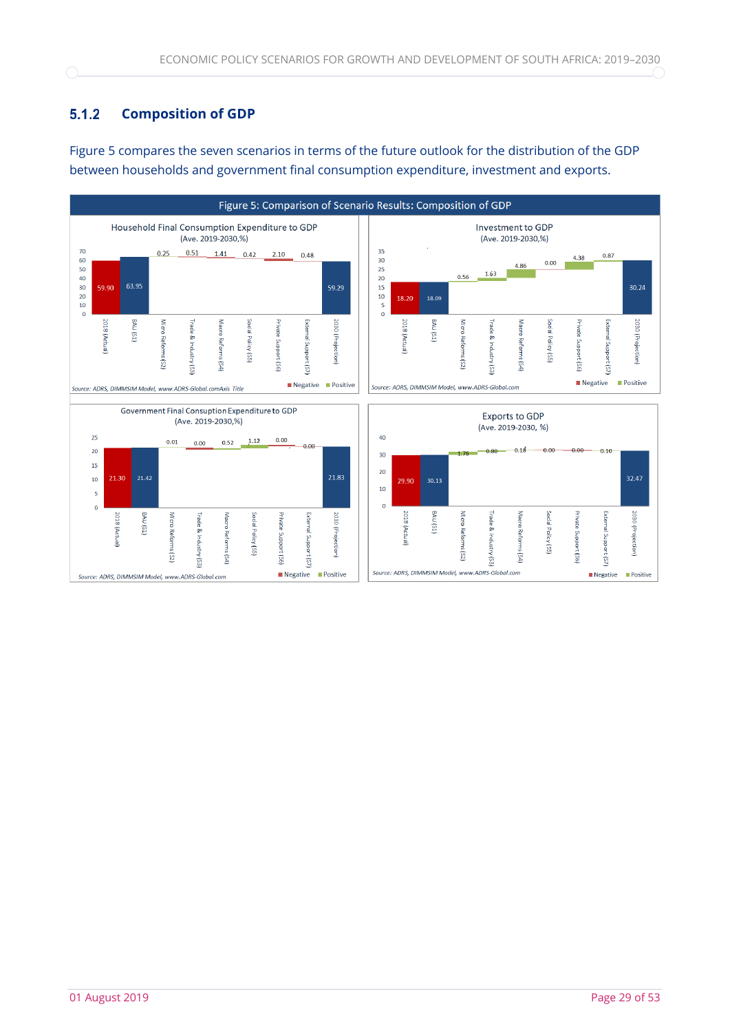### 5.1.2 Composition of GDP

Figure 5 compares the seven scenarios in terms of the future outlook for the distribution of the GDP between households and government final consumption expenditure, investment and exports.

Figure 5: Comparison of Scenario Results: Composition of GDP

Household Final Consumption Expenditure to GDP
(Ave. 2019-2030,%)

70
60
50
40
30
20
10
0

59.90
63.95
0.25
0.51
1.41
0.42
2.10
0.48
59.29

2018 (Actual)
BAU (S1)
Micro Reforms (S2)
Trade & Industry (S3)
Macro Reforms (S4)
Social Policy (S5)
Private Support (S6)
External Support (S7)
2030 (Projection)

Negative
Positive

Source: ADRS, DIMMSIM Model, www.ADRS-Global.comAxis Title

Investment to GDP
(Ave. 2019-2030,%)

35
30
25
20
15
10
5
0

18.20
18.09
0.56
1.63
4.86
0.00
4.38
0.87
30.24

2018 (Actual)
BAU (S1)
Micro Reforms (S2)
Trade & Industry (S3)
Macro Reforms (S4)
Social Policy (S5)
Private Support (S6)
External Support (S7)
2030 (Projection)

Negative
Positive

Source: ADRS, DIMMSIM Model, www.ADRS-Global.com

Government Final Consuption Expenditure to GDP
(Ave. 2019-2030,%)

25
20
15
10
5
0

21.30
21.42
0.01
0.00
0.52
1.12
0.00
0.00
21.83

2018 (Actual)
BAU (S1)
Micro Reforms (S2)
Trade & Industry (S3)
Macro Reforms (S4)
Social Policy (S5)
Private Support (S6)
External Support (S7)
2030 (Projection)

Negative
Positive

Source: ADRS, DIMMSIM Model, www.ADRS-Global.com

Exports to GDP
(Ave. 2019-2030, %)

40
30
20
10
0

29.90
30.13
1.76
0.80
0.18
0.00
0.00
0.10
32.47

2018 (Actual)
BAU (S1)
Micro Reforms (S2)
Trade & Industry (S3)
Macro Reforms (S4)
Social Policy (S5)
Private Support (S6)
External Support (S7)
2030 (Projection)

Negative
Positive

Source: ADRS, DIMMSIM Model, www.ADRS-Global.com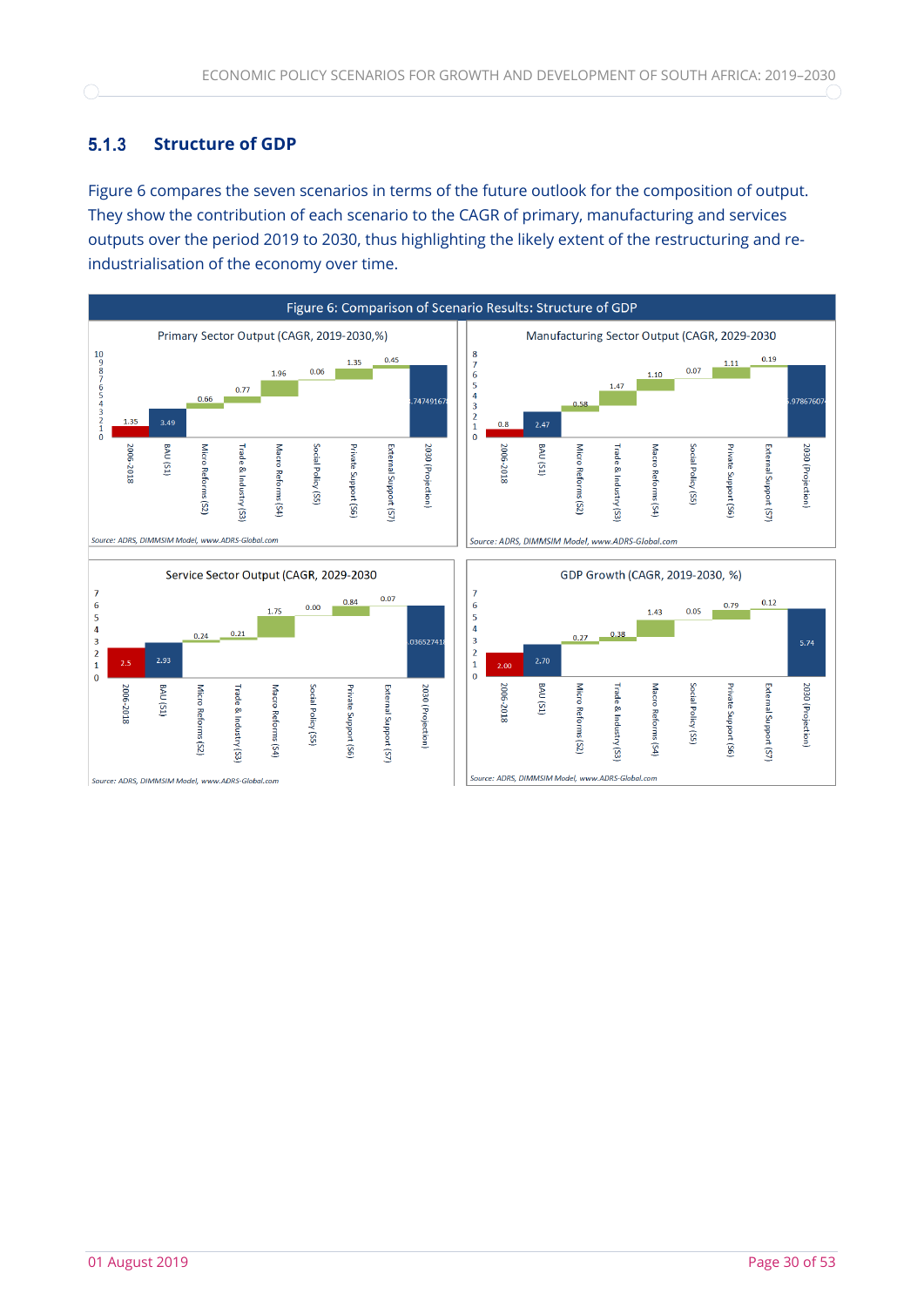### 5.1.3 Structure of GDP

Figure 6 compares the seven scenarios in terms of the future outlook for the composition of output. They show the contribution of each scenario to the CAGR of primary, manufacturing and services outputs over the period 2019 to 2030, thus highlighting the likely extent of the restructuring and re-industrialisation of the economy over time.

Figure 6: Comparison of Scenario Results: Structure of GDP

Primary Sector Output (CAGR, 2019-2030,%)

10
9
8
7
6
5
4
3
2
1
0

1.35
3.49
0.66
0.77
1.96
0.06
1.35
0.45
.74749167

2006-2018
BAU (S1)
Micro Reforms (S2)
Trade & Industry (S3)
Macro Reforms (S4)
Social Policy (S5)
Private Support (S6)
External Support (S7)
2030 (Projection)

Source: ADRS, DIMMSIM Model, www.ADRS-Global.com

Manufacturing Sector Output (CAGR, 2029-2030

8
7
6
5
4
3
2
1
0

0.8
2.47
0.58
1.47
1.10
0.07
1.11
0.19
.97867607

2006-2018
BAU (S1)
Micro Reforms (S2)
Trade & Industry (S3)
Macro Reforms (S4)
Social Policy (S5)
Private Support (S6)
External Support (S7)
2030 (Projection)

Source: ADRS, DIMMSIM Model, www.ADRS-Global.com

Service Sector Output (CAGR, 2029-2030

7
6
5
4
3
2
1
0

2.5
2.93
0.24
0.21
1.75
0.00
0.84
0.07
.036527418

2006-2018
BAU (S1)
Micro Reforms (S2)
Trade & Industry (S3)
Macro Reforms (S4)
Social Policy (S5)
Private Support (S6)
External Support (S7)
2030 (Projection)

Source: ADRS, DIMMSIM Model, www.ADRS-Global.com

GDP Growth (CAGR, 2019-2030, %)

7
6
5
4
3
2
1
0

2.00
2.70
0.27
0.38
1.43
0.05
0.79
0.12
5.74

2006-2018
BAU (S1)
Micro Reforms (S2)
Trade & Industry (S3)
Macro Reforms (S4)
Social Policy (S5)
Private Support (S6)
External Support (S7)
2030 (Projection)

Source: ADRS, DIMMSIM Model, www.ADRS-Global.com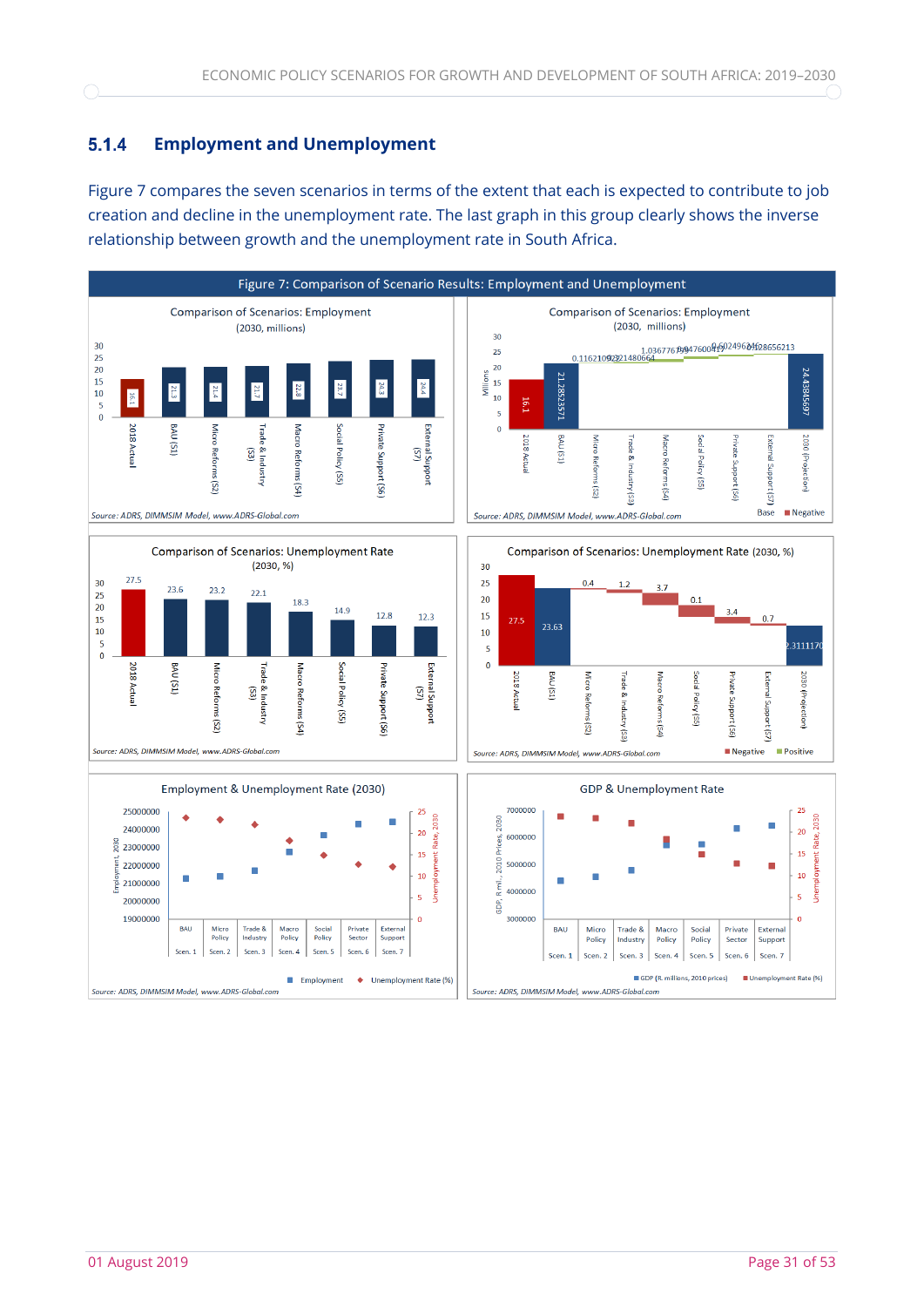### 5.1.4 Employment and Unemployment

Figure 7 compares the seven scenarios in terms of the extent that each is expected to contribute to job creation and decline in the unemployment rate. The last graph in this group clearly shows the inverse relationship between growth and the unemployment rate in South Africa.

**Figure 7: Comparison of Scenario Results: Employment and Unemployment**

Comparison of Scenarios: Employment
(2030, millions)

2018 Actual: 16.1
BAU (S1): 21.3
Micro Reforms (S2): 21.4
Trade & Industry (S3): 21.7
Macro Reforms (S4): 22.8
Social Policy (S5): 23.7
Private Support (S6): 24.3
External Support (S7): 24.4

Source: ADRS, DIMMSIM Model, www.ADRS-Global.com

Comparison of Scenarios: Employment
(2030, millions)

16.1
21.28523571
0.116210923
0.221480664
1.036776794
0.947604192
0.602496626
0.028656213
24.43845697

2018 Actual, BAU (S1), Micro Reforms (S2), Trade & Industry (S3), Macro Reforms (S4), Social Policy (S5), Private Support (S6), External Support (S7), 2030 (Projection)

Base ■ Negative

Source: ADRS, DIMMSIM Model, www.ADRS-Global.com

Comparison of Scenarios: Unemployment Rate
(2030, %)

2018 Actual: 27.5
BAU (S1): 23.6
Micro Reforms (S2): 23.2
Trade & Industry (S3): 22.1
Macro Reforms (S4): 18.3
Social Policy (S5): 14.9
Private Support (S6): 12.8
External Support (S7): 12.3

Source: ADRS, DIMMSIM Model, www.ADRS-Global.com

Comparison of Scenarios: Unemployment Rate (2030, %)

27.5
23.63
0.4
1.2
3.7
0.1
3.4
0.7
2.3111170

2018 Actual, BAU (S1), Micro Reforms (S2), Trade & Industry (S3), Macro Reforms (S4), Social Policy (S5), Private Support (S6), External Support (S7), 2030 (Projection)

■ Negative ■ Positive

Source: ADRS, DIMMSIM Model, www.ADRS-Global.com

Employment & Unemployment Rate (2030)

Employment, 2030; Unemployment Rate, 2030

BAU Scen. 1, Micro Policy Scen. 2, Trade & Industry Scen. 3, Macro Policy Scen. 4, Social Policy Scen. 5, Private Sector Scen. 6, External Support Scen. 7

■ Employment ◆ Unemployment Rate (%)

Source: ADRS, DIMMSIM Model, www.ADRS-Global.com

GDP & Unemployment Rate

GDP, R mil., 2010 Prices, 2030; Unemployment Rate, 2030

BAU Scen. 1, Micro Policy Scen. 2, Trade & Industry Scen. 3, Macro Policy Scen. 4, Social Policy Scen. 5, Private Sector Scen. 6, External Support Scen. 7

■ GDP (R millions, 2010 prices) ■ Unemployment Rate (%)

Source: ADRS, DIMMSIM Model, www.ADRS-Global.com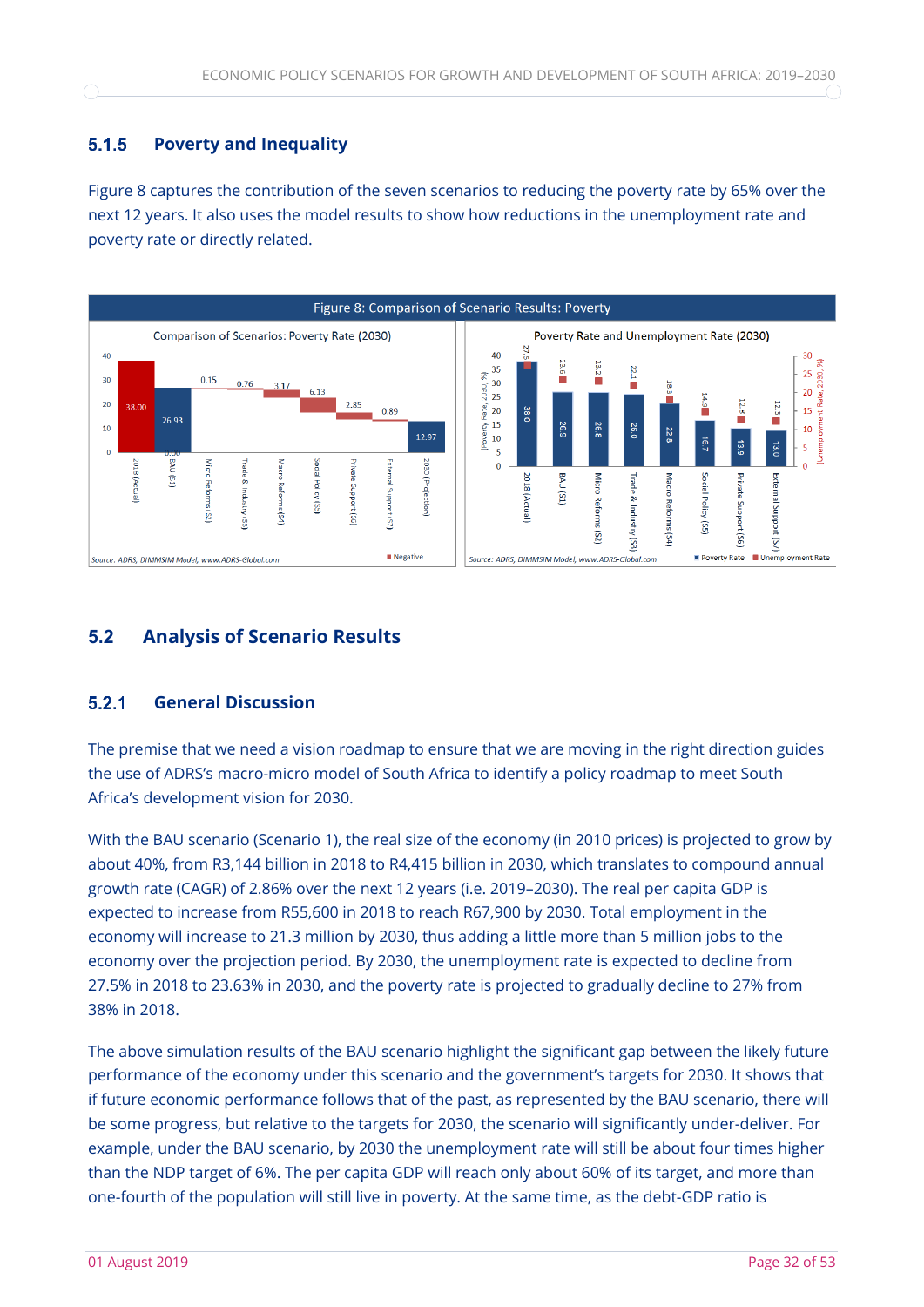### 5.1.5 Poverty and Inequality

Figure 8 captures the contribution of the seven scenarios to reducing the poverty rate by 65% over the next 12 years. It also uses the model results to show how reductions in the unemployment rate and poverty rate or directly related.

Figure 8: Comparison of Scenario Results: Poverty

Comparison of Scenarios: Poverty Rate (2030)

40
30
20
10
0

38.00
26.93
0.00
0.15
0.76
3.17
6.13
2.85
0.89
12.97

2018 (Actual)
BAU (S1)
Micro Reforms (S2)
Trade & Industry (S3)
Macro Reforms (S4)
Social Policy (S5)
Private Support (S6)
External Support (S7)
2030 (Projection)

Source: ADRS, DIMMSIM Model, www.ADRS-Global.com

Negative

Poverty Rate and Unemployment Rate (2030)

(Poverty Rate, 2030, %)
40
35
30
25
20
15
10
5
0

(Unemployment Rate, 2030, %)
30
25
20
15
10
5
0

27.5
23.6
23.2
22.1
18.3
14.9
12.8
12.3

38.0
26.9
26.8
26.0
22.8
16.7
13.9
13.0

2018 (Actual)
BAU (S1)
Micro Reforms (S2)
Trade & Industry (S3)
Macro Reforms (S4)
Social Policy (S5)
Private Support (S6)
External Support (S7)

Source: ADRS, DIMMSIM Model, www.ADRS-Global.com

Poverty Rate
Unemployment Rate

## 5.2 Analysis of Scenario Results

### 5.2.1 General Discussion

The premise that we need a vision roadmap to ensure that we are moving in the right direction guides the use of ADRS's macro-micro model of South Africa to identify a policy roadmap to meet South Africa's development vision for 2030.

With the BAU scenario (Scenario 1), the real size of the economy (in 2010 prices) is projected to grow by about 40%, from R3,144 billion in 2018 to R4,415 billion in 2030, which translates to compound annual growth rate (CAGR) of 2.86% over the next 12 years (i.e. 2019–2030). The real per capita GDP is expected to increase from R55,600 in 2018 to reach R67,900 by 2030. Total employment in the economy will increase to 21.3 million by 2030, thus adding a little more than 5 million jobs to the economy over the projection period. By 2030, the unemployment rate is expected to decline from 27.5% in 2018 to 23.63% in 2030, and the poverty rate is projected to gradually decline to 27% from 38% in 2018.

The above simulation results of the BAU scenario highlight the significant gap between the likely future performance of the economy under this scenario and the government's targets for 2030. It shows that if future economic performance follows that of the past, as represented by the BAU scenario, there will be some progress, but relative to the targets for 2030, the scenario will significantly under-deliver. For example, under the BAU scenario, by 2030 the unemployment rate will still be about four times higher than the NDP target of 6%. The per capita GDP will reach only about 60% of its target, and more than one-fourth of the population will still live in poverty. At the same time, as the debt-GDP ratio is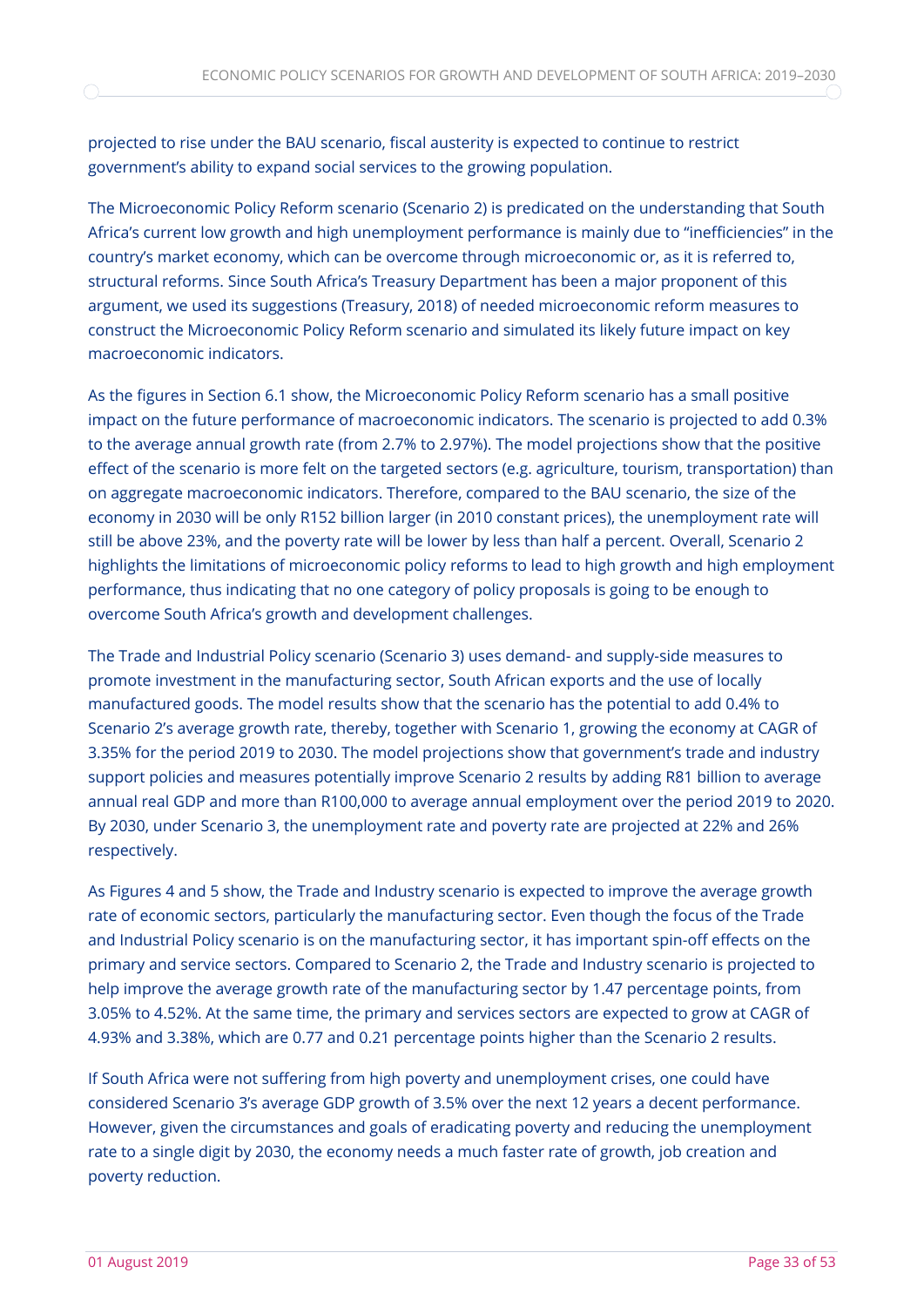projected to rise under the BAU scenario, fiscal austerity is expected to continue to restrict government's ability to expand social services to the growing population.

The Microeconomic Policy Reform scenario (Scenario 2) is predicated on the understanding that South Africa's current low growth and high unemployment performance is mainly due to "inefficiencies" in the country's market economy, which can be overcome through microeconomic or, as it is referred to, structural reforms. Since South Africa's Treasury Department has been a major proponent of this argument, we used its suggestions (Treasury, 2018) of needed microeconomic reform measures to construct the Microeconomic Policy Reform scenario and simulated its likely future impact on key macroeconomic indicators.

As the figures in Section 6.1 show, the Microeconomic Policy Reform scenario has a small positive impact on the future performance of macroeconomic indicators. The scenario is projected to add 0.3% to the average annual growth rate (from 2.7% to 2.97%). The model projections show that the positive effect of the scenario is more felt on the targeted sectors (e.g. agriculture, tourism, transportation) than on aggregate macroeconomic indicators. Therefore, compared to the BAU scenario, the size of the economy in 2030 will be only R152 billion larger (in 2010 constant prices), the unemployment rate will still be above 23%, and the poverty rate will be lower by less than half a percent. Overall, Scenario 2 highlights the limitations of microeconomic policy reforms to lead to high growth and high employment performance, thus indicating that no one category of policy proposals is going to be enough to overcome South Africa's growth and development challenges.

The Trade and Industrial Policy scenario (Scenario 3) uses demand- and supply-side measures to promote investment in the manufacturing sector, South African exports and the use of locally manufactured goods. The model results show that the scenario has the potential to add 0.4% to Scenario 2's average growth rate, thereby, together with Scenario 1, growing the economy at CAGR of 3.35% for the period 2019 to 2030. The model projections show that government's trade and industry support policies and measures potentially improve Scenario 2 results by adding R81 billion to average annual real GDP and more than R100,000 to average annual employment over the period 2019 to 2020. By 2030, under Scenario 3, the unemployment rate and poverty rate are projected at 22% and 26% respectively.

As Figures 4 and 5 show, the Trade and Industry scenario is expected to improve the average growth rate of economic sectors, particularly the manufacturing sector. Even though the focus of the Trade and Industrial Policy scenario is on the manufacturing sector, it has important spin-off effects on the primary and service sectors. Compared to Scenario 2, the Trade and Industry scenario is projected to help improve the average growth rate of the manufacturing sector by 1.47 percentage points, from 3.05% to 4.52%. At the same time, the primary and services sectors are expected to grow at CAGR of 4.93% and 3.38%, which are 0.77 and 0.21 percentage points higher than the Scenario 2 results.

If South Africa were not suffering from high poverty and unemployment crises, one could have considered Scenario 3's average GDP growth of 3.5% over the next 12 years a decent performance. However, given the circumstances and goals of eradicating poverty and reducing the unemployment rate to a single digit by 2030, the economy needs a much faster rate of growth, job creation and poverty reduction.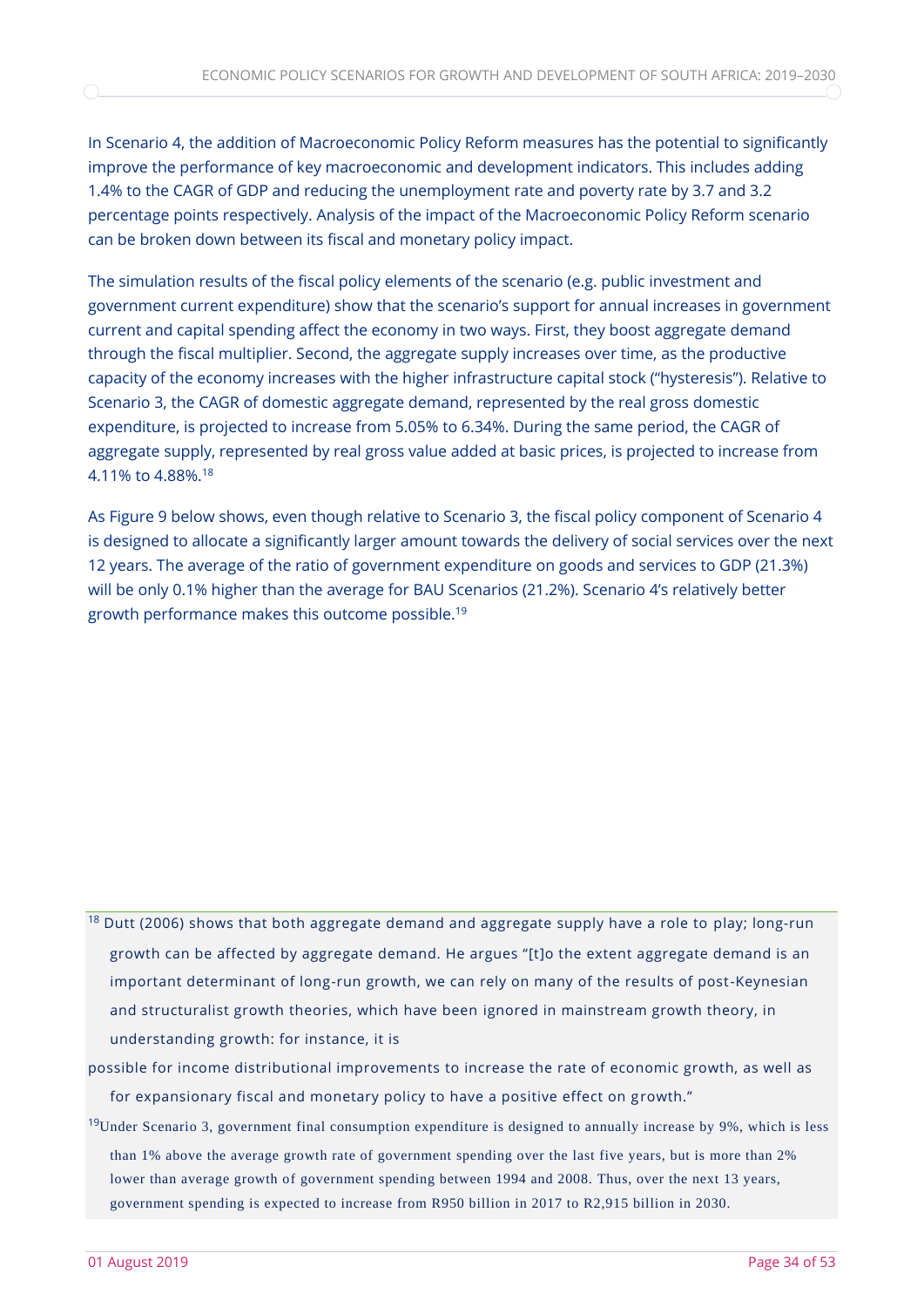In Scenario 4, the addition of Macroeconomic Policy Reform measures has the potential to significantly improve the performance of key macroeconomic and development indicators. This includes adding 1.4% to the CAGR of GDP and reducing the unemployment rate and poverty rate by 3.7 and 3.2 percentage points respectively. Analysis of the impact of the Macroeconomic Policy Reform scenario can be broken down between its fiscal and monetary policy impact.

The simulation results of the fiscal policy elements of the scenario (e.g. public investment and government current expenditure) show that the scenario's support for annual increases in government current and capital spending affect the economy in two ways. First, they boost aggregate demand through the fiscal multiplier. Second, the aggregate supply increases over time, as the productive capacity of the economy increases with the higher infrastructure capital stock ("hysteresis"). Relative to Scenario 3, the CAGR of domestic aggregate demand, represented by the real gross domestic expenditure, is projected to increase from 5.05% to 6.34%. During the same period, the CAGR of aggregate supply, represented by real gross value added at basic prices, is projected to increase from 4.11% to 4.88%.[18]

As Figure 9 below shows, even though relative to Scenario 3, the fiscal policy component of Scenario 4 is designed to allocate a significantly larger amount towards the delivery of social services over the next 12 years. The average of the ratio of government expenditure on goods and services to GDP (21.3%) will be only 0.1% higher than the average for BAU Scenarios (21.2%). Scenario 4's relatively better growth performance makes this outcome possible.[19]

---

[18] Dutt (2006) shows that both aggregate demand and aggregate supply have a role to play; long-run growth can be affected by aggregate demand. He argues "[t]o the extent aggregate demand is an important determinant of long-run growth, we can rely on many of the results of post-Keynesian and structuralist growth theories, which have been ignored in mainstream growth theory, in understanding growth: for instance, it is possible for income distributional improvements to increase the rate of economic growth, as well as for expansionary fiscal and monetary policy to have a positive effect on growth."

[19] Under Scenario 3, government final consumption expenditure is designed to annually increase by 9%, which is less than 1% above the average growth rate of government spending over the last five years, but is more than 2% lower than average growth of government spending between 1994 and 2008. Thus, over the next 13 years, government spending is expected to increase from R950 billion in 2017 to R2,915 billion in 2030.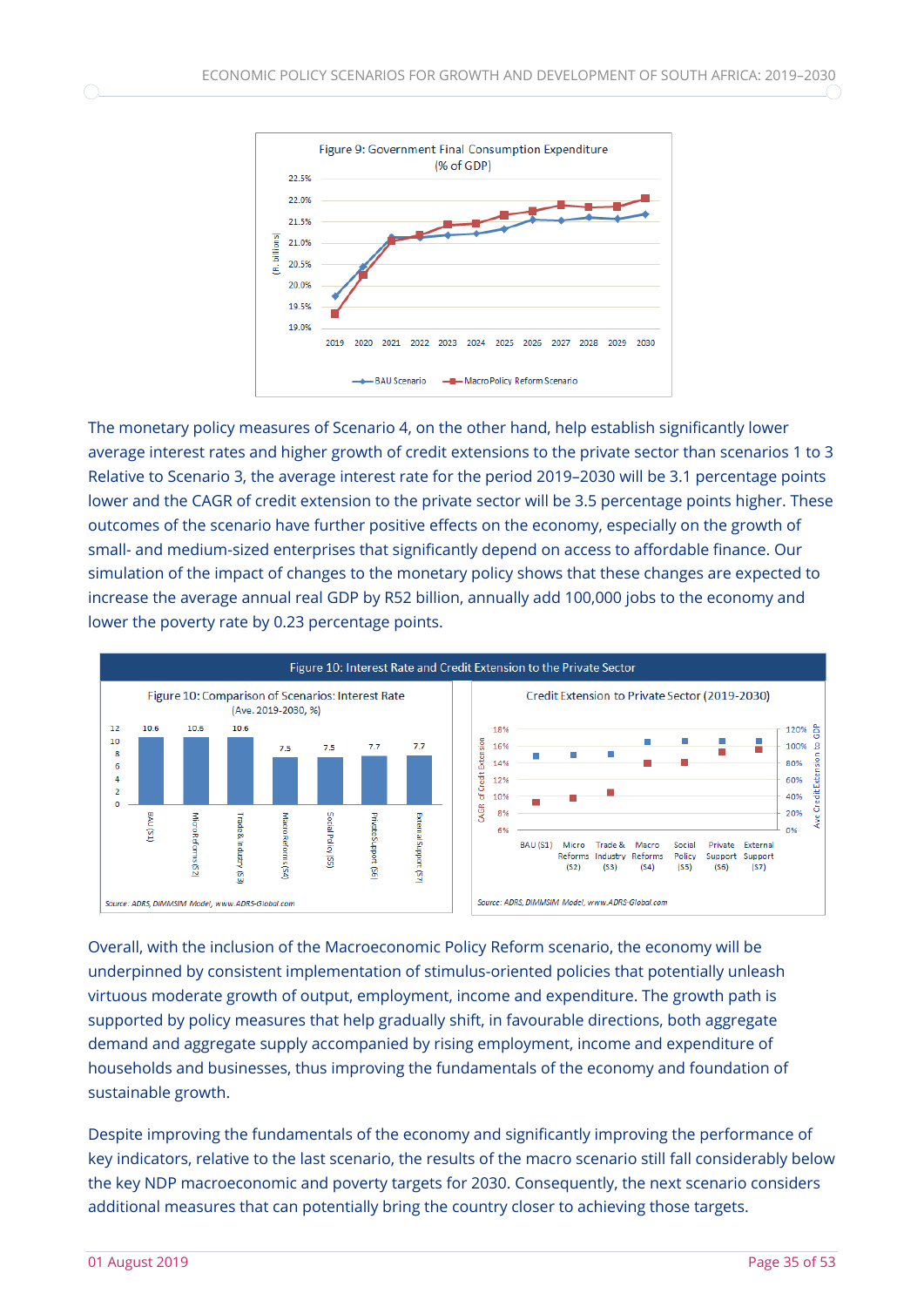Figure 9: Government Final Consumption Expenditure
(% of GDP)

22.5%
22.0%
21.5%
21.0%
20.5%
20.0%
19.5%
19.0%

(R, billions)

2019 2020 2021 2022 2023 2024 2025 2026 2027 2028 2029 2030

BAU Scenario — Macro Policy Reform Scenario

The monetary policy measures of Scenario 4, on the other hand, help establish significantly lower average interest rates and higher growth of credit extensions to the private sector than scenarios 1 to 3 Relative to Scenario 3, the average interest rate for the period 2019–2030 will be 3.1 percentage points lower and the CAGR of credit extension to the private sector will be 3.5 percentage points higher. These outcomes of the scenario have further positive effects on the economy, especially on the growth of small- and medium-sized enterprises that significantly depend on access to affordable finance. Our simulation of the impact of changes to the monetary policy shows that these changes are expected to increase the average annual real GDP by R52 billion, annually add 100,000 jobs to the economy and lower the poverty rate by 0.23 percentage points.

Figure 10: Interest Rate and Credit Extension to the Private Sector

Figure 10: Comparison of Scenarios: Interest Rate
(Ave. 2019-2030, %)

12
10
8
6
4
2
0

10.6 10.6 10.6 7.5 7.5 7.7 7.7

BAU (S1)
Micro Reforms (S2)
Trade & Industry (S3)
Macro Reforms (S4)
Social Policy (S5)
Private Support (S6)
External Support (S7)

Source: ADRS, DIMMSIM Model, www.ADRS-Global.com

Credit Extension to Private Sector (2019-2030)

CAGR of Credit Extension

18%
16%
14%
12%
10%
8%
6%

Ave Credit Extension to GDP

120%
100%
80%
60%
40%
20%
0%

BAU (S1)
Micro Reforms (S2)
Trade & Industry (S3)
Macro Reforms (S4)
Social Policy (S5)
Private Support (S6)
External Support (S7)

Source: ADRS, DIMMSIM Model, www.ADRS-Global.com

Overall, with the inclusion of the Macroeconomic Policy Reform scenario, the economy will be underpinned by consistent implementation of stimulus-oriented policies that potentially unleash virtuous moderate growth of output, employment, income and expenditure. The growth path is supported by policy measures that help gradually shift, in favourable directions, both aggregate demand and aggregate supply accompanied by rising employment, income and expenditure of households and businesses, thus improving the fundamentals of the economy and foundation of sustainable growth.

Despite improving the fundamentals of the economy and significantly improving the performance of key indicators, relative to the last scenario, the results of the macro scenario still fall considerably below the key NDP macroeconomic and poverty targets for 2030. Consequently, the next scenario considers additional measures that can potentially bring the country closer to achieving those targets.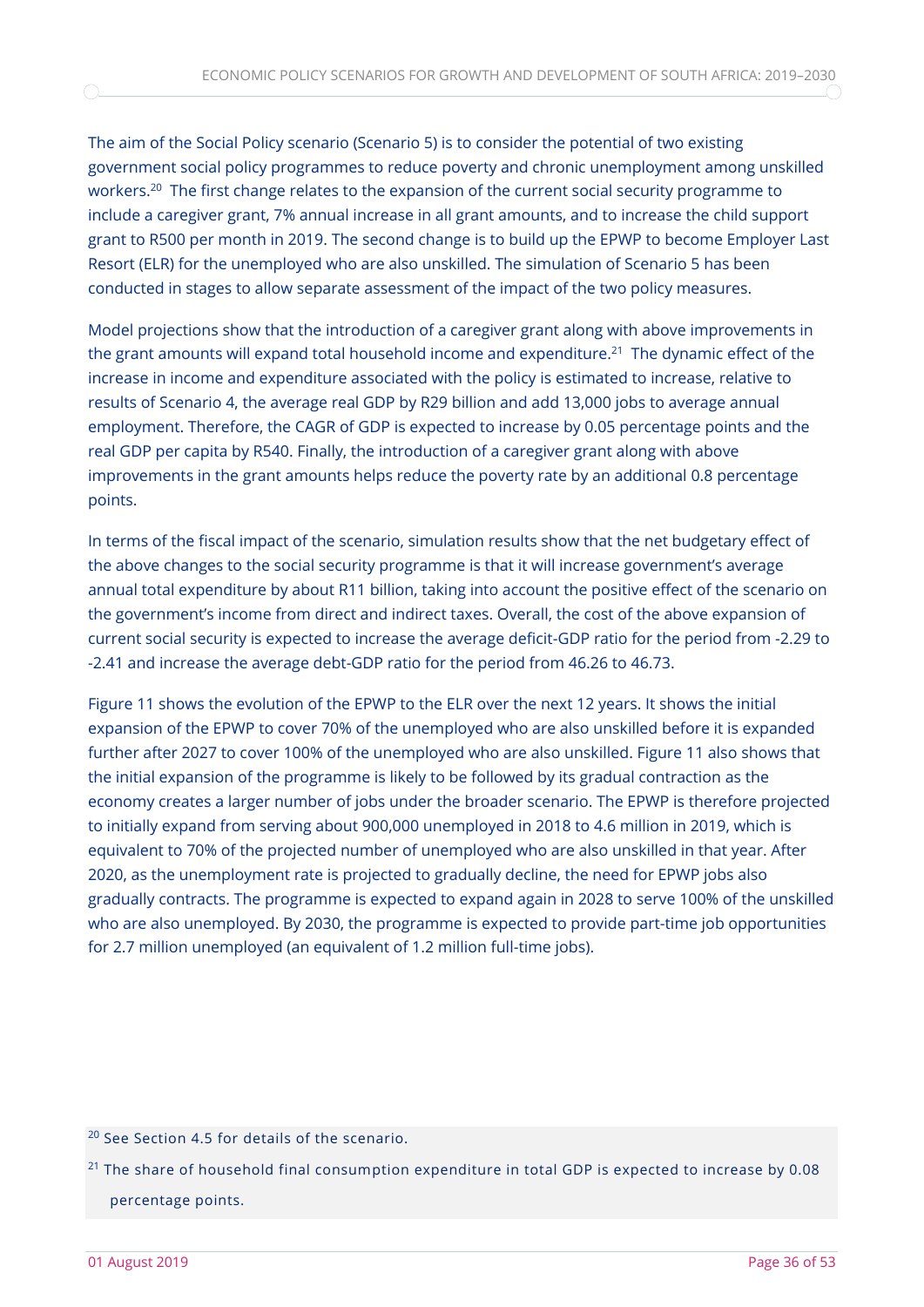The aim of the Social Policy scenario (Scenario 5) is to consider the potential of two existing government social policy programmes to reduce poverty and chronic unemployment among unskilled workers.[20] The first change relates to the expansion of the current social security programme to include a caregiver grant, 7% annual increase in all grant amounts, and to increase the child support grant to R500 per month in 2019. The second change is to build up the EPWP to become Employer Last Resort (ELR) for the unemployed who are also unskilled. The simulation of Scenario 5 has been conducted in stages to allow separate assessment of the impact of the two policy measures.

Model projections show that the introduction of a caregiver grant along with above improvements in the grant amounts will expand total household income and expenditure.[21] The dynamic effect of the increase in income and expenditure associated with the policy is estimated to increase, relative to results of Scenario 4, the average real GDP by R29 billion and add 13,000 jobs to average annual employment. Therefore, the CAGR of GDP is expected to increase by 0.05 percentage points and the real GDP per capita by R540. Finally, the introduction of a caregiver grant along with above improvements in the grant amounts helps reduce the poverty rate by an additional 0.8 percentage points.

In terms of the fiscal impact of the scenario, simulation results show that the net budgetary effect of the above changes to the social security programme is that it will increase government's average annual total expenditure by about R11 billion, taking into account the positive effect of the scenario on the government's income from direct and indirect taxes. Overall, the cost of the above expansion of current social security is expected to increase the average deficit-GDP ratio for the period from -2.29 to -2.41 and increase the average debt-GDP ratio for the period from 46.26 to 46.73.

Figure 11 shows the evolution of the EPWP to the ELR over the next 12 years. It shows the initial expansion of the EPWP to cover 70% of the unemployed who are also unskilled before it is expanded further after 2027 to cover 100% of the unemployed who are also unskilled. Figure 11 also shows that the initial expansion of the programme is likely to be followed by its gradual contraction as the economy creates a larger number of jobs under the broader scenario. The EPWP is therefore projected to initially expand from serving about 900,000 unemployed in 2018 to 4.6 million in 2019, which is equivalent to 70% of the projected number of unemployed who are also unskilled in that year. After 2020, as the unemployment rate is projected to gradually decline, the need for EPWP jobs also gradually contracts. The programme is expected to expand again in 2028 to serve 100% of the unskilled who are also unemployed. By 2030, the programme is expected to provide part-time job opportunities for 2.7 million unemployed (an equivalent of 1.2 million full-time jobs).

[20] See Section 4.5 for details of the scenario.

[21] The share of household final consumption expenditure in total GDP is expected to increase by 0.08 percentage points.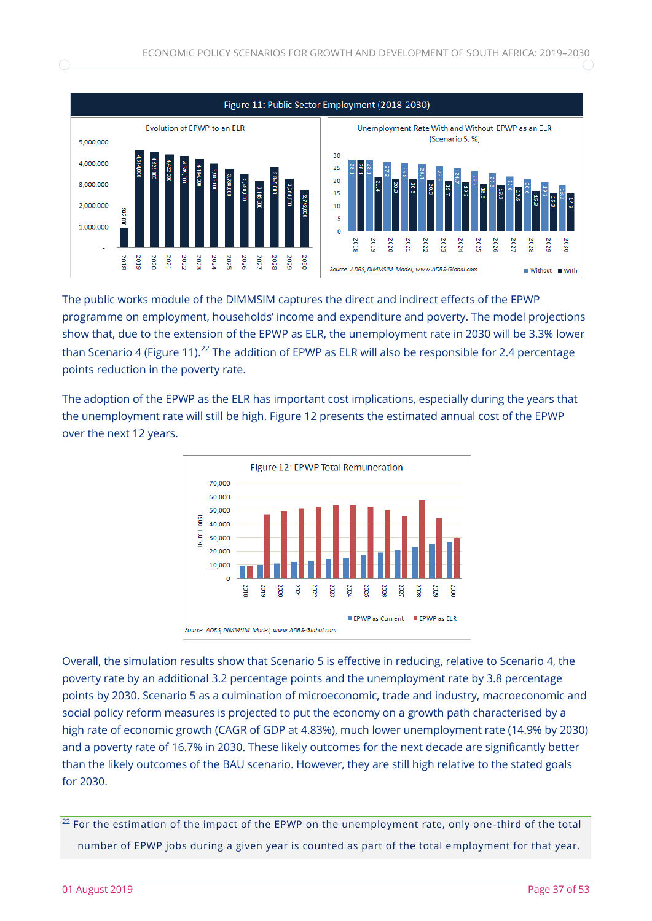Figure 11: Public Sector Employment (2018-2030)

Evolution of EPWP to an ELR

5,000,000
4,000,000
3,000,000
2,000,000
1,000,000
-

932,000
4,614,000
4,526,000
4,422,000
4,340,000
4,194,000
3,985,000
3,738,000
3,498,000
3,146,000
3,846,000
3,264,000
2,742,000

2018 2019 2020 2021 2022 2023 2024 2025 2026 2027 2028 2029 2030

Unemployment Rate With and Without EPWP as an ELR (Scenario 5, %)

30
25
20
15
10
5
0

28.1 28.1 28.1 21.4 27.2 20.8 26.8 20.5 26.4 20.3 25.5 19.7 24.7 19.2 23.6 18.6 22.8 18.1 21.6 17.6 20.6 15.8 19.3 15.3 18.2 14.9

2018 2019 2020 2021 2022 2023 2024 2025 2026 2027 2028 2029 2030

Source: ADRS, DIMMSIM Model, www.ADRS-Global.com

Without With

The public works module of the DIMMSIM captures the direct and indirect effects of the EPWP programme on employment, households' income and expenditure and poverty. The model projections show that, due to the extension of the EPWP as ELR, the unemployment rate in 2030 will be 3.3% lower than Scenario 4 (Figure 11).[22] The addition of EPWP as ELR will also be responsible for 2.4 percentage points reduction in the poverty rate.

The adoption of the EPWP as the ELR has important cost implications, especially during the years that the unemployment rate will still be high. Figure 12 presents the estimated annual cost of the EPWP over the next 12 years.

Figure 12: EPWP Total Remuneration

(R, millions)

70,000
60,000
50,000
40,000
30,000
20,000
10,000
0

2018 2019 2020 2021 2022 2023 2024 2025 2026 2027 2028 2029 2030

EPWP as Current EPWP as ELR

Source: ADRS, DIMMSIM Model, www.ADRS-Global.com

Overall, the simulation results show that Scenario 5 is effective in reducing, relative to Scenario 4, the poverty rate by an additional 3.2 percentage points and the unemployment rate by 3.8 percentage points by 2030. Scenario 5 as a culmination of microeconomic, trade and industry, macroeconomic and social policy reform measures is projected to put the economy on a growth path characterised by a high rate of economic growth (CAGR of GDP at 4.83%), much lower unemployment rate (14.9% by 2030) and a poverty rate of 16.7% in 2030. These likely outcomes for the next decade are significantly better than the likely outcomes of the BAU scenario. However, they are still high relative to the stated goals for 2030.

[22] For the estimation of the impact of the EPWP on the unemployment rate, only one-third of the total number of EPWP jobs during a given year is counted as part of the total employment for that year.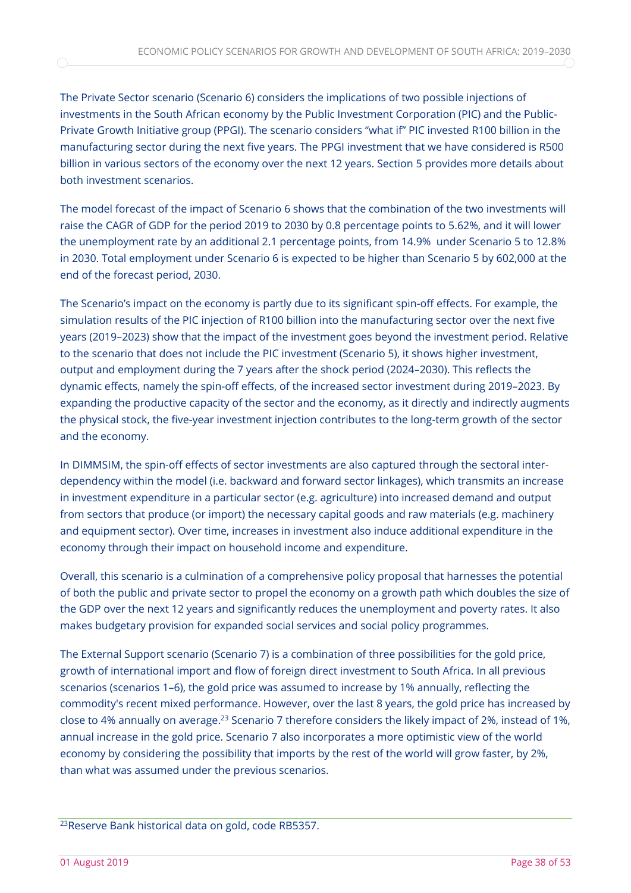The Private Sector scenario (Scenario 6) considers the implications of two possible injections of investments in the South African economy by the Public Investment Corporation (PIC) and the Public-Private Growth Initiative group (PPGI). The scenario considers "what if" PIC invested R100 billion in the manufacturing sector during the next five years. The PPGI investment that we have considered is R500 billion in various sectors of the economy over the next 12 years. Section 5 provides more details about both investment scenarios.

The model forecast of the impact of Scenario 6 shows that the combination of the two investments will raise the CAGR of GDP for the period 2019 to 2030 by 0.8 percentage points to 5.62%, and it will lower the unemployment rate by an additional 2.1 percentage points, from 14.9% under Scenario 5 to 12.8% in 2030. Total employment under Scenario 6 is expected to be higher than Scenario 5 by 602,000 at the end of the forecast period, 2030.

The Scenario's impact on the economy is partly due to its significant spin-off effects. For example, the simulation results of the PIC injection of R100 billion into the manufacturing sector over the next five years (2019–2023) show that the impact of the investment goes beyond the investment period. Relative to the scenario that does not include the PIC investment (Scenario 5), it shows higher investment, output and employment during the 7 years after the shock period (2024–2030). This reflects the dynamic effects, namely the spin-off effects, of the increased sector investment during 2019–2023. By expanding the productive capacity of the sector and the economy, as it directly and indirectly augments the physical stock, the five-year investment injection contributes to the long-term growth of the sector and the economy.

In DIMMSIM, the spin-off effects of sector investments are also captured through the sectoral inter-dependency within the model (i.e. backward and forward sector linkages), which transmits an increase in investment expenditure in a particular sector (e.g. agriculture) into increased demand and output from sectors that produce (or import) the necessary capital goods and raw materials (e.g. machinery and equipment sector). Over time, increases in investment also induce additional expenditure in the economy through their impact on household income and expenditure.

Overall, this scenario is a culmination of a comprehensive policy proposal that harnesses the potential of both the public and private sector to propel the economy on a growth path which doubles the size of the GDP over the next 12 years and significantly reduces the unemployment and poverty rates. It also makes budgetary provision for expanded social services and social policy programmes.

The External Support scenario (Scenario 7) is a combination of three possibilities for the gold price, growth of international import and flow of foreign direct investment to South Africa. In all previous scenarios (scenarios 1–6), the gold price was assumed to increase by 1% annually, reflecting the commodity's recent mixed performance. However, over the last 8 years, the gold price has increased by close to 4% annually on average.[23] Scenario 7 therefore considers the likely impact of 2%, instead of 1%, annual increase in the gold price. Scenario 7 also incorporates a more optimistic view of the world economy by considering the possibility that imports by the rest of the world will grow faster, by 2%, than what was assumed under the previous scenarios.

[23] Reserve Bank historical data on gold, code RB5357.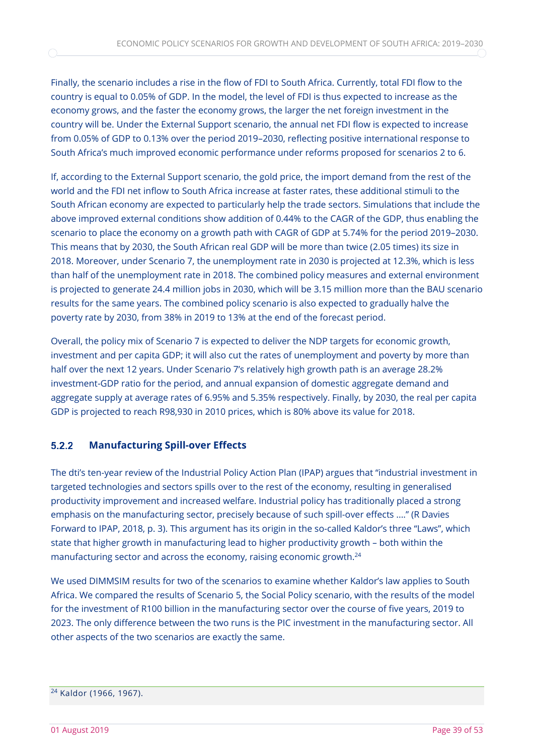Finally, the scenario includes a rise in the flow of FDI to South Africa. Currently, total FDI flow to the country is equal to 0.05% of GDP. In the model, the level of FDI is thus expected to increase as the economy grows, and the faster the economy grows, the larger the net foreign investment in the country will be. Under the External Support scenario, the annual net FDI flow is expected to increase from 0.05% of GDP to 0.13% over the period 2019–2030, reflecting positive international response to South Africa's much improved economic performance under reforms proposed for scenarios 2 to 6.

If, according to the External Support scenario, the gold price, the import demand from the rest of the world and the FDI net inflow to South Africa increase at faster rates, these additional stimuli to the South African economy are expected to particularly help the trade sectors. Simulations that include the above improved external conditions show addition of 0.44% to the CAGR of the GDP, thus enabling the scenario to place the economy on a growth path with CAGR of GDP at 5.74% for the period 2019–2030. This means that by 2030, the South African real GDP will be more than twice (2.05 times) its size in 2018. Moreover, under Scenario 7, the unemployment rate in 2030 is projected at 12.3%, which is less than half of the unemployment rate in 2018. The combined policy measures and external environment is projected to generate 24.4 million jobs in 2030, which will be 3.15 million more than the BAU scenario results for the same years. The combined policy scenario is also expected to gradually halve the poverty rate by 2030, from 38% in 2019 to 13% at the end of the forecast period.

Overall, the policy mix of Scenario 7 is expected to deliver the NDP targets for economic growth, investment and per capita GDP; it will also cut the rates of unemployment and poverty by more than half over the next 12 years. Under Scenario 7's relatively high growth path is an average 28.2% investment-GDP ratio for the period, and annual expansion of domestic aggregate demand and aggregate supply at average rates of 6.95% and 5.35% respectively. Finally, by 2030, the real per capita GDP is projected to reach R98,930 in 2010 prices, which is 80% above its value for 2018.

### 5.2.2 Manufacturing Spill-over Effects

The dti's ten-year review of the Industrial Policy Action Plan (IPAP) argues that "industrial investment in targeted technologies and sectors spills over to the rest of the economy, resulting in generalised productivity improvement and increased welfare. Industrial policy has traditionally placed a strong emphasis on the manufacturing sector, precisely because of such spill-over effects …." (R Davies Forward to IPAP, 2018, p. 3). This argument has its origin in the so-called Kaldor's three "Laws", which state that higher growth in manufacturing lead to higher productivity growth – both within the manufacturing sector and across the economy, raising economic growth.[24]

We used DIMMSIM results for two of the scenarios to examine whether Kaldor's law applies to South Africa. We compared the results of Scenario 5, the Social Policy scenario, with the results of the model for the investment of R100 billion in the manufacturing sector over the course of five years, 2019 to 2023. The only difference between the two runs is the PIC investment in the manufacturing sector. All other aspects of the two scenarios are exactly the same.

[24] Kaldor (1966, 1967).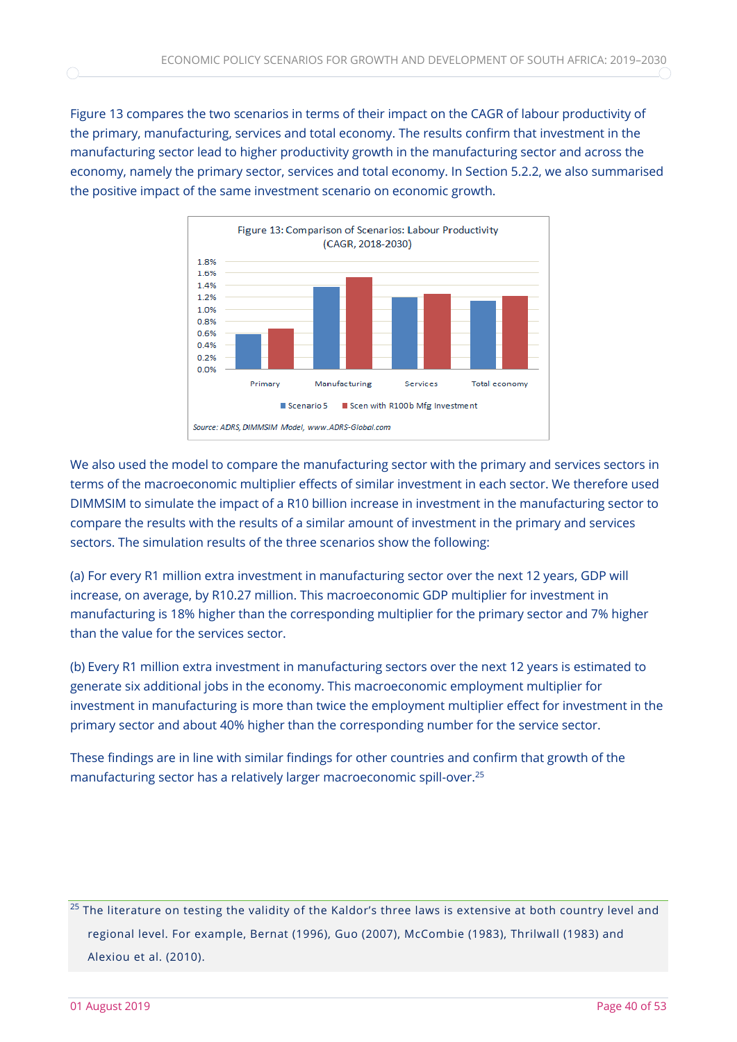Figure 13 compares the two scenarios in terms of their impact on the CAGR of labour productivity of the primary, manufacturing, services and total economy. The results confirm that investment in the manufacturing sector lead to higher productivity growth in the manufacturing sector and across the economy, namely the primary sector, services and total economy. In Section 5.2.2, we also summarised the positive impact of the same investment scenario on economic growth.

Figure 13: Comparison of Scenarios: Labour Productivity (CAGR, 2018-2030)

1.8%
1.6%
1.4%
1.2%
1.0%
0.8%
0.6%
0.4%
0.2%
0.0%

Primary
Manufacturing
Services
Total economy

Scenario 5
Scen with R100b Mfg Investment

*Source: ADRS, DIMMSIM Model, www.ADRS-Global.com*

We also used the model to compare the manufacturing sector with the primary and services sectors in terms of the macroeconomic multiplier effects of similar investment in each sector. We therefore used DIMMSIM to simulate the impact of a R10 billion increase in investment in the manufacturing sector to compare the results with the results of a similar amount of investment in the primary and services sectors. The simulation results of the three scenarios show the following:

(a) For every R1 million extra investment in manufacturing sector over the next 12 years, GDP will increase, on average, by R10.27 million. This macroeconomic GDP multiplier for investment in manufacturing is 18% higher than the corresponding multiplier for the primary sector and 7% higher than the value for the services sector.

(b) Every R1 million extra investment in manufacturing sectors over the next 12 years is estimated to generate six additional jobs in the economy. This macroeconomic employment multiplier for investment in manufacturing is more than twice the employment multiplier effect for investment in the primary sector and about 40% higher than the corresponding number for the service sector.

These findings are in line with similar findings for other countries and confirm that growth of the manufacturing sector has a relatively larger macroeconomic spill-over.[25]

[25] The literature on testing the validity of the Kaldor's three laws is extensive at both country level and regional level. For example, Bernat (1996), Guo (2007), McCombie (1983), Thrilwall (1983) and Alexiou et al. (2010).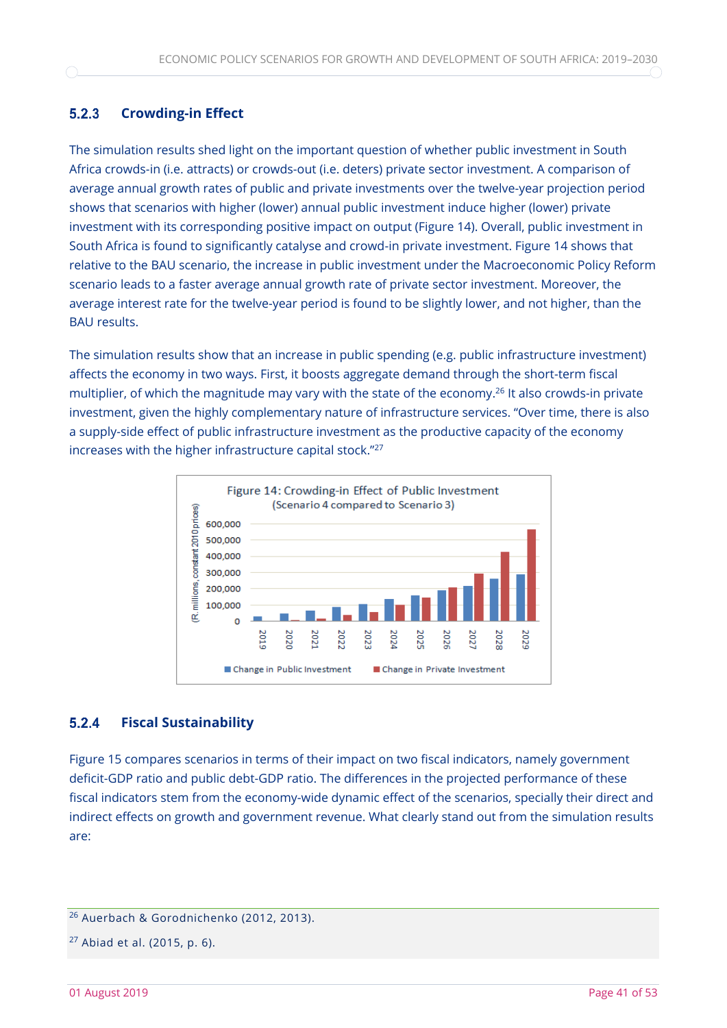### 5.2.3 Crowding-in Effect

The simulation results shed light on the important question of whether public investment in South Africa crowds-in (i.e. attracts) or crowds-out (i.e. deters) private sector investment. A comparison of average annual growth rates of public and private investments over the twelve-year projection period shows that scenarios with higher (lower) annual public investment induce higher (lower) private investment with its corresponding positive impact on output (Figure 14). Overall, public investment in South Africa is found to significantly catalyse and crowd-in private investment. Figure 14 shows that relative to the BAU scenario, the increase in public investment under the Macroeconomic Policy Reform scenario leads to a faster average annual growth rate of private sector investment. Moreover, the average interest rate for the twelve-year period is found to be slightly lower, and not higher, than the BAU results.

The simulation results show that an increase in public spending (e.g. public infrastructure investment) affects the economy in two ways. First, it boosts aggregate demand through the short-term fiscal multiplier, of which the magnitude may vary with the state of the economy.[26] It also crowds-in private investment, given the highly complementary nature of infrastructure services. "Over time, there is also a supply-side effect of public infrastructure investment as the productive capacity of the economy increases with the higher infrastructure capital stock."[27]

Figure 14: Crowding-in Effect of Public Investment
(Scenario 4 compared to Scenario 3)

(R. millions, constant 2010 prices)

600,000
500,000
400,000
300,000
200,000
100,000
0

2019 2020 2021 2022 2023 2024 2025 2026 2027 2028 2029

Change in Public Investment
Change in Private Investment

### 5.2.4 Fiscal Sustainability

Figure 15 compares scenarios in terms of their impact on two fiscal indicators, namely government deficit-GDP ratio and public debt-GDP ratio. The differences in the projected performance of these fiscal indicators stem from the economy-wide dynamic effect of the scenarios, specially their direct and indirect effects on growth and government revenue. What clearly stand out from the simulation results are:

[26] Auerbach & Gorodnichenko (2012, 2013).

[27] Abiad et al. (2015, p. 6).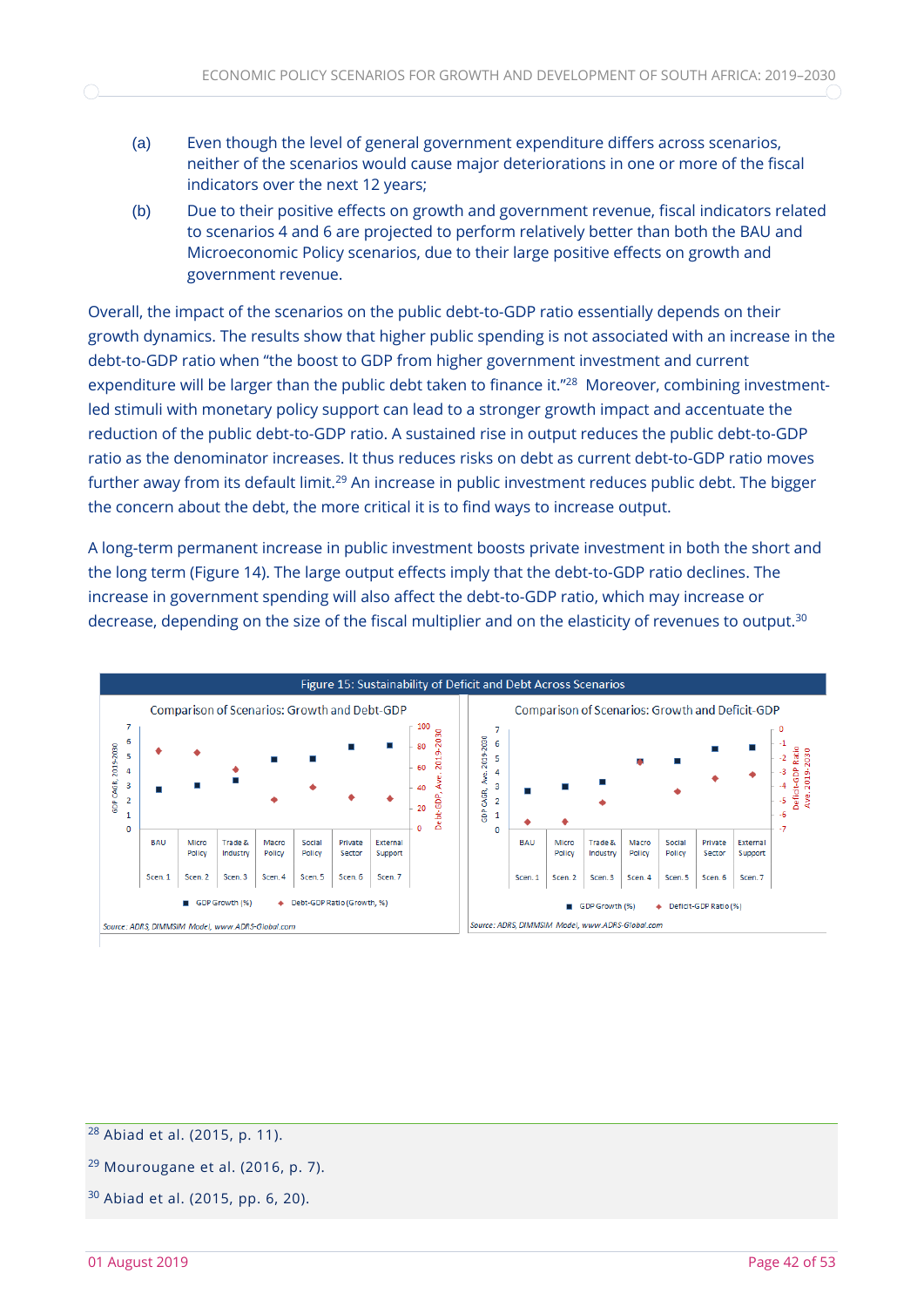(a) Even though the level of general government expenditure differs across scenarios, neither of the scenarios would cause major deteriorations in one or more of the fiscal indicators over the next 12 years;

(b) Due to their positive effects on growth and government revenue, fiscal indicators related to scenarios 4 and 6 are projected to perform relatively better than both the BAU and Microeconomic Policy scenarios, due to their large positive effects on growth and government revenue.

Overall, the impact of the scenarios on the public debt-to-GDP ratio essentially depends on their growth dynamics. The results show that higher public spending is not associated with an increase in the debt-to-GDP ratio when "the boost to GDP from higher government investment and current expenditure will be larger than the public debt taken to finance it."[28] Moreover, combining investment-led stimuli with monetary policy support can lead to a stronger growth impact and accentuate the reduction of the public debt-to-GDP ratio. A sustained rise in output reduces the public debt-to-GDP ratio as the denominator increases. It thus reduces risks on debt as current debt-to-GDP ratio moves further away from its default limit.[29] An increase in public investment reduces public debt. The bigger the concern about the debt, the more critical it is to find ways to increase output.

A long-term permanent increase in public investment boosts private investment in both the short and the long term (Figure 14). The large output effects imply that the debt-to-GDP ratio declines. The increase in government spending will also affect the debt-to-GDP ratio, which may increase or decrease, depending on the size of the fiscal multiplier and on the elasticity of revenues to output.[30]

Figure 15: Sustainability of Deficit and Debt Across Scenarios

Comparison of Scenarios: Growth and Debt-GDP

GDP CAGR, 2019-2030

Debt-GDP, Ave. 2019-2030

7
6
5
4
3
2
1
0

100
80
60
40
20
0

BAU — Scen. 1
Micro Policy — Scen. 2
Trade & Industry — Scen. 3
Macro Policy — Scen. 4
Social Policy — Scen. 5
Private Sector — Scen. 6
External Support — Scen. 7

GDP Growth (%) ◆ Debt-GDP Ratio (Growth, %)

Source: ADRS, DIMMSIM Model, www.ADRS-Global.com

Comparison of Scenarios: Growth and Deficit-GDP

GDP CAGR, Ave. 2019-2030

Deficit-GDP Ratio Ave. 2019-2030

7
6
5
4
3
2
1
0

0
-1
-2
-3
-4
-5
-6
-7

BAU — Scen. 1
Micro Policy — Scen. 2
Trade & Industry — Scen. 3
Macro Policy — Scen. 4
Social Policy — Scen. 5
Private Sector — Scen. 6
External Support — Scen. 7

GDP Growth (%) ◆ Deficit-GDP Ratio (%)

Source: ADRS, DIMMSIM Model, www.ADRS-Global.com

---

[28] Abiad et al. (2015, p. 11).

[29] Mourougane et al. (2016, p. 7).

[30] Abiad et al. (2015, pp. 6, 20).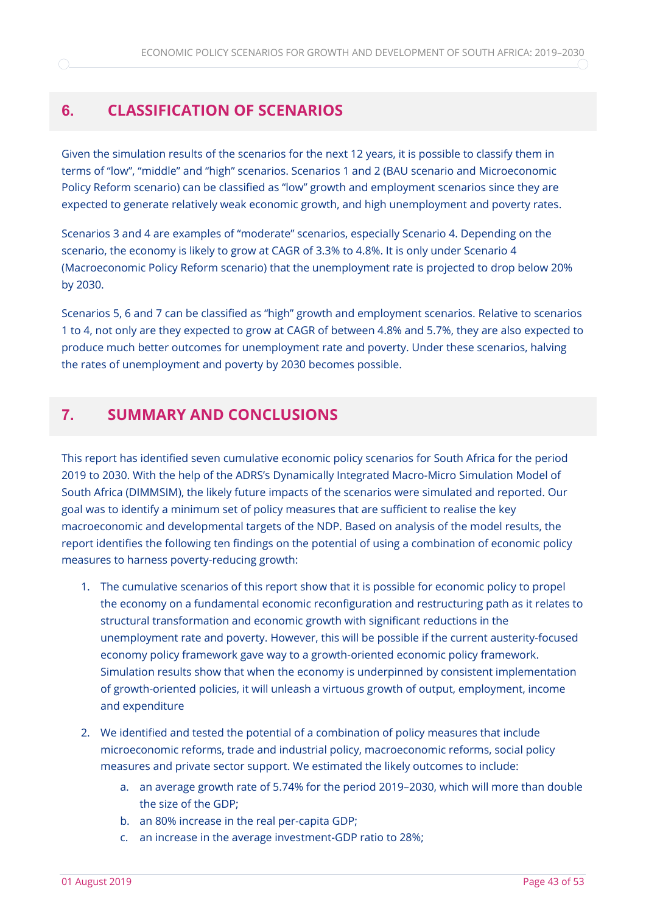## 6. CLASSIFICATION OF SCENARIOS

Given the simulation results of the scenarios for the next 12 years, it is possible to classify them in terms of "low", "middle" and "high" scenarios. Scenarios 1 and 2 (BAU scenario and Microeconomic Policy Reform scenario) can be classified as "low" growth and employment scenarios since they are expected to generate relatively weak economic growth, and high unemployment and poverty rates.

Scenarios 3 and 4 are examples of "moderate" scenarios, especially Scenario 4. Depending on the scenario, the economy is likely to grow at CAGR of 3.3% to 4.8%. It is only under Scenario 4 (Macroeconomic Policy Reform scenario) that the unemployment rate is projected to drop below 20% by 2030.

Scenarios 5, 6 and 7 can be classified as "high" growth and employment scenarios. Relative to scenarios 1 to 4, not only are they expected to grow at CAGR of between 4.8% and 5.7%, they are also expected to produce much better outcomes for unemployment rate and poverty. Under these scenarios, halving the rates of unemployment and poverty by 2030 becomes possible.

## 7. SUMMARY AND CONCLUSIONS

This report has identified seven cumulative economic policy scenarios for South Africa for the period 2019 to 2030. With the help of the ADRS's Dynamically Integrated Macro-Micro Simulation Model of South Africa (DIMMSIM), the likely future impacts of the scenarios were simulated and reported. Our goal was to identify a minimum set of policy measures that are sufficient to realise the key macroeconomic and developmental targets of the NDP. Based on analysis of the model results, the report identifies the following ten findings on the potential of using a combination of economic policy measures to harness poverty-reducing growth:

1. The cumulative scenarios of this report show that it is possible for economic policy to propel the economy on a fundamental economic reconfiguration and restructuring path as it relates to structural transformation and economic growth with significant reductions in the unemployment rate and poverty. However, this will be possible if the current austerity-focused economy policy framework gave way to a growth-oriented economic policy framework. Simulation results show that when the economy is underpinned by consistent implementation of growth-oriented policies, it will unleash a virtuous growth of output, employment, income and expenditure

2. We identified and tested the potential of a combination of policy measures that include microeconomic reforms, trade and industrial policy, macroeconomic reforms, social policy measures and private sector support. We estimated the likely outcomes to include:

    a. an average growth rate of 5.74% for the period 2019–2030, which will more than double the size of the GDP;
    b. an 80% increase in the real per-capita GDP;
    c. an increase in the average investment-GDP ratio to 28%;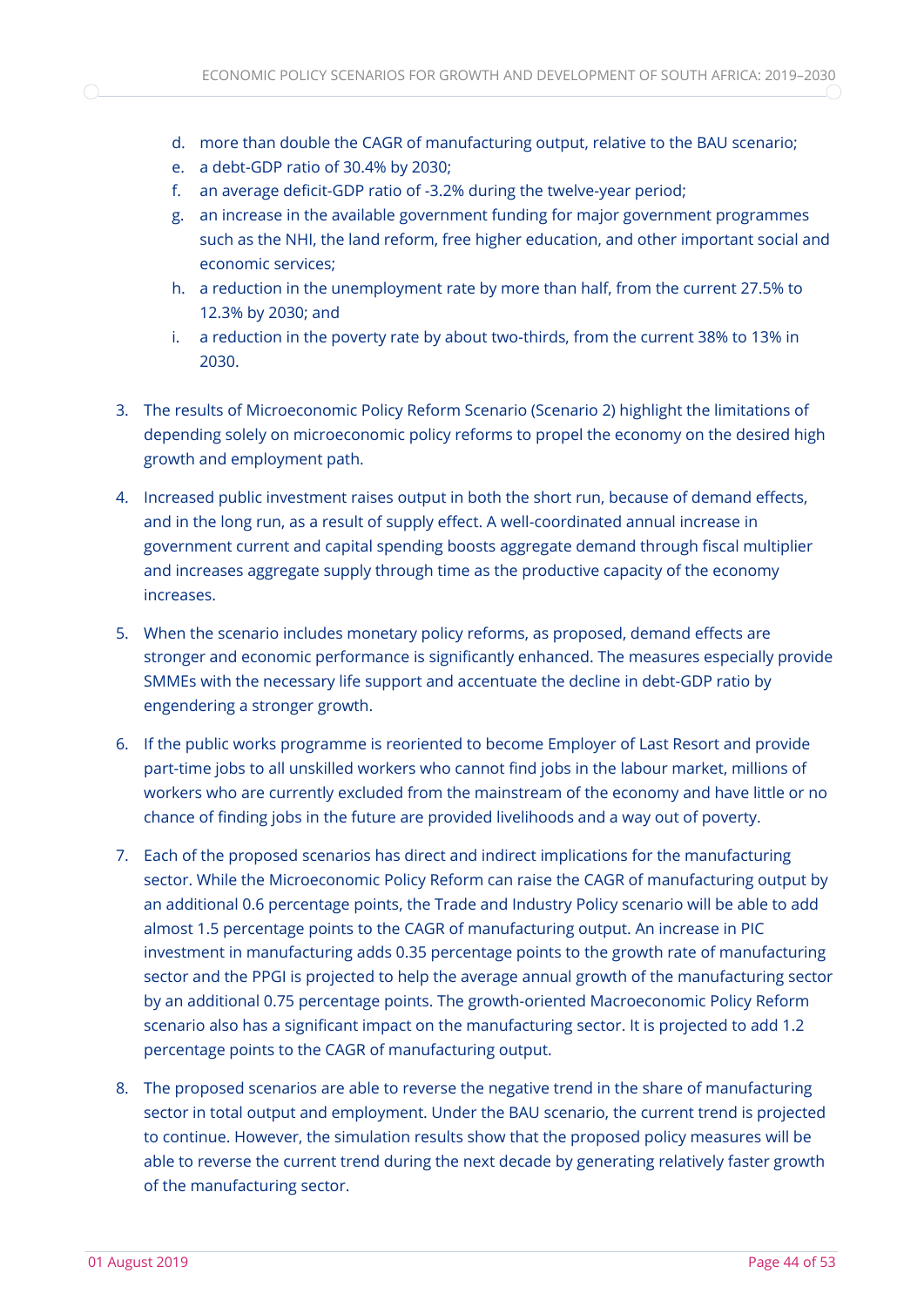d. more than double the CAGR of manufacturing output, relative to the BAU scenario;
e. a debt-GDP ratio of 30.4% by 2030;
f. an average deficit-GDP ratio of -3.2% during the twelve-year period;
g. an increase in the available government funding for major government programmes such as the NHI, the land reform, free higher education, and other important social and economic services;
h. a reduction in the unemployment rate by more than half, from the current 27.5% to 12.3% by 2030; and
i. a reduction in the poverty rate by about two-thirds, from the current 38% to 13% in 2030.

3. The results of Microeconomic Policy Reform Scenario (Scenario 2) highlight the limitations of depending solely on microeconomic policy reforms to propel the economy on the desired high growth and employment path.

4. Increased public investment raises output in both the short run, because of demand effects, and in the long run, as a result of supply effect. A well-coordinated annual increase in government current and capital spending boosts aggregate demand through fiscal multiplier and increases aggregate supply through time as the productive capacity of the economy increases.

5. When the scenario includes monetary policy reforms, as proposed, demand effects are stronger and economic performance is significantly enhanced. The measures especially provide SMMEs with the necessary life support and accentuate the decline in debt-GDP ratio by engendering a stronger growth.

6. If the public works programme is reoriented to become Employer of Last Resort and provide part-time jobs to all unskilled workers who cannot find jobs in the labour market, millions of workers who are currently excluded from the mainstream of the economy and have little or no chance of finding jobs in the future are provided livelihoods and a way out of poverty.

7. Each of the proposed scenarios has direct and indirect implications for the manufacturing sector. While the Microeconomic Policy Reform can raise the CAGR of manufacturing output by an additional 0.6 percentage points, the Trade and Industry Policy scenario will be able to add almost 1.5 percentage points to the CAGR of manufacturing output. An increase in PIC investment in manufacturing adds 0.35 percentage points to the growth rate of manufacturing sector and the PPGI is projected to help the average annual growth of the manufacturing sector by an additional 0.75 percentage points. The growth-oriented Macroeconomic Policy Reform scenario also has a significant impact on the manufacturing sector. It is projected to add 1.2 percentage points to the CAGR of manufacturing output.

8. The proposed scenarios are able to reverse the negative trend in the share of manufacturing sector in total output and employment. Under the BAU scenario, the current trend is projected to continue. However, the simulation results show that the proposed policy measures will be able to reverse the current trend during the next decade by generating relatively faster growth of the manufacturing sector.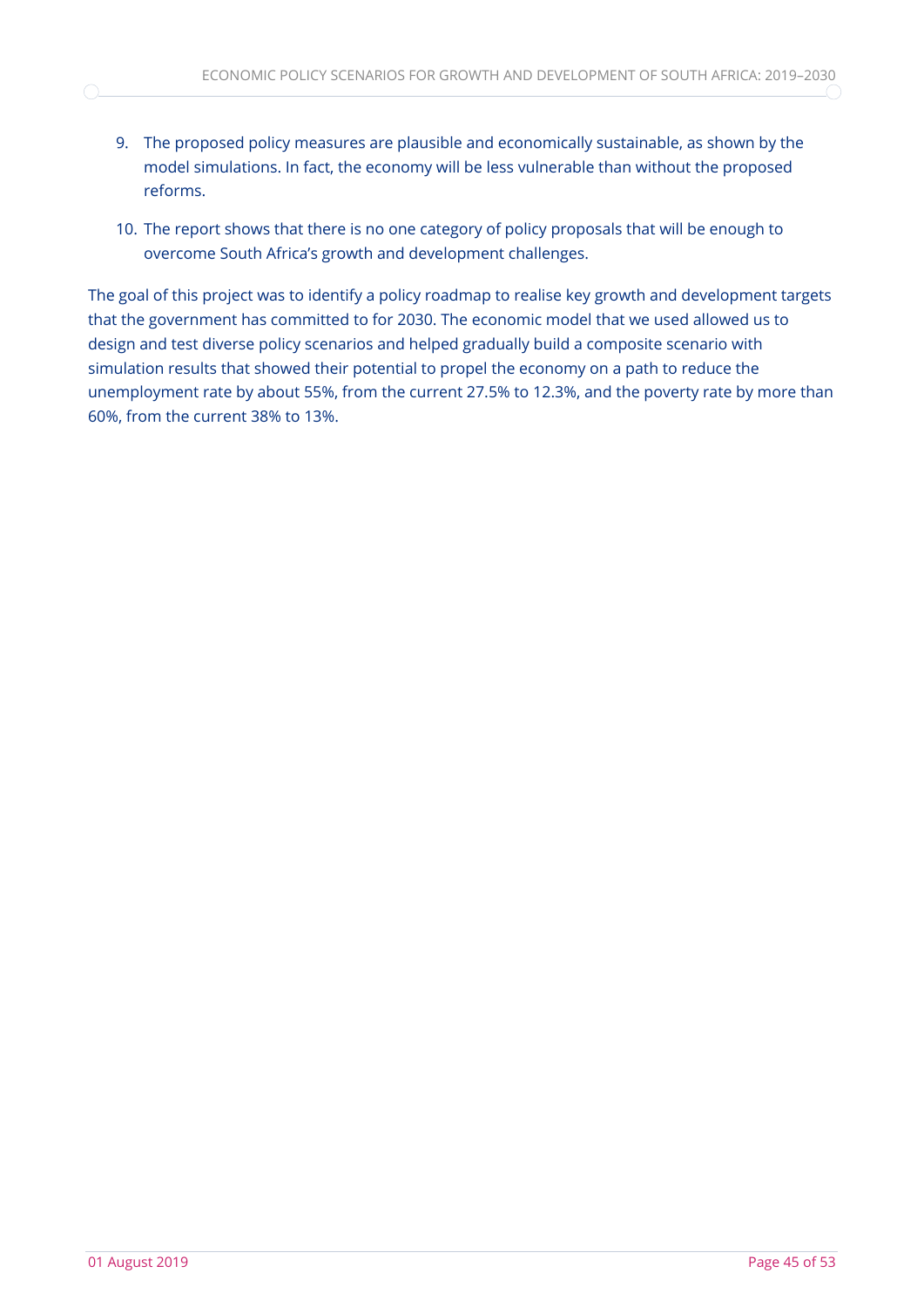9. The proposed policy measures are plausible and economically sustainable, as shown by the model simulations. In fact, the economy will be less vulnerable than without the proposed reforms.

10. The report shows that there is no one category of policy proposals that will be enough to overcome South Africa's growth and development challenges.

The goal of this project was to identify a policy roadmap to realise key growth and development targets that the government has committed to for 2030. The economic model that we used allowed us to design and test diverse policy scenarios and helped gradually build a composite scenario with simulation results that showed their potential to propel the economy on a path to reduce the unemployment rate by about 55%, from the current 27.5% to 12.3%, and the poverty rate by more than 60%, from the current 38% to 13%.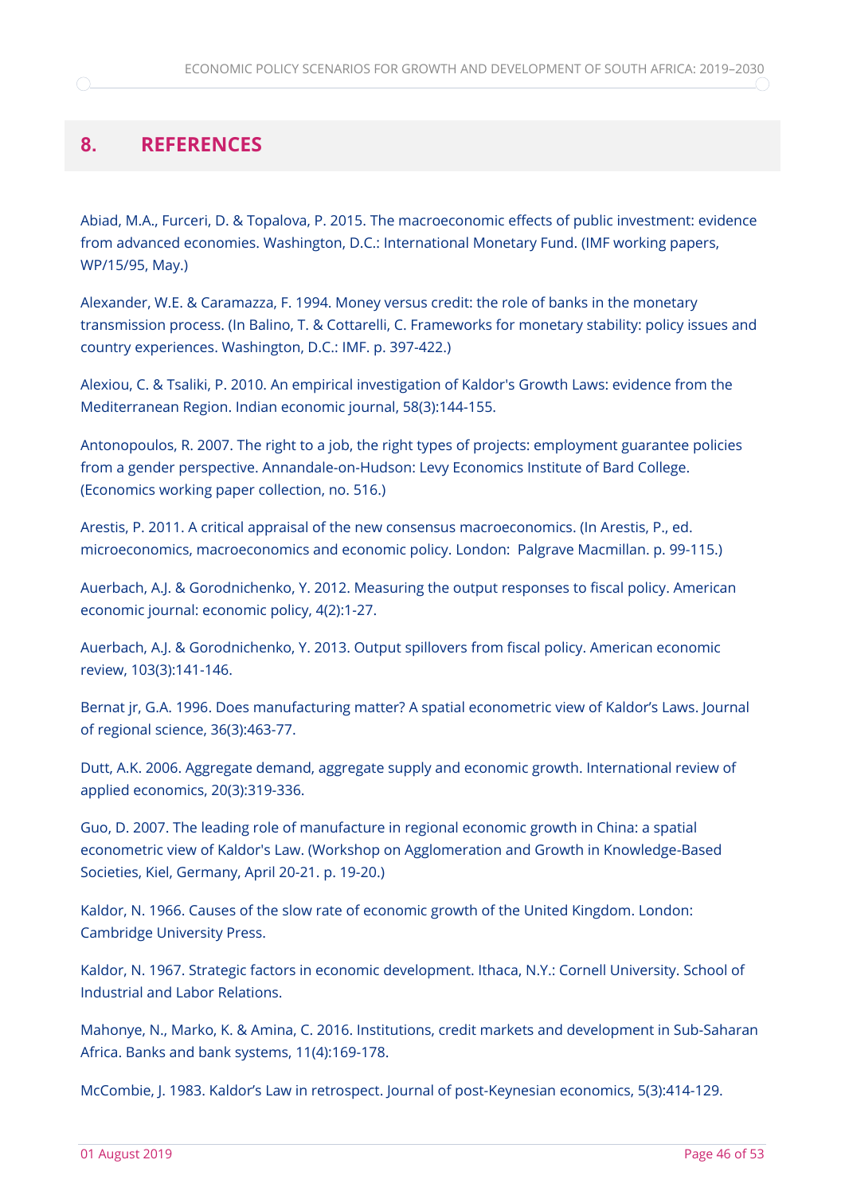## 8. REFERENCES

Abiad, M.A., Furceri, D. & Topalova, P. 2015. The macroeconomic effects of public investment: evidence from advanced economies. Washington, D.C.: International Monetary Fund. (IMF working papers, WP/15/95, May.)

Alexander, W.E. & Caramazza, F. 1994. Money versus credit: the role of banks in the monetary transmission process. (In Balino, T. & Cottarelli, C. Frameworks for monetary stability: policy issues and country experiences. Washington, D.C.: IMF. p. 397-422.)

Alexiou, C. & Tsaliki, P. 2010. An empirical investigation of Kaldor's Growth Laws: evidence from the Mediterranean Region. Indian economic journal, 58(3):144-155.

Antonopoulos, R. 2007. The right to a job, the right types of projects: employment guarantee policies from a gender perspective. Annandale-on-Hudson: Levy Economics Institute of Bard College. (Economics working paper collection, no. 516.)

Arestis, P. 2011. A critical appraisal of the new consensus macroeconomics. (In Arestis, P., ed. microeconomics, macroeconomics and economic policy. London: Palgrave Macmillan. p. 99-115.)

Auerbach, A.J. & Gorodnichenko, Y. 2012. Measuring the output responses to fiscal policy. American economic journal: economic policy, 4(2):1-27.

Auerbach, A.J. & Gorodnichenko, Y. 2013. Output spillovers from fiscal policy. American economic review, 103(3):141-146.

Bernat jr, G.A. 1996. Does manufacturing matter? A spatial econometric view of Kaldor's Laws. Journal of regional science, 36(3):463-77.

Dutt, A.K. 2006. Aggregate demand, aggregate supply and economic growth. International review of applied economics, 20(3):319-336.

Guo, D. 2007. The leading role of manufacture in regional economic growth in China: a spatial econometric view of Kaldor's Law. (Workshop on Agglomeration and Growth in Knowledge-Based Societies, Kiel, Germany, April 20-21. p. 19-20.)

Kaldor, N. 1966. Causes of the slow rate of economic growth of the United Kingdom. London: Cambridge University Press.

Kaldor, N. 1967. Strategic factors in economic development. Ithaca, N.Y.: Cornell University. School of Industrial and Labor Relations.

Mahonye, N., Marko, K. & Amina, C. 2016. Institutions, credit markets and development in Sub-Saharan Africa. Banks and bank systems, 11(4):169-178.

McCombie, J. 1983. Kaldor's Law in retrospect. Journal of post-Keynesian economics, 5(3):414-129.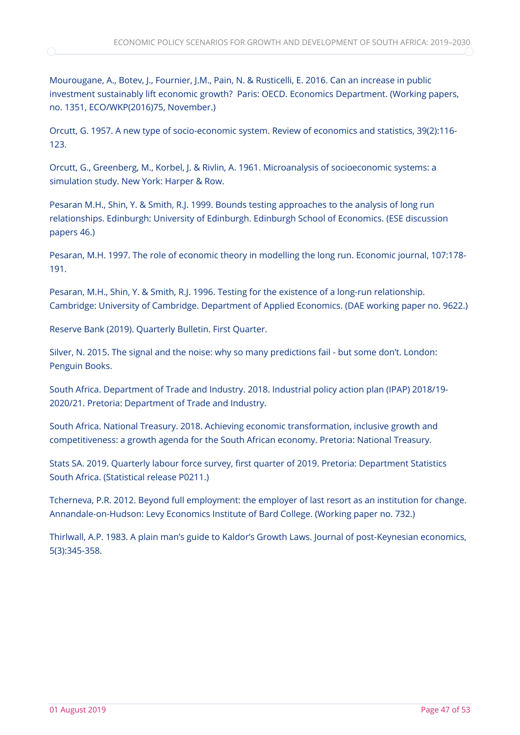Mourougane, A., Botev, J., Fournier, J.M., Pain, N. & Rusticelli, E. 2016. Can an increase in public investment sustainably lift economic growth? Paris: OECD. Economics Department. (Working papers, no. 1351, ECO/WKP(2016)75, November.)

Orcutt, G. 1957. A new type of socio-economic system. Review of economics and statistics, 39(2):116-123.

Orcutt, G., Greenberg, M., Korbel, J. & Rivlin, A. 1961. Microanalysis of socioeconomic systems: a simulation study. New York: Harper & Row.

Pesaran M.H., Shin, Y. & Smith, R.J. 1999. Bounds testing approaches to the analysis of long run relationships. Edinburgh: University of Edinburgh. Edinburgh School of Economics. (ESE discussion papers 46.)

Pesaran, M.H. 1997. The role of economic theory in modelling the long run. Economic journal, 107:178-191.

Pesaran, M.H., Shin, Y. & Smith, R.J. 1996. Testing for the existence of a long-run relationship. Cambridge: University of Cambridge. Department of Applied Economics. (DAE working paper no. 9622.)

Reserve Bank (2019). Quarterly Bulletin. First Quarter.

Silver, N. 2015. The signal and the noise: why so many predictions fail - but some don't. London: Penguin Books.

South Africa. Department of Trade and Industry. 2018. Industrial policy action plan (IPAP) 2018/19-2020/21. Pretoria: Department of Trade and Industry.

South Africa. National Treasury. 2018. Achieving economic transformation, inclusive growth and competitiveness: a growth agenda for the South African economy. Pretoria: National Treasury.

Stats SA. 2019. Quarterly labour force survey, first quarter of 2019. Pretoria: Department Statistics South Africa. (Statistical release P0211.)

Tcherneva, P.R. 2012. Beyond full employment: the employer of last resort as an institution for change. Annandale-on-Hudson: Levy Economics Institute of Bard College. (Working paper no. 732.)

Thirlwall, A.P. 1983. A plain man's guide to Kaldor's Growth Laws. Journal of post-Keynesian economics, 5(3):345-358.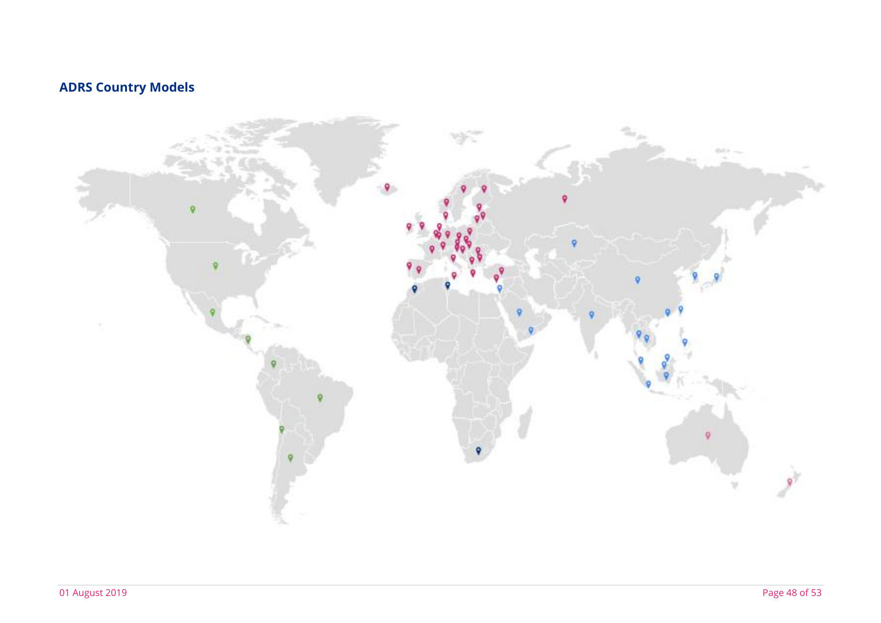## ADRS Country Models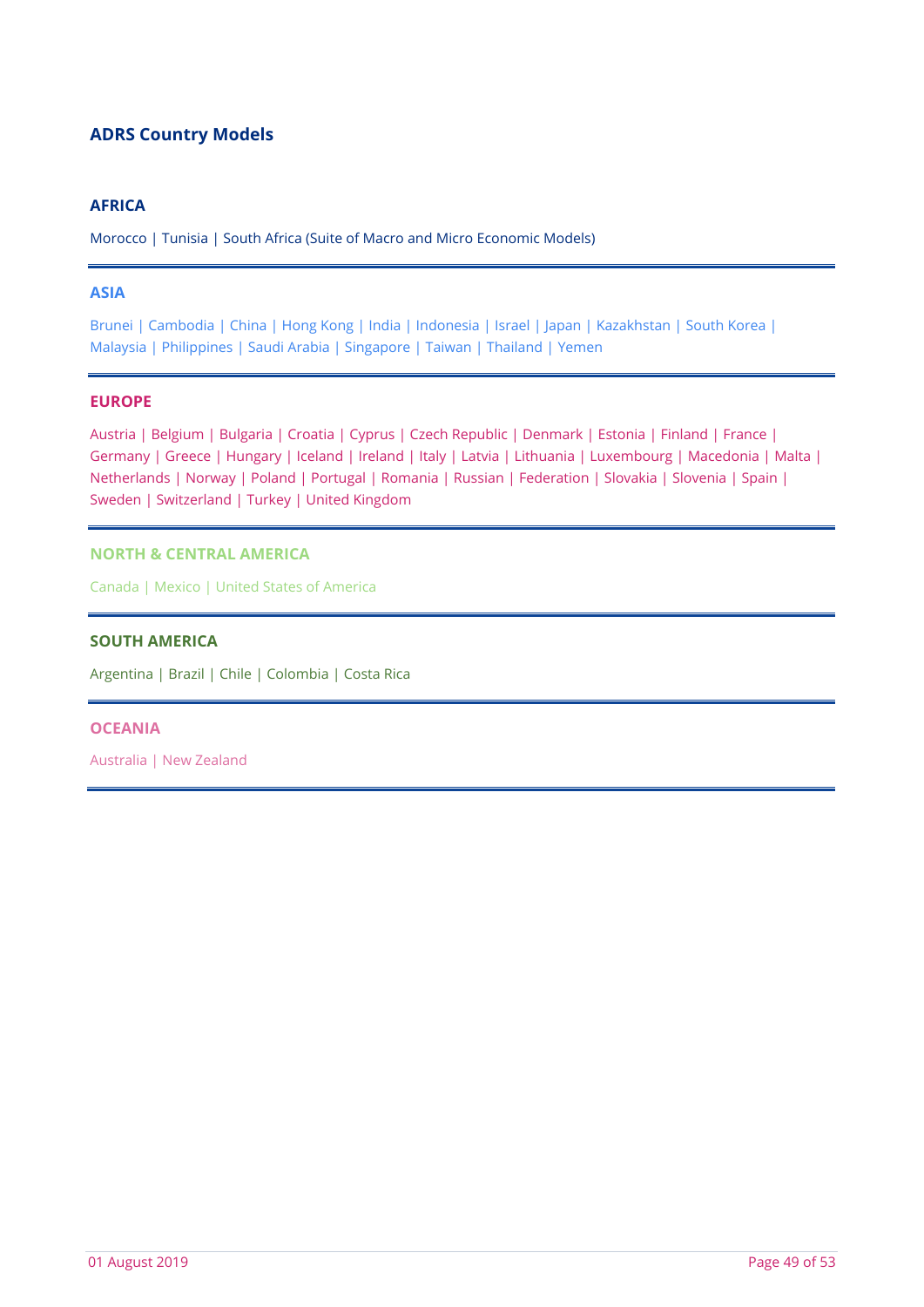## ADRS Country Models

### AFRICA

Morocco | Tunisia | South Africa (Suite of Macro and Micro Economic Models)

---

### ASIA

Brunei | Cambodia | China | Hong Kong | India | Indonesia | Israel | Japan | Kazakhstan | South Korea | Malaysia | Philippines | Saudi Arabia | Singapore | Taiwan | Thailand | Yemen

---

### EUROPE

Austria | Belgium | Bulgaria | Croatia | Cyprus | Czech Republic | Denmark | Estonia | Finland | France | Germany | Greece | Hungary | Iceland | Ireland | Italy | Latvia | Lithuania | Luxembourg | Macedonia | Malta | Netherlands | Norway | Poland | Portugal | Romania | Russian | Federation | Slovakia | Slovenia | Spain | Sweden | Switzerland | Turkey | United Kingdom

---

### NORTH & CENTRAL AMERICA

Canada | Mexico | United States of America

---

### SOUTH AMERICA

Argentina | Brazil | Chile | Colombia | Costa Rica

---

### OCEANIA

Australia | New Zealand

---

01 August 2019